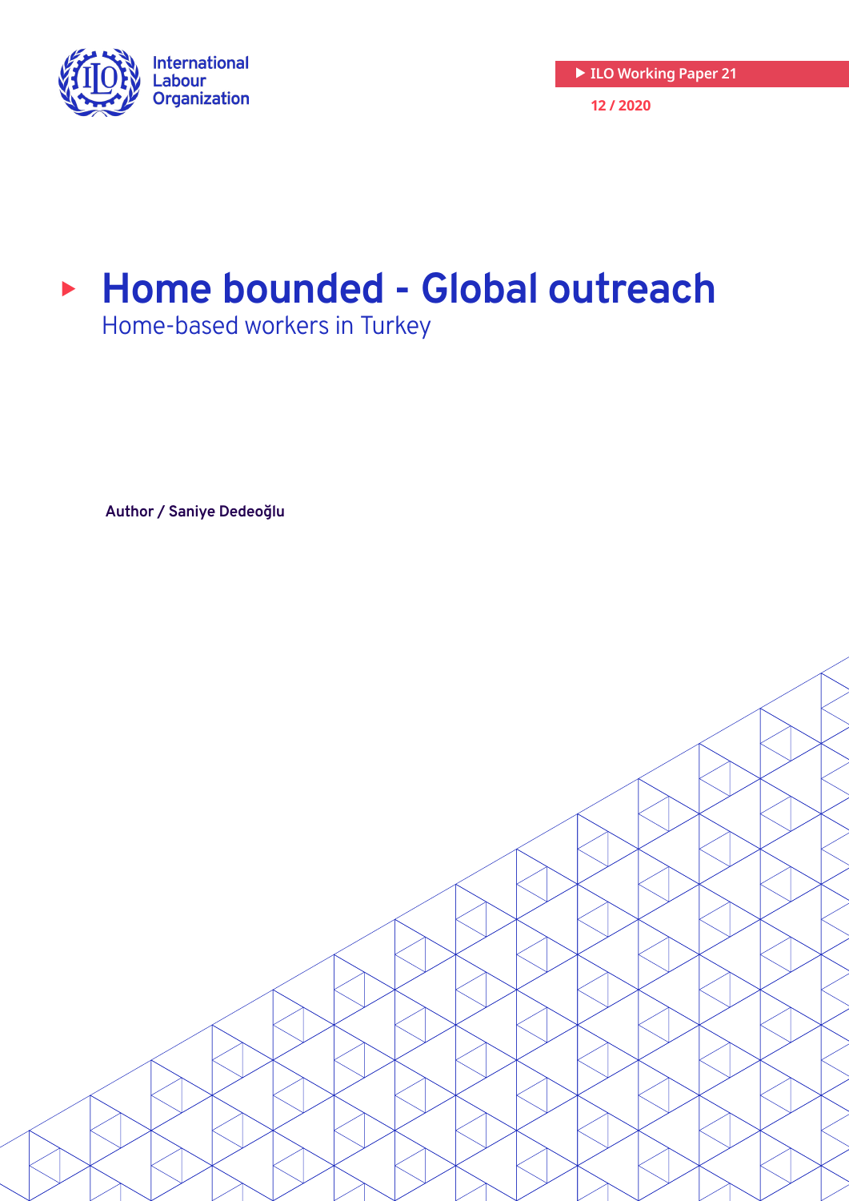International Labour Organization

ILO Working Paper 21

12 / 2020

# Home bounded - Global outreach

Home-based workers in Turkey

**Author / Saniye Dedeoğlu**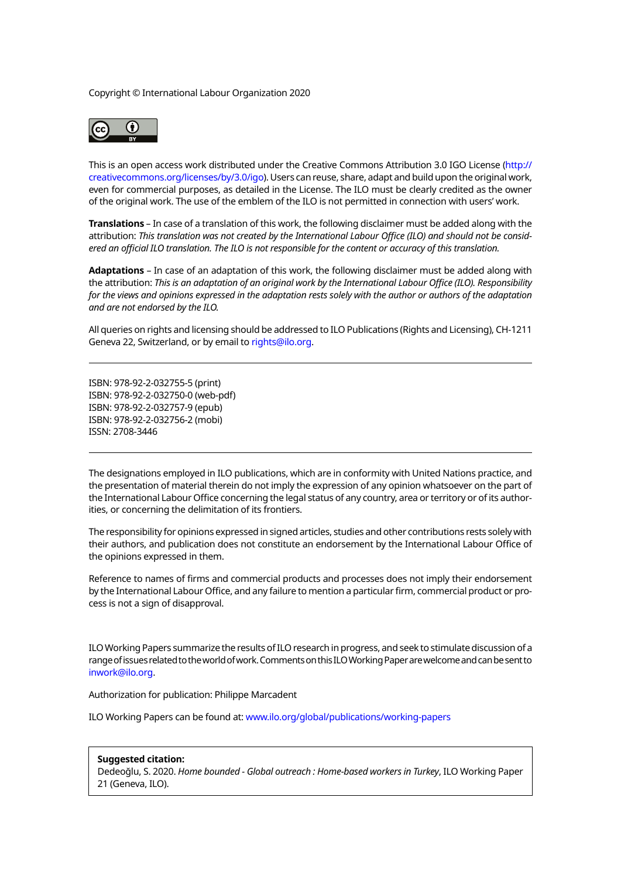Copyright © International Labour Organization 2020

This is an open access work distributed under the Creative Commons Attribution 3.0 IGO License (http://creativecommons.org/licenses/by/3.0/igo). Users can reuse, share, adapt and build upon the original work, even for commercial purposes, as detailed in the License. The ILO must be clearly credited as the owner of the original work. The use of the emblem of the ILO is not permitted in connection with users' work.

**Translations** – In case of a translation of this work, the following disclaimer must be added along with the attribution: *This translation was not created by the International Labour Office (ILO) and should not be considered an official ILO translation. The ILO is not responsible for the content or accuracy of this translation.*

**Adaptations** – In case of an adaptation of this work, the following disclaimer must be added along with the attribution: *This is an adaptation of an original work by the International Labour Office (ILO). Responsibility for the views and opinions expressed in the adaptation rests solely with the author or authors of the adaptation and are not endorsed by the ILO.*

All queries on rights and licensing should be addressed to ILO Publications (Rights and Licensing), CH-1211 Geneva 22, Switzerland, or by email to rights@ilo.org.

---

ISBN: 978-92-2-032755-5 (print)
ISBN: 978-92-2-032750-0 (web-pdf)
ISBN: 978-92-2-032757-9 (epub)
ISBN: 978-92-2-032756-2 (mobi)
ISSN: 2708-3446

---

The designations employed in ILO publications, which are in conformity with United Nations practice, and the presentation of material therein do not imply the expression of any opinion whatsoever on the part of the International Labour Office concerning the legal status of any country, area or territory or of its authorities, or concerning the delimitation of its frontiers.

The responsibility for opinions expressed in signed articles, studies and other contributions rests solely with their authors, and publication does not constitute an endorsement by the International Labour Office of the opinions expressed in them.

Reference to names of firms and commercial products and processes does not imply their endorsement by the International Labour Office, and any failure to mention a particular firm, commercial product or process is not a sign of disapproval.

ILO Working Papers summarize the results of ILO research in progress, and seek to stimulate discussion of a range of issues related to the world of work. Comments on this ILO Working Paper are welcome and can be sent to inwork@ilo.org.

Authorization for publication: Philippe Marcadent

ILO Working Papers can be found at: www.ilo.org/global/publications/working-papers

**Suggested citation:**
Dedeoğlu, S. 2020. *Home bounded - Global outreach : Home-based workers in Turkey*, ILO Working Paper 21 (Geneva, ILO).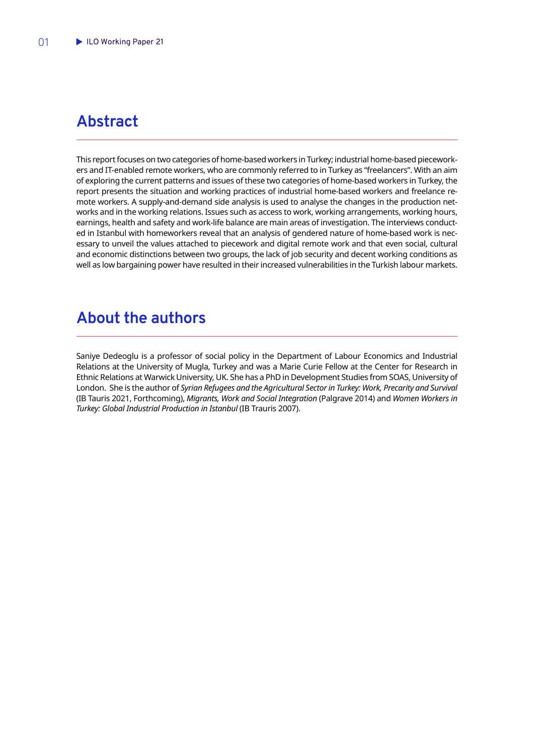## Abstract

This report focuses on two categories of home-based workers in Turkey; industrial home-based pieceworkers and IT-enabled remote workers, who are commonly referred to in Turkey as "freelancers". With an aim of exploring the current patterns and issues of these two categories of home-based workers in Turkey, the report presents the situation and working practices of industrial home-based workers and freelance remote workers. A supply-and-demand side analysis is used to analyse the changes in the production networks and in the working relations. Issues such as access to work, working arrangements, working hours, earnings, health and safety and work-life balance are main areas of investigation. The interviews conducted in Istanbul with homeworkers reveal that an analysis of gendered nature of home-based work is necessary to unveil the values attached to piecework and digital remote work and that even social, cultural and economic distinctions between two groups, the lack of job security and decent working conditions as well as low bargaining power have resulted in their increased vulnerabilities in the Turkish labour markets.

## About the authors

Saniye Dedeoglu is a professor of social policy in the Department of Labour Economics and Industrial Relations at the University of Mugla, Turkey and was a Marie Curie Fellow at the Center for Research in Ethnic Relations at Warwick University, UK. She has a PhD in Development Studies from SOAS, University of London. She is the author of *Syrian Refugees and the Agricultural Sector in Turkey: Work, Precarity and Survival* (IB Tauris 2021, Forthcoming), *Migrants, Work and Social Integration* (Palgrave 2014) and *Women Workers in Turkey: Global Industrial Production in Istanbul* (IB Trauris 2007).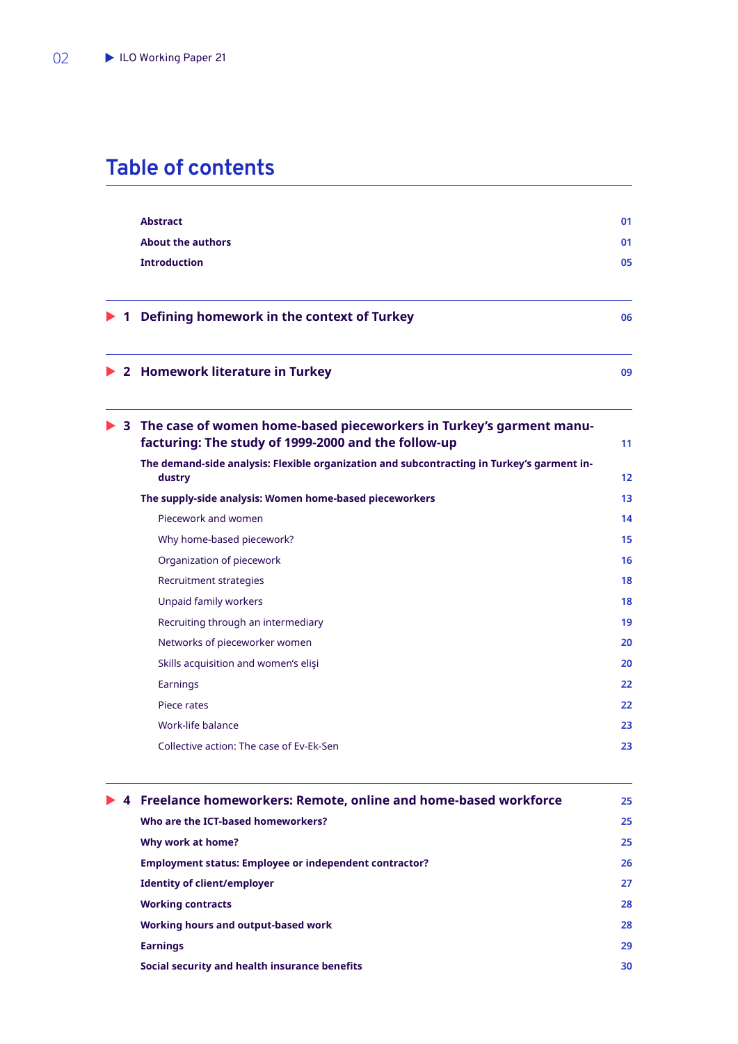# Table of contents

| | |
|---|---|
| **Abstract** | 01 |
| **About the authors** | 01 |
| **Introduction** | 05 |
| **1 Defining homework in the context of Turkey** | 06 |
| **2 Homework literature in Turkey** | 09 |
| **3 The case of women home-based pieceworkers in Turkey's garment manufacturing: The study of 1999-2000 and the follow-up** | 11 |
| **The demand-side analysis: Flexible organization and subcontracting in Turkey's garment industry** | 12 |
| **The supply-side analysis: Women home-based pieceworkers** | 13 |
| Piecework and women | 14 |
| Why home-based piecework? | 15 |
| Organization of piecework | 16 |
| Recruitment strategies | 18 |
| Unpaid family workers | 18 |
| Recruiting through an intermediary | 19 |
| Networks of pieceworker women | 20 |
| Skills acquisition and women's elişi | 20 |
| Earnings | 22 |
| Piece rates | 22 |
| Work-life balance | 23 |
| Collective action: The case of Ev-Ek-Sen | 23 |
| **4 Freelance homeworkers: Remote, online and home-based workforce** | 25 |
| **Who are the ICT-based homeworkers?** | 25 |
| **Why work at home?** | 25 |
| **Employment status: Employee or independent contractor?** | 26 |
| **Identity of client/employer** | 27 |
| **Working contracts** | 28 |
| **Working hours and output-based work** | 28 |
| **Earnings** | 29 |
| **Social security and health insurance benefits** | 30 |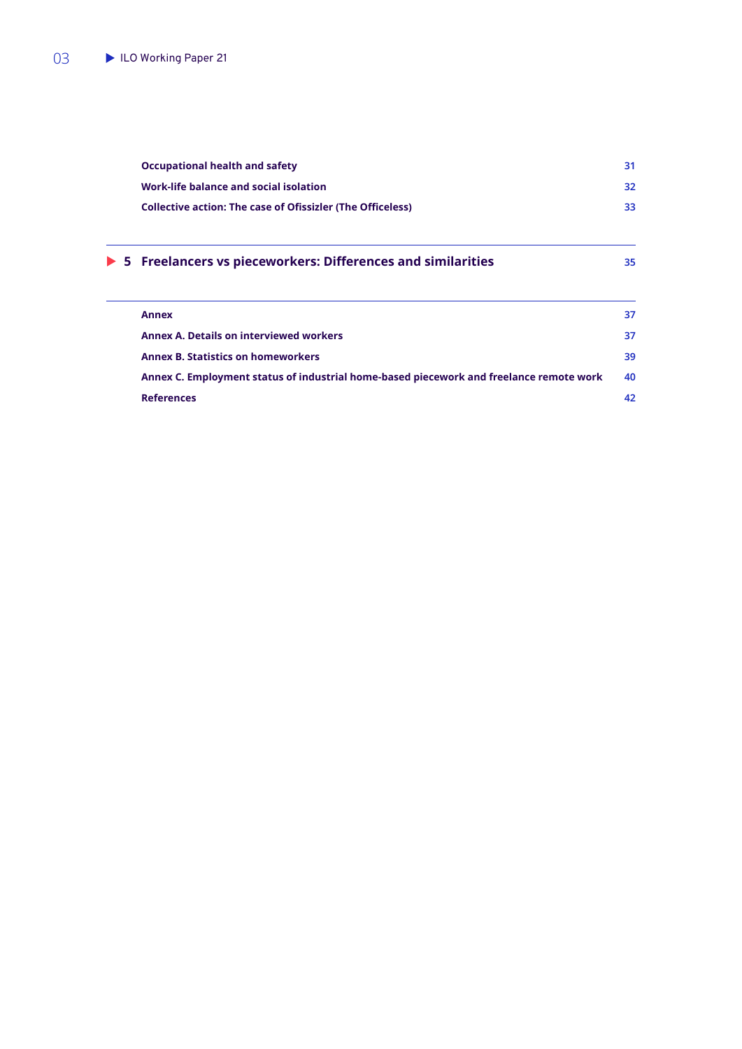Occupational health and safety 31

Work-life balance and social isolation 32

Collective action: The case of Ofissizler (The Officeless) 33

**5 Freelancers vs pieceworkers: Differences and similarities** 35

Annex 37

Annex A. Details on interviewed workers 37

Annex B. Statistics on homeworkers 39

Annex C. Employment status of industrial home-based piecework and freelance remote work 40

References 42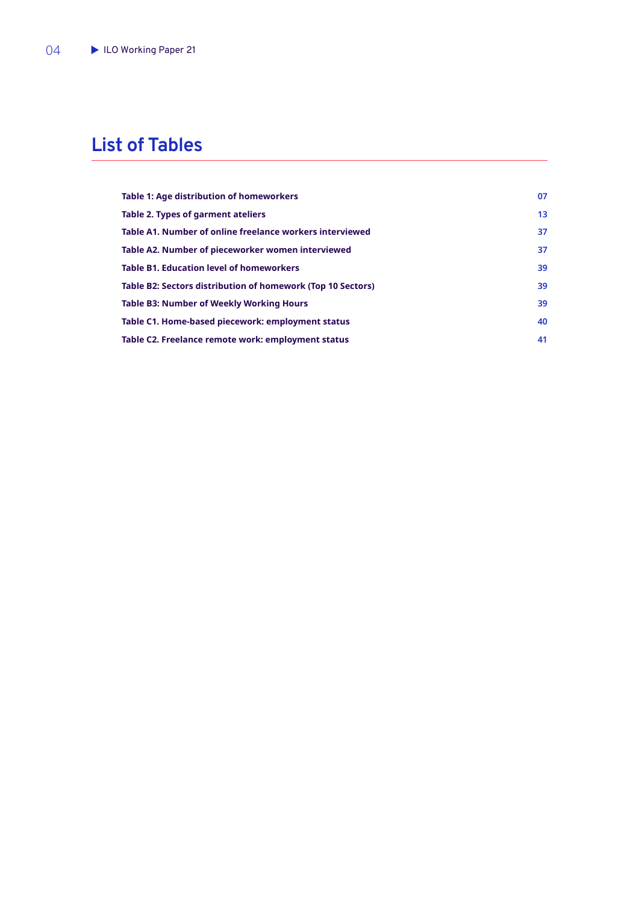# List of Tables

| | |
|---|---|
| **Table 1: Age distribution of homeworkers** | **07** |
| **Table 2. Types of garment ateliers** | **13** |
| **Table A1. Number of online freelance workers interviewed** | **37** |
| **Table A2. Number of pieceworker women interviewed** | **37** |
| **Table B1. Education level of homeworkers** | **39** |
| **Table B2: Sectors distribution of homework (Top 10 Sectors)** | **39** |
| **Table B3: Number of Weekly Working Hours** | **39** |
| **Table C1. Home-based piecework: employment status** | **40** |
| **Table C2. Freelance remote work: employment status** | **41** |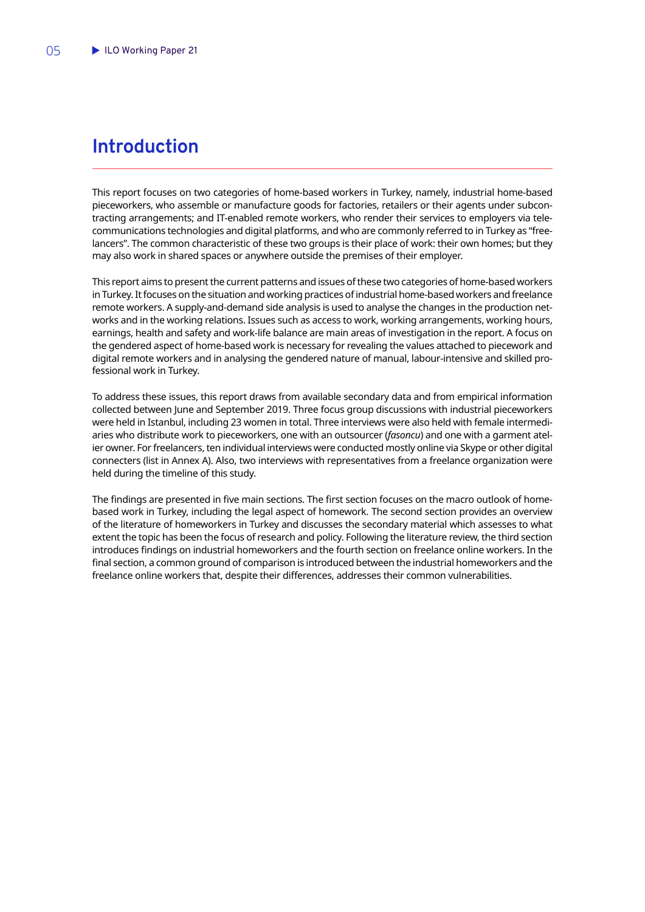# Introduction

This report focuses on two categories of home-based workers in Turkey, namely, industrial home-based pieceworkers, who assemble or manufacture goods for factories, retailers or their agents under subcontracting arrangements; and IT-enabled remote workers, who render their services to employers via telecommunications technologies and digital platforms, and who are commonly referred to in Turkey as "freelancers". The common characteristic of these two groups is their place of work: their own homes; but they may also work in shared spaces or anywhere outside the premises of their employer.

This report aims to present the current patterns and issues of these two categories of home-based workers in Turkey. It focuses on the situation and working practices of industrial home-based workers and freelance remote workers. A supply-and-demand side analysis is used to analyse the changes in the production networks and in the working relations. Issues such as access to work, working arrangements, working hours, earnings, health and safety and work-life balance are main areas of investigation in the report. A focus on the gendered aspect of home-based work is necessary for revealing the values attached to piecework and digital remote workers and in analysing the gendered nature of manual, labour-intensive and skilled professional work in Turkey.

To address these issues, this report draws from available secondary data and from empirical information collected between June and September 2019. Three focus group discussions with industrial pieceworkers were held in Istanbul, including 23 women in total. Three interviews were also held with female intermediaries who distribute work to pieceworkers, one with an outsourcer (*fasoncu*) and one with a garment atelier owner. For freelancers, ten individual interviews were conducted mostly online via Skype or other digital connecters (list in Annex A). Also, two interviews with representatives from a freelance organization were held during the timeline of this study.

The findings are presented in five main sections. The first section focuses on the macro outlook of home-based work in Turkey, including the legal aspect of homework. The second section provides an overview of the literature of homeworkers in Turkey and discusses the secondary material which assesses to what extent the topic has been the focus of research and policy. Following the literature review, the third section introduces findings on industrial homeworkers and the fourth section on freelance online workers. In the final section, a common ground of comparison is introduced between the industrial homeworkers and the freelance online workers that, despite their differences, addresses their common vulnerabilities.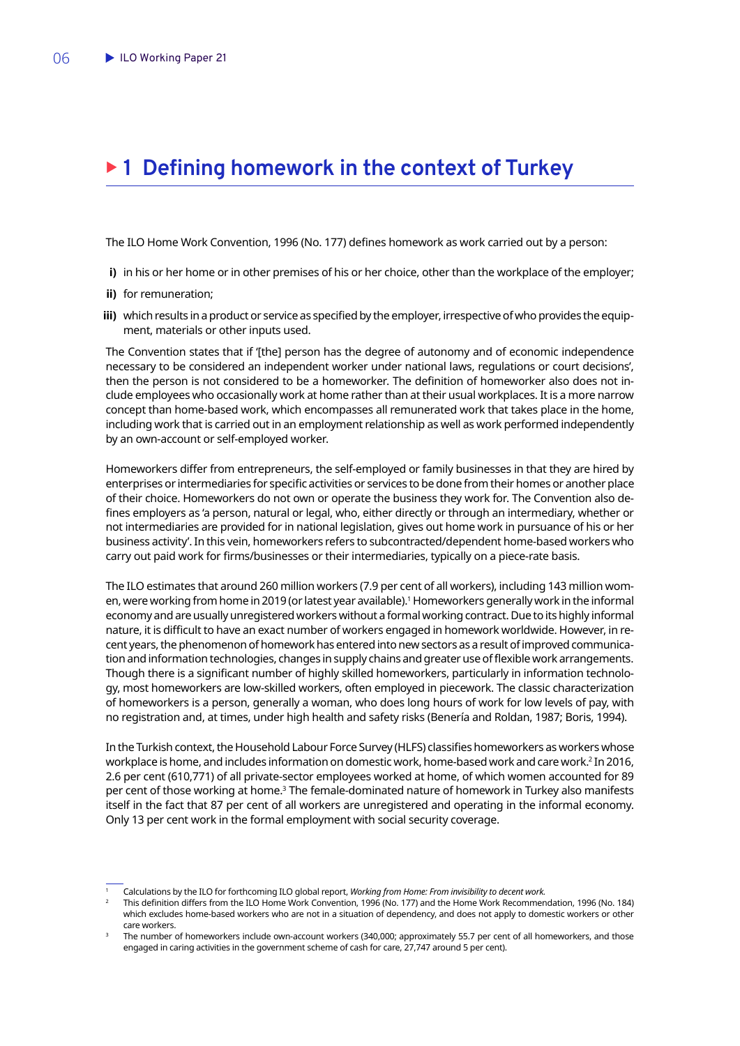# 1 Defining homework in the context of Turkey

The ILO Home Work Convention, 1996 (No. 177) defines homework as work carried out by a person:

- **i)** in his or her home or in other premises of his or her choice, other than the workplace of the employer;
- **ii)** for remuneration;
- **iii)** which results in a product or service as specified by the employer, irrespective of who provides the equipment, materials or other inputs used.

The Convention states that if '[the] person has the degree of autonomy and of economic independence necessary to be considered an independent worker under national laws, regulations or court decisions', then the person is not considered to be a homeworker. The definition of homeworker also does not include employees who occasionally work at home rather than at their usual workplaces. It is a more narrow concept than home-based work, which encompasses all remunerated work that takes place in the home, including work that is carried out in an employment relationship as well as work performed independently by an own-account or self-employed worker.

Homeworkers differ from entrepreneurs, the self-employed or family businesses in that they are hired by enterprises or intermediaries for specific activities or services to be done from their homes or another place of their choice. Homeworkers do not own or operate the business they work for. The Convention also defines employers as 'a person, natural or legal, who, either directly or through an intermediary, whether or not intermediaries are provided for in national legislation, gives out home work in pursuance of his or her business activity'. In this vein, homeworkers refers to subcontracted/dependent home-based workers who carry out paid work for firms/businesses or their intermediaries, typically on a piece-rate basis.

The ILO estimates that around 260 million workers (7.9 per cent of all workers), including 143 million women, were working from home in 2019 (or latest year available).[1] Homeworkers generally work in the informal economy and are usually unregistered workers without a formal working contract. Due to its highly informal nature, it is difficult to have an exact number of workers engaged in homework worldwide. However, in recent years, the phenomenon of homework has entered into new sectors as a result of improved communication and information technologies, changes in supply chains and greater use of flexible work arrangements. Though there is a significant number of highly skilled homeworkers, particularly in information technology, most homeworkers are low-skilled workers, often employed in piecework. The classic characterization of homeworkers is a person, generally a woman, who does long hours of work for low levels of pay, with no registration and, at times, under high health and safety risks (Benería and Roldan, 1987; Boris, 1994).

In the Turkish context, the Household Labour Force Survey (HLFS) classifies homeworkers as workers whose workplace is home, and includes information on domestic work, home-based work and care work.[2] In 2016, 2.6 per cent (610,771) of all private-sector employees worked at home, of which women accounted for 89 per cent of those working at home.[3] The female-dominated nature of homework in Turkey also manifests itself in the fact that 87 per cent of all workers are unregistered and operating in the informal economy. Only 13 per cent work in the formal employment with social security coverage.

---

[1] Calculations by the ILO for forthcoming ILO global report, *Working from Home: From invisibility to decent work.*

[2] This definition differs from the ILO Home Work Convention, 1996 (No. 177) and the Home Work Recommendation, 1996 (No. 184) which excludes home-based workers who are not in a situation of dependency, and does not apply to domestic workers or other care workers.

[3] The number of homeworkers include own-account workers (340,000; approximately 55.7 per cent of all homeworkers, and those engaged in caring activities in the government scheme of cash for care, 27,747 around 5 per cent).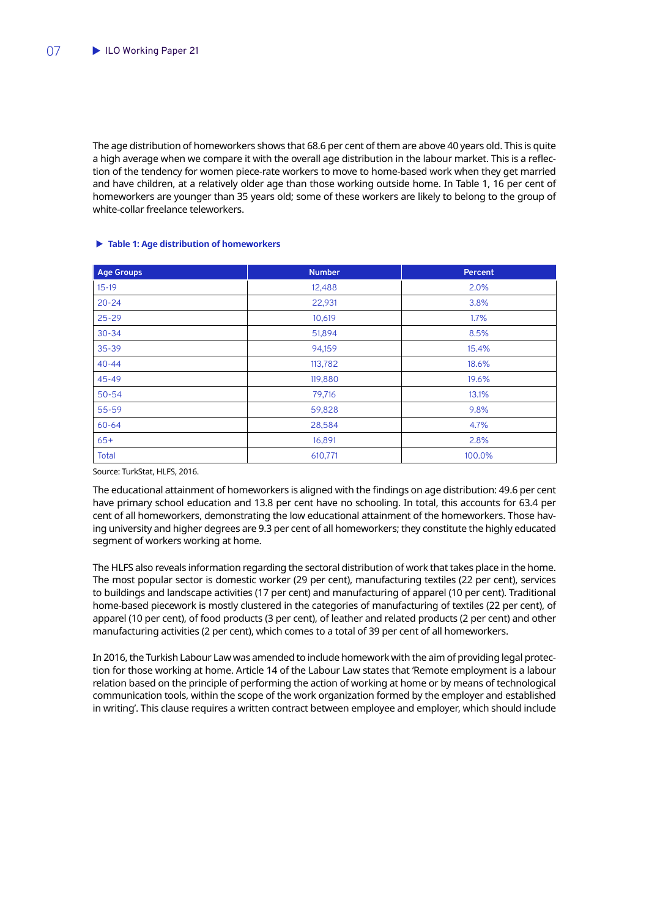The age distribution of homeworkers shows that 68.6 per cent of them are above 40 years old. This is quite a high average when we compare it with the overall age distribution in the labour market. This is a reflection of the tendency for women piece-rate workers to move to home-based work when they get married and have children, at a relatively older age than those working outside home. In Table 1, 16 per cent of homeworkers are younger than 35 years old; some of these workers are likely to belong to the group of white-collar freelance teleworkers.

**Table 1: Age distribution of homeworkers**

| Age Groups | Number | Percent |
|---|---|---|
| 15-19 | 12,488 | 2.0% |
| 20-24 | 22,931 | 3.8% |
| 25-29 | 10,619 | 1.7% |
| 30-34 | 51,894 | 8.5% |
| 35-39 | 94,159 | 15.4% |
| 40-44 | 113,782 | 18.6% |
| 45-49 | 119,880 | 19.6% |
| 50-54 | 79,716 | 13.1% |
| 55-59 | 59,828 | 9.8% |
| 60-64 | 28,584 | 4.7% |
| 65+ | 16,891 | 2.8% |
| Total | 610,771 | 100.0% |

Source: TurkStat, HLFS, 2016.

The educational attainment of homeworkers is aligned with the findings on age distribution: 49.6 per cent have primary school education and 13.8 per cent have no schooling. In total, this accounts for 63.4 per cent of all homeworkers, demonstrating the low educational attainment of the homeworkers. Those having university and higher degrees are 9.3 per cent of all homeworkers; they constitute the highly educated segment of workers working at home.

The HLFS also reveals information regarding the sectoral distribution of work that takes place in the home. The most popular sector is domestic worker (29 per cent), manufacturing textiles (22 per cent), services to buildings and landscape activities (17 per cent) and manufacturing of apparel (10 per cent). Traditional home-based piecework is mostly clustered in the categories of manufacturing of textiles (22 per cent), of apparel (10 per cent), of food products (3 per cent), of leather and related products (2 per cent) and other manufacturing activities (2 per cent), which comes to a total of 39 per cent of all homeworkers.

In 2016, the Turkish Labour Law was amended to include homework with the aim of providing legal protection for those working at home. Article 14 of the Labour Law states that 'Remote employment is a labour relation based on the principle of performing the action of working at home or by means of technological communication tools, within the scope of the work organization formed by the employer and established in writing'. This clause requires a written contract between employee and employer, which should include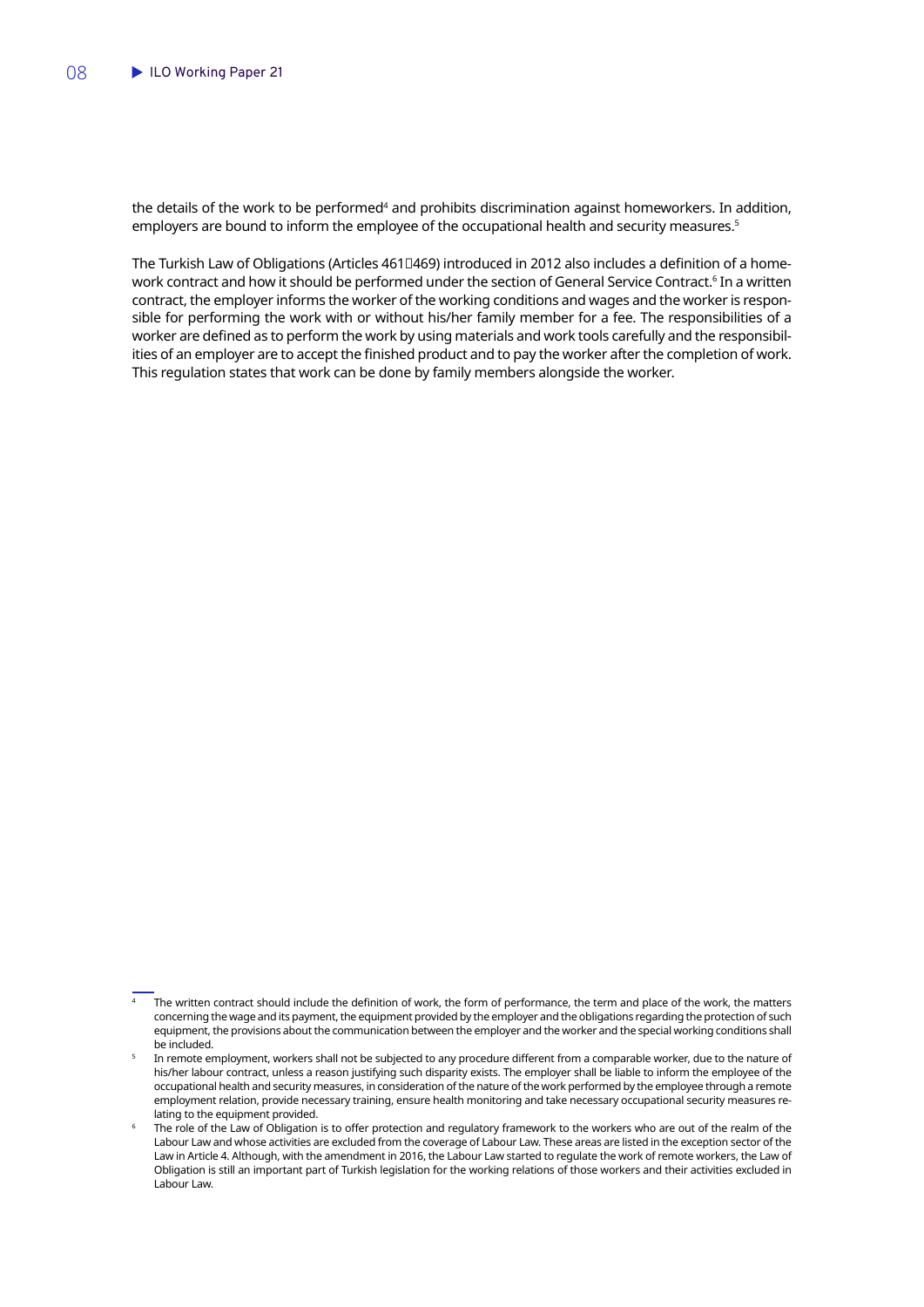the details of the work to be performed[4] and prohibits discrimination against homeworkers. In addition, employers are bound to inform the employee of the occupational health and security measures.[5]

The Turkish Law of Obligations (Articles 461469) introduced in 2012 also includes a definition of a homework contract and how it should be performed under the section of General Service Contract.[6] In a written contract, the employer informs the worker of the working conditions and wages and the worker is responsible for performing the work with or without his/her family member for a fee. The responsibilities of a worker are defined as to perform the work by using materials and work tools carefully and the responsibilities of an employer are to accept the finished product and to pay the worker after the completion of work. This regulation states that work can be done by family members alongside the worker.

---

[4] The written contract should include the definition of work, the form of performance, the term and place of the work, the matters concerning the wage and its payment, the equipment provided by the employer and the obligations regarding the protection of such equipment, the provisions about the communication between the employer and the worker and the special working conditions shall be included.

[5] In remote employment, workers shall not be subjected to any procedure different from a comparable worker, due to the nature of his/her labour contract, unless a reason justifying such disparity exists. The employer shall be liable to inform the employee of the occupational health and security measures, in consideration of the nature of the work performed by the employee through a remote employment relation, provide necessary training, ensure health monitoring and take necessary occupational security measures relating to the equipment provided.

[6] The role of the Law of Obligation is to offer protection and regulatory framework to the workers who are out of the realm of the Labour Law and whose activities are excluded from the coverage of Labour Law. These areas are listed in the exception sector of the Law in Article 4. Although, with the amendment in 2016, the Labour Law started to regulate the work of remote workers, the Law of Obligation is still an important part of Turkish legislation for the working relations of those workers and their activities excluded in Labour Law.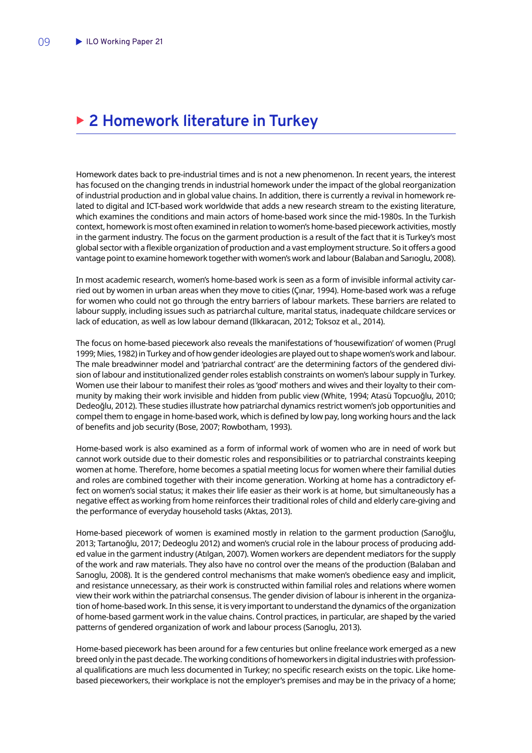# 2 Homework literature in Turkey

Homework dates back to pre-industrial times and is not a new phenomenon. In recent years, the interest has focused on the changing trends in industrial homework under the impact of the global reorganization of industrial production and in global value chains. In addition, there is currently a revival in homework related to digital and ICT-based work worldwide that adds a new research stream to the existing literature, which examines the conditions and main actors of home-based work since the mid-1980s. In the Turkish context, homework is most often examined in relation to women's home-based piecework activities, mostly in the garment industry. The focus on the garment production is a result of the fact that it is Turkey's most global sector with a flexible organization of production and a vast employment structure. So it offers a good vantage point to examine homework together with women's work and labour (Balaban and Sarıoglu, 2008).

In most academic research, women's home-based work is seen as a form of invisible informal activity carried out by women in urban areas when they move to cities (Çınar, 1994). Home-based work was a refuge for women who could not go through the entry barriers of labour markets. These barriers are related to labour supply, including issues such as patriarchal culture, marital status, inadequate childcare services or lack of education, as well as low labour demand (Ilkkaracan, 2012; Toksoz et al., 2014).

The focus on home-based piecework also reveals the manifestations of 'housewifization' of women (Prugl 1999; Mies, 1982) in Turkey and of how gender ideologies are played out to shape women's work and labour. The male breadwinner model and 'patriarchal contract' are the determining factors of the gendered division of labour and institutionalized gender roles establish constraints on women's labour supply in Turkey. Women use their labour to manifest their roles as 'good' mothers and wives and their loyalty to their community by making their work invisible and hidden from public view (White, 1994; Atasü Topcuoğlu, 2010; Dedeoğlu, 2012). These studies illustrate how patriarchal dynamics restrict women's job opportunities and compel them to engage in home-based work, which is defined by low pay, long working hours and the lack of benefits and job security (Bose, 2007; Rowbotham, 1993).

Home-based work is also examined as a form of informal work of women who are in need of work but cannot work outside due to their domestic roles and responsibilities or to patriarchal constraints keeping women at home. Therefore, home becomes a spatial meeting locus for women where their familial duties and roles are combined together with their income generation. Working at home has a contradictory effect on women's social status; it makes their life easier as their work is at home, but simultaneously has a negative effect as working from home reinforces their traditional roles of child and elderly care-giving and the performance of everyday household tasks (Aktas, 2013).

Home-based piecework of women is examined mostly in relation to the garment production (Sarıoğlu, 2013; Tartanoğlu, 2017; Dedeoglu 2012) and women's crucial role in the labour process of producing added value in the garment industry (Atılgan, 2007). Women workers are dependent mediators for the supply of the work and raw materials. They also have no control over the means of the production (Balaban and Sarıoglu, 2008). It is the gendered control mechanisms that make women's obedience easy and implicit, and resistance unnecessary, as their work is constructed within familial roles and relations where women view their work within the patriarchal consensus. The gender division of labour is inherent in the organization of home-based work. In this sense, it is very important to understand the dynamics of the organization of home-based garment work in the value chains. Control practices, in particular, are shaped by the varied patterns of gendered organization of work and labour process (Sarıoglu, 2013).

Home-based piecework has been around for a few centuries but online freelance work emerged as a new breed only in the past decade. The working conditions of homeworkers in digital industries with professional qualifications are much less documented in Turkey; no specific research exists on the topic. Like home-based pieceworkers, their workplace is not the employer's premises and may be in the privacy of a home;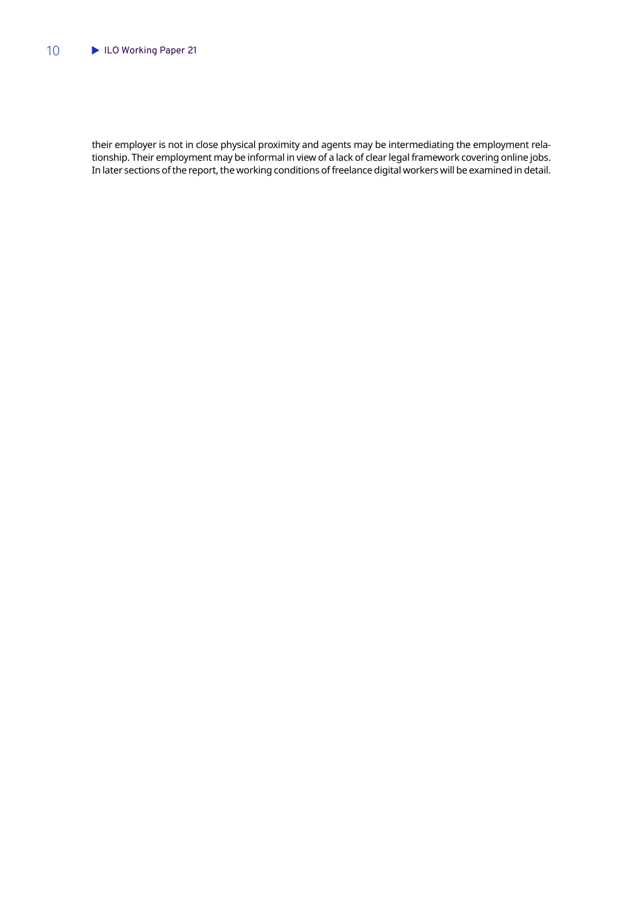their employer is not in close physical proximity and agents may be intermediating the employment relationship. Their employment may be informal in view of a lack of clear legal framework covering online jobs. In later sections of the report, the working conditions of freelance digital workers will be examined in detail.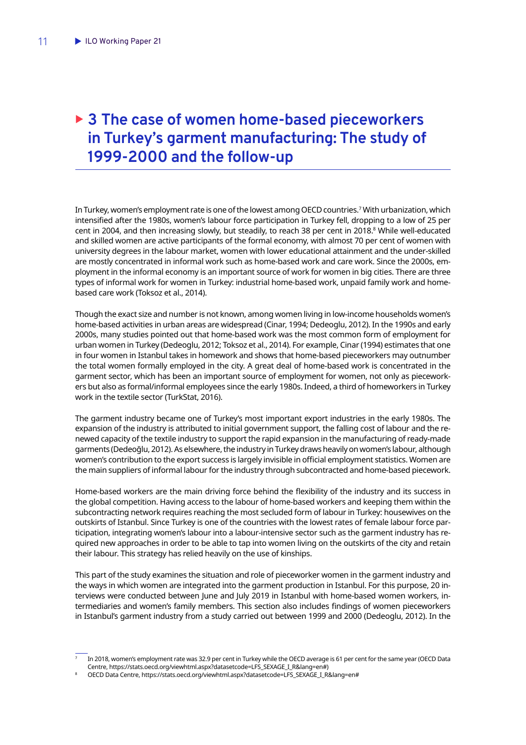# 3 The case of women home-based pieceworkers in Turkey's garment manufacturing: The study of 1999-2000 and the follow-up

In Turkey, women's employment rate is one of the lowest among OECD countries.[7] With urbanization, which intensified after the 1980s, women's labour force participation in Turkey fell, dropping to a low of 25 per cent in 2004, and then increasing slowly, but steadily, to reach 38 per cent in 2018.[8] While well-educated and skilled women are active participants of the formal economy, with almost 70 per cent of women with university degrees in the labour market, women with lower educational attainment and the under-skilled are mostly concentrated in informal work such as home-based work and care work. Since the 2000s, employment in the informal economy is an important source of work for women in big cities. There are three types of informal work for women in Turkey: industrial home-based work, unpaid family work and home-based care work (Toksoz et al., 2014).

Though the exact size and number is not known, among women living in low-income households women's home-based activities in urban areas are widespread (Cinar, 1994; Dedeoglu, 2012). In the 1990s and early 2000s, many studies pointed out that home-based work was the most common form of employment for urban women in Turkey (Dedeoglu, 2012; Toksoz et al., 2014). For example, Cinar (1994) estimates that one in four women in Istanbul takes in homework and shows that home-based pieceworkers may outnumber the total women formally employed in the city. A great deal of home-based work is concentrated in the garment sector, which has been an important source of employment for women, not only as pieceworkers but also as formal/informal employees since the early 1980s. Indeed, a third of homeworkers in Turkey work in the textile sector (TurkStat, 2016).

The garment industry became one of Turkey's most important export industries in the early 1980s. The expansion of the industry is attributed to initial government support, the falling cost of labour and the renewed capacity of the textile industry to support the rapid expansion in the manufacturing of ready-made garments (Dedeoğlu, 2012). As elsewhere, the industry in Turkey draws heavily on women's labour, although women's contribution to the export success is largely invisible in official employment statistics. Women are the main suppliers of informal labour for the industry through subcontracted and home-based piecework.

Home-based workers are the main driving force behind the flexibility of the industry and its success in the global competition. Having access to the labour of home-based workers and keeping them within the subcontracting network requires reaching the most secluded form of labour in Turkey: housewives on the outskirts of Istanbul. Since Turkey is one of the countries with the lowest rates of female labour force participation, integrating women's labour into a labour-intensive sector such as the garment industry has required new approaches in order to be able to tap into women living on the outskirts of the city and retain their labour. This strategy has relied heavily on the use of kinships.

This part of the study examines the situation and role of pieceworker women in the garment industry and the ways in which women are integrated into the garment production in Istanbul. For this purpose, 20 interviews were conducted between June and July 2019 in Istanbul with home-based women workers, intermediaries and women's family members. This section also includes findings of women pieceworkers in Istanbul's garment industry from a study carried out between 1999 and 2000 (Dedeoglu, 2012). In the

---

[7] In 2018, women's employment rate was 32.9 per cent in Turkey while the OECD average is 61 per cent for the same year (OECD Data Centre, https://stats.oecd.org/viewhtml.aspx?datasetcode=LFS_SEXAGE_I_R&lang=en#)

[8] OECD Data Centre, https://stats.oecd.org/viewhtml.aspx?datasetcode=LFS_SEXAGE_I_R&lang=en#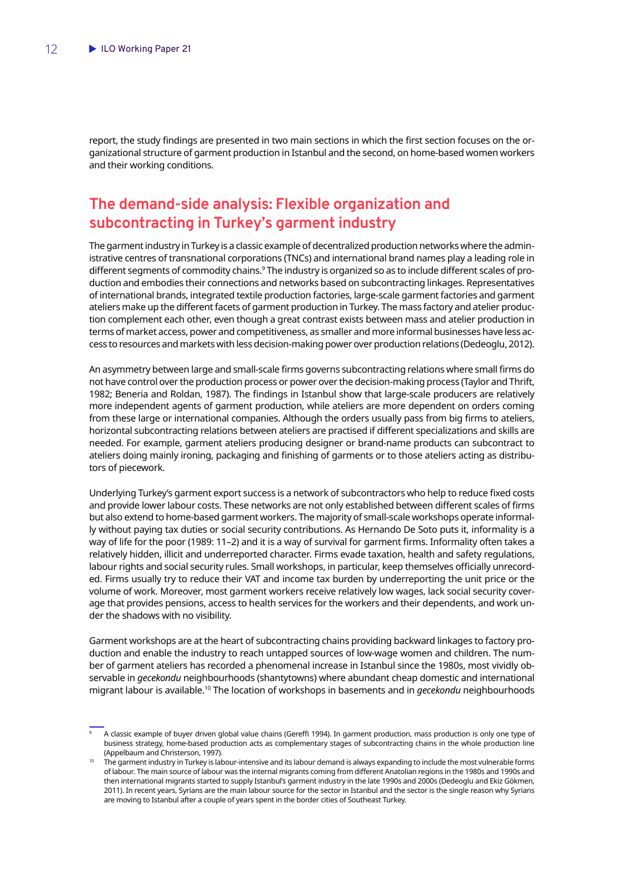report, the study findings are presented in two main sections in which the first section focuses on the organizational structure of garment production in Istanbul and the second, on home-based women workers and their working conditions.

## The demand-side analysis: Flexible organization and subcontracting in Turkey's garment industry

The garment industry in Turkey is a classic example of decentralized production networks where the administrative centres of transnational corporations (TNCs) and international brand names play a leading role in different segments of commodity chains.[9] The industry is organized so as to include different scales of production and embodies their connections and networks based on subcontracting linkages. Representatives of international brands, integrated textile production factories, large-scale garment factories and garment ateliers make up the different facets of garment production in Turkey. The mass factory and atelier production complement each other, even though a great contrast exists between mass and atelier production in terms of market access, power and competitiveness, as smaller and more informal businesses have less access to resources and markets with less decision-making power over production relations (Dedeoglu, 2012).

An asymmetry between large and small-scale firms governs subcontracting relations where small firms do not have control over the production process or power over the decision-making process (Taylor and Thrift, 1982; Beneria and Roldan, 1987). The findings in Istanbul show that large-scale producers are relatively more independent agents of garment production, while ateliers are more dependent on orders coming from these large or international companies. Although the orders usually pass from big firms to ateliers, horizontal subcontracting relations between ateliers are practised if different specializations and skills are needed. For example, garment ateliers producing designer or brand-name products can subcontract to ateliers doing mainly ironing, packaging and finishing of garments or to those ateliers acting as distributors of piecework.

Underlying Turkey's garment export success is a network of subcontractors who help to reduce fixed costs and provide lower labour costs. These networks are not only established between different scales of firms but also extend to home-based garment workers. The majority of small-scale workshops operate informally without paying tax duties or social security contributions. As Hernando De Soto puts it, informality is a way of life for the poor (1989: 11–2) and it is a way of survival for garment firms. Informality often takes a relatively hidden, illicit and underreported character. Firms evade taxation, health and safety regulations, labour rights and social security rules. Small workshops, in particular, keep themselves officially unrecorded. Firms usually try to reduce their VAT and income tax burden by underreporting the unit price or the volume of work. Moreover, most garment workers receive relatively low wages, lack social security coverage that provides pensions, access to health services for the workers and their dependents, and work under the shadows with no visibility.

Garment workshops are at the heart of subcontracting chains providing backward linkages to factory production and enable the industry to reach untapped sources of low-wage women and children. The number of garment ateliers has recorded a phenomenal increase in Istanbul since the 1980s, most vividly observable in *gecekondu* neighbourhoods (shantytowns) where abundant cheap domestic and international migrant labour is available.[10] The location of workshops in basements and in *gecekondu* neighbourhoods

---

[9] A classic example of buyer driven global value chains (Gereffi 1994). In garment production, mass production is only one type of business strategy, home-based production acts as complementary stages of subcontracting chains in the whole production line (Appelbaum and Christerson, 1997).

[10] The garment industry in Turkey is labour-intensive and its labour demand is always expanding to include the most vulnerable forms of labour. The main source of labour was the internal migrants coming from different Anatolian regions in the 1980s and 1990s and then international migrants started to supply Istanbul's garment industry in the late 1990s and 2000s (Dedeoglu and Ekiz Gökmen, 2011). In recent years, Syrians are the main labour source for the sector in Istanbul and the sector is the single reason why Syrians are moving to Istanbul after a couple of years spent in the border cities of Southeast Turkey.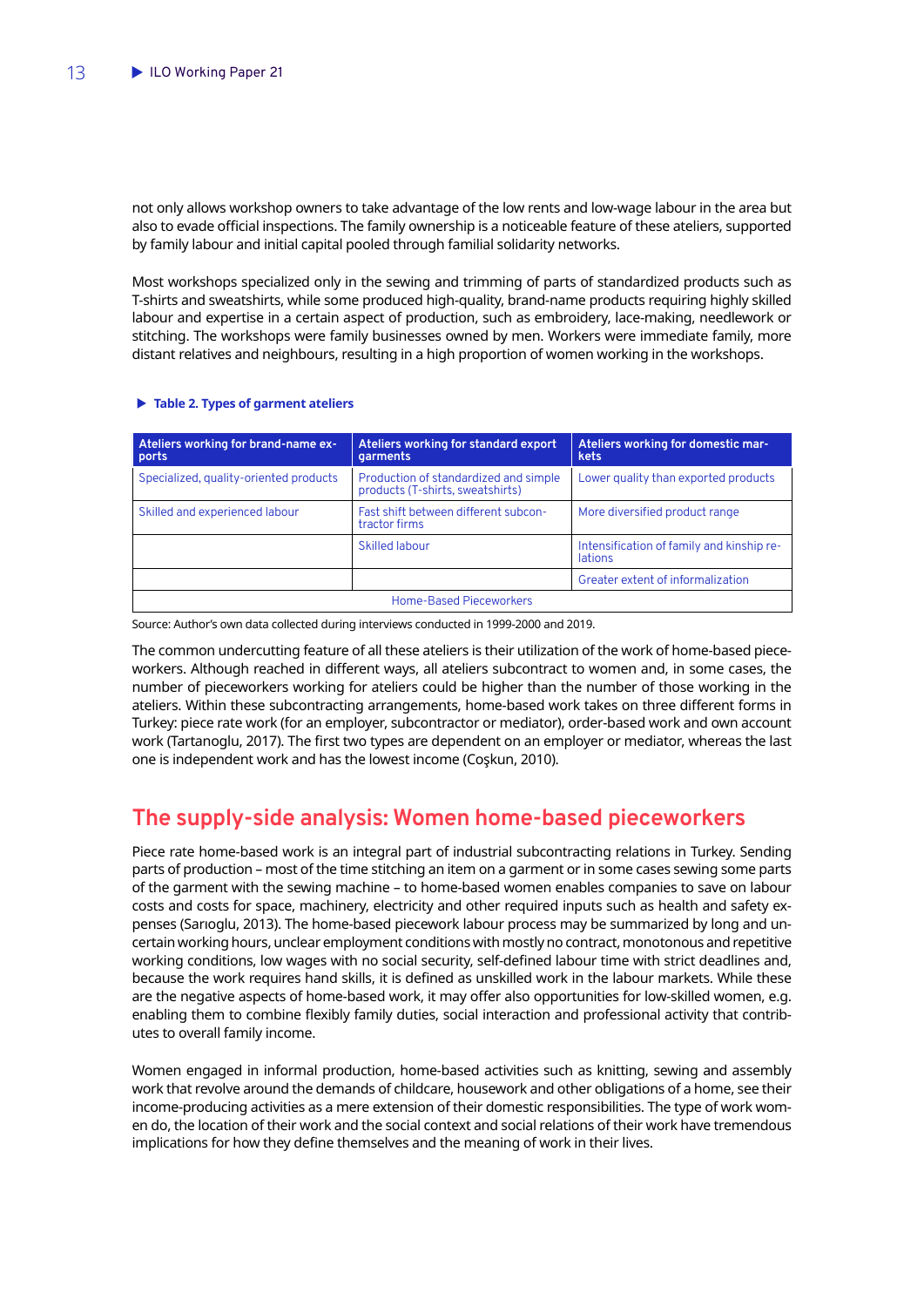not only allows workshop owners to take advantage of the low rents and low-wage labour in the area but also to evade official inspections. The family ownership is a noticeable feature of these ateliers, supported by family labour and initial capital pooled through familial solidarity networks.

Most workshops specialized only in the sewing and trimming of parts of standardized products such as T-shirts and sweatshirts, while some produced high-quality, brand-name products requiring highly skilled labour and expertise in a certain aspect of production, such as embroidery, lace-making, needlework or stitching. The workshops were family businesses owned by men. Workers were immediate family, more distant relatives and neighbours, resulting in a high proportion of women working in the workshops.

**Table 2. Types of garment ateliers**

| Ateliers working for brand-name exports | Ateliers working for standard export garments | Ateliers working for domestic markets |
|---|---|---|
| Specialized, quality-oriented products | Production of standardized and simple products (T-shirts, sweatshirts) | Lower quality than exported products |
| Skilled and experienced labour | Fast shift between different subcontractor firms | More diversified product range |
| | Skilled labour | Intensification of family and kinship relations |
| | | Greater extent of informalization |
| Home-Based Pieceworkers | | |

Source: Author's own data collected during interviews conducted in 1999-2000 and 2019.

The common undercutting feature of all these ateliers is their utilization of the work of home-based pieceworkers. Although reached in different ways, all ateliers subcontract to women and, in some cases, the number of pieceworkers working for ateliers could be higher than the number of those working in the ateliers. Within these subcontracting arrangements, home-based work takes on three different forms in Turkey: piece rate work (for an employer, subcontractor or mediator), order-based work and own account work (Tartanoglu, 2017). The first two types are dependent on an employer or mediator, whereas the last one is independent work and has the lowest income (Coşkun, 2010).

## The supply-side analysis: Women home-based pieceworkers

Piece rate home-based work is an integral part of industrial subcontracting relations in Turkey. Sending parts of production – most of the time stitching an item on a garment or in some cases sewing some parts of the garment with the sewing machine – to home-based women enables companies to save on labour costs and costs for space, machinery, electricity and other required inputs such as health and safety expenses (Sarıoglu, 2013). The home-based piecework labour process may be summarized by long and uncertain working hours, unclear employment conditions with mostly no contract, monotonous and repetitive working conditions, low wages with no social security, self-defined labour time with strict deadlines and, because the work requires hand skills, it is defined as unskilled work in the labour markets. While these are the negative aspects of home-based work, it may offer also opportunities for low-skilled women, e.g. enabling them to combine flexibly family duties, social interaction and professional activity that contributes to overall family income.

Women engaged in informal production, home-based activities such as knitting, sewing and assembly work that revolve around the demands of childcare, housework and other obligations of a home, see their income-producing activities as a mere extension of their domestic responsibilities. The type of work women do, the location of their work and the social context and social relations of their work have tremendous implications for how they define themselves and the meaning of work in their lives.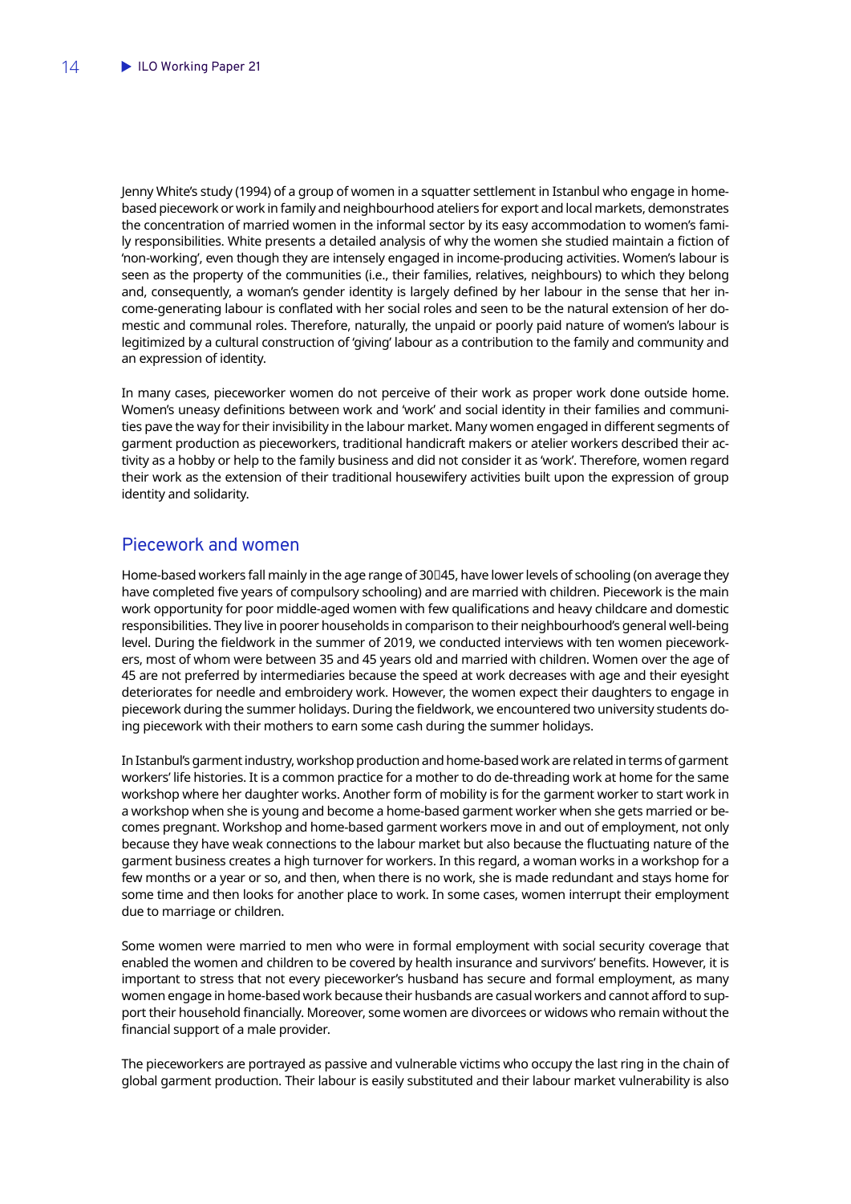Jenny White's study (1994) of a group of women in a squatter settlement in Istanbul who engage in home-based piecework or work in family and neighbourhood ateliers for export and local markets, demonstrates the concentration of married women in the informal sector by its easy accommodation to women's family responsibilities. White presents a detailed analysis of why the women she studied maintain a fiction of 'non-working', even though they are intensely engaged in income-producing activities. Women's labour is seen as the property of the communities (i.e., their families, relatives, neighbours) to which they belong and, consequently, a woman's gender identity is largely defined by her labour in the sense that her income-generating labour is conflated with her social roles and seen to be the natural extension of her domestic and communal roles. Therefore, naturally, the unpaid or poorly paid nature of women's labour is legitimized by a cultural construction of 'giving' labour as a contribution to the family and community and an expression of identity.

In many cases, pieceworker women do not perceive of their work as proper work done outside home. Women's uneasy definitions between work and 'work' and social identity in their families and communities pave the way for their invisibility in the labour market. Many women engaged in different segments of garment production as pieceworkers, traditional handicraft makers or atelier workers described their activity as a hobby or help to the family business and did not consider it as 'work'. Therefore, women regard their work as the extension of their traditional housewifery activities built upon the expression of group identity and solidarity.

## Piecework and women

Home-based workers fall mainly in the age range of 30–45, have lower levels of schooling (on average they have completed five years of compulsory schooling) and are married with children. Piecework is the main work opportunity for poor middle-aged women with few qualifications and heavy childcare and domestic responsibilities. They live in poorer households in comparison to their neighbourhood's general well-being level. During the fieldwork in the summer of 2019, we conducted interviews with ten women pieceworkers, most of whom were between 35 and 45 years old and married with children. Women over the age of 45 are not preferred by intermediaries because the speed at work decreases with age and their eyesight deteriorates for needle and embroidery work. However, the women expect their daughters to engage in piecework during the summer holidays. During the fieldwork, we encountered two university students doing piecework with their mothers to earn some cash during the summer holidays.

In Istanbul's garment industry, workshop production and home-based work are related in terms of garment workers' life histories. It is a common practice for a mother to do de-threading work at home for the same workshop where her daughter works. Another form of mobility is for the garment worker to start work in a workshop when she is young and become a home-based garment worker when she gets married or becomes pregnant. Workshop and home-based garment workers move in and out of employment, not only because they have weak connections to the labour market but also because the fluctuating nature of the garment business creates a high turnover for workers. In this regard, a woman works in a workshop for a few months or a year or so, and then, when there is no work, she is made redundant and stays home for some time and then looks for another place to work. In some cases, women interrupt their employment due to marriage or children.

Some women were married to men who were in formal employment with social security coverage that enabled the women and children to be covered by health insurance and survivors' benefits. However, it is important to stress that not every pieceworker's husband has secure and formal employment, as many women engage in home-based work because their husbands are casual workers and cannot afford to support their household financially. Moreover, some women are divorcees or widows who remain without the financial support of a male provider.

The pieceworkers are portrayed as passive and vulnerable victims who occupy the last ring in the chain of global garment production. Their labour is easily substituted and their labour market vulnerability is also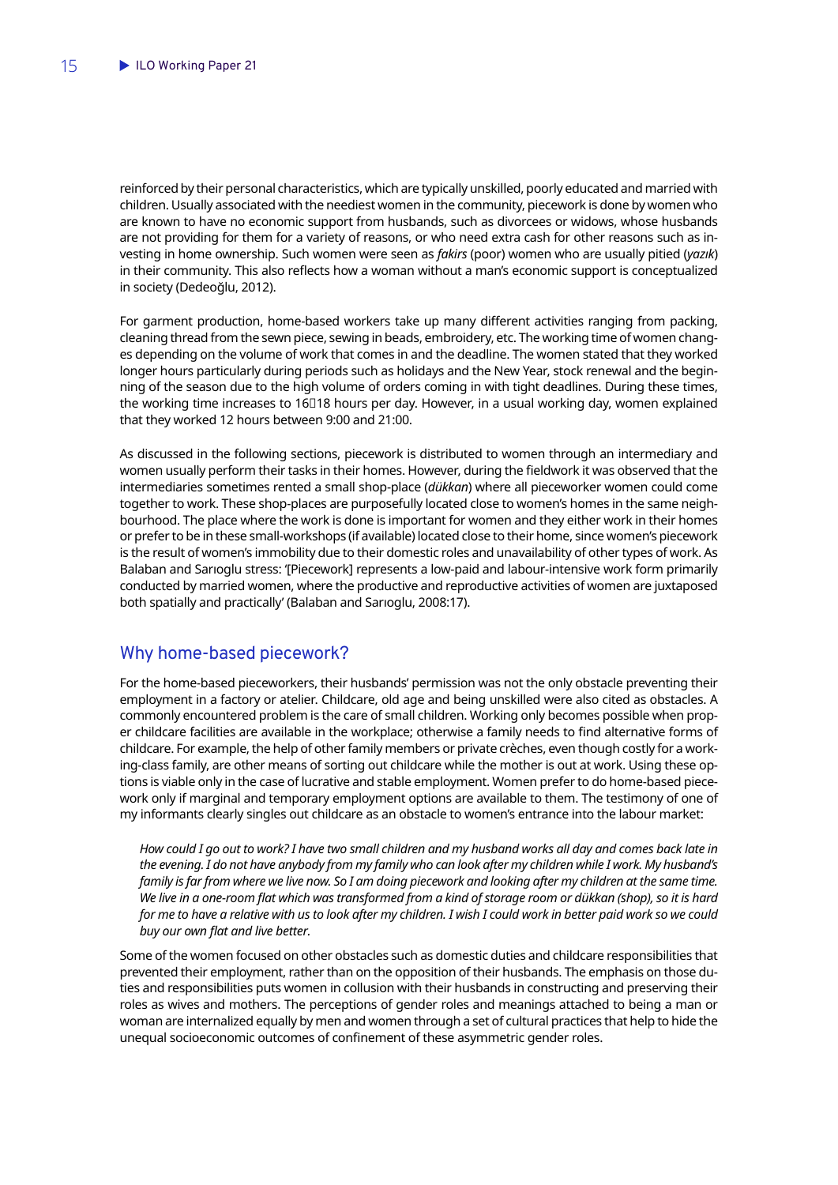reinforced by their personal characteristics, which are typically unskilled, poorly educated and married with children. Usually associated with the neediest women in the community, piecework is done by women who are known to have no economic support from husbands, such as divorcees or widows, whose husbands are not providing for them for a variety of reasons, or who need extra cash for other reasons such as investing in home ownership. Such women were seen as *fakirs* (poor) women who are usually pitied (*yazık*) in their community. This also reflects how a woman without a man's economic support is conceptualized in society (Dedeoğlu, 2012).

For garment production, home-based workers take up many different activities ranging from packing, cleaning thread from the sewn piece, sewing in beads, embroidery, etc. The working time of women changes depending on the volume of work that comes in and the deadline. The women stated that they worked longer hours particularly during periods such as holidays and the New Year, stock renewal and the beginning of the season due to the high volume of orders coming in with tight deadlines. During these times, the working time increases to 16–18 hours per day. However, in a usual working day, women explained that they worked 12 hours between 9:00 and 21:00.

As discussed in the following sections, piecework is distributed to women through an intermediary and women usually perform their tasks in their homes. However, during the fieldwork it was observed that the intermediaries sometimes rented a small shop-place (*dükkan*) where all pieceworker women could come together to work. These shop-places are purposefully located close to women's homes in the same neighbourhood. The place where the work is done is important for women and they either work in their homes or prefer to be in these small-workshops (if available) located close to their home, since women's piecework is the result of women's immobility due to their domestic roles and unavailability of other types of work. As Balaban and Sarıoglu stress: '[Piecework] represents a low-paid and labour-intensive work form primarily conducted by married women, where the productive and reproductive activities of women are juxtaposed both spatially and practically' (Balaban and Sarıoglu, 2008:17).

## Why home-based piecework?

For the home-based pieceworkers, their husbands' permission was not the only obstacle preventing their employment in a factory or atelier. Childcare, old age and being unskilled were also cited as obstacles. A commonly encountered problem is the care of small children. Working only becomes possible when proper childcare facilities are available in the workplace; otherwise a family needs to find alternative forms of childcare. For example, the help of other family members or private crèches, even though costly for a working-class family, are other means of sorting out childcare while the mother is out at work. Using these options is viable only in the case of lucrative and stable employment. Women prefer to do home-based piecework only if marginal and temporary employment options are available to them. The testimony of one of my informants clearly singles out childcare as an obstacle to women's entrance into the labour market:

> *How could I go out to work? I have two small children and my husband works all day and comes back late in the evening. I do not have anybody from my family who can look after my children while I work. My husband's family is far from where we live now. So I am doing piecework and looking after my children at the same time. We live in a one-room flat which was transformed from a kind of storage room or dükkan (shop), so it is hard for me to have a relative with us to look after my children. I wish I could work in better paid work so we could buy our own flat and live better.*

Some of the women focused on other obstacles such as domestic duties and childcare responsibilities that prevented their employment, rather than on the opposition of their husbands. The emphasis on those duties and responsibilities puts women in collusion with their husbands in constructing and preserving their roles as wives and mothers. The perceptions of gender roles and meanings attached to being a man or woman are internalized equally by men and women through a set of cultural practices that help to hide the unequal socioeconomic outcomes of confinement of these asymmetric gender roles.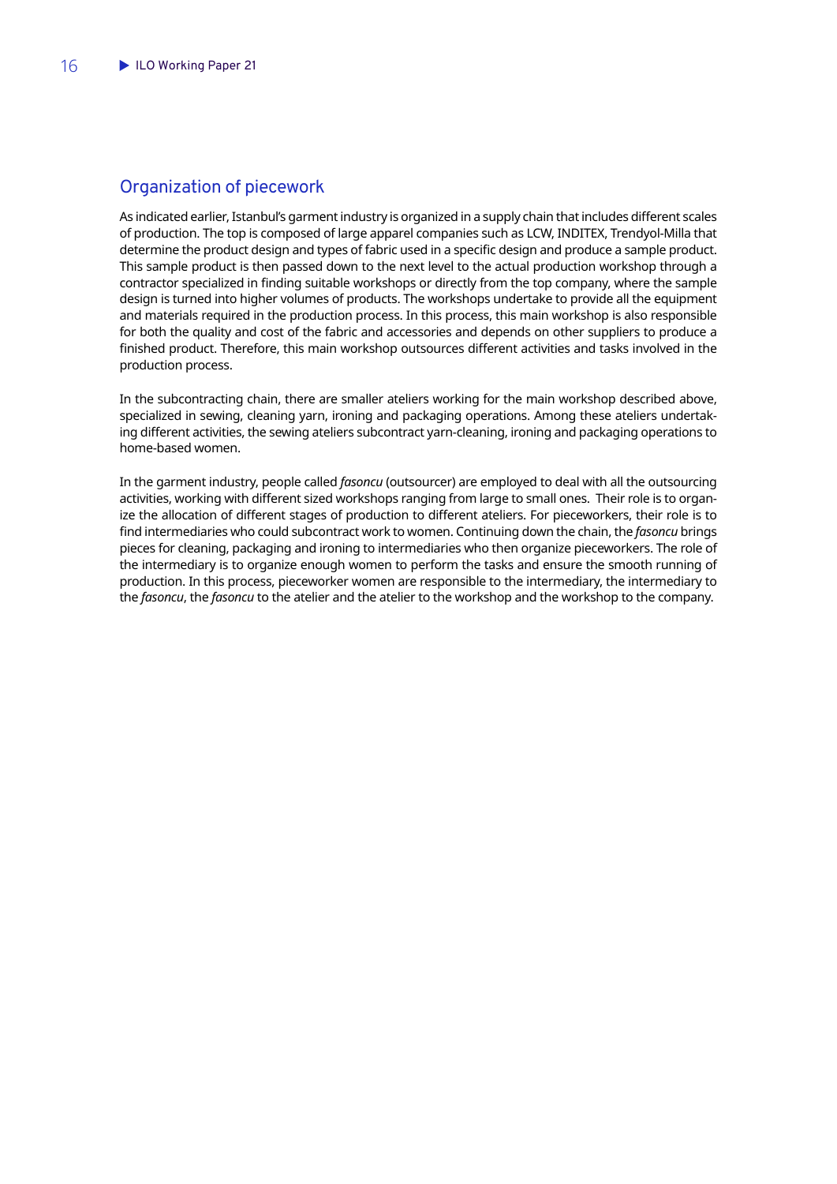## Organization of piecework

As indicated earlier, Istanbul's garment industry is organized in a supply chain that includes different scales of production. The top is composed of large apparel companies such as LCW, INDITEX, Trendyol-Milla that determine the product design and types of fabric used in a specific design and produce a sample product. This sample product is then passed down to the next level to the actual production workshop through a contractor specialized in finding suitable workshops or directly from the top company, where the sample design is turned into higher volumes of products. The workshops undertake to provide all the equipment and materials required in the production process. In this process, this main workshop is also responsible for both the quality and cost of the fabric and accessories and depends on other suppliers to produce a finished product. Therefore, this main workshop outsources different activities and tasks involved in the production process.

In the subcontracting chain, there are smaller ateliers working for the main workshop described above, specialized in sewing, cleaning yarn, ironing and packaging operations. Among these ateliers undertaking different activities, the sewing ateliers subcontract yarn-cleaning, ironing and packaging operations to home-based women.

In the garment industry, people called *fasoncu* (outsourcer) are employed to deal with all the outsourcing activities, working with different sized workshops ranging from large to small ones. Their role is to organize the allocation of different stages of production to different ateliers. For pieceworkers, their role is to find intermediaries who could subcontract work to women. Continuing down the chain, the *fasoncu* brings pieces for cleaning, packaging and ironing to intermediaries who then organize pieceworkers. The role of the intermediary is to organize enough women to perform the tasks and ensure the smooth running of production. In this process, pieceworker women are responsible to the intermediary, the intermediary to the *fasoncu*, the *fasoncu* to the atelier and the atelier to the workshop and the workshop to the company.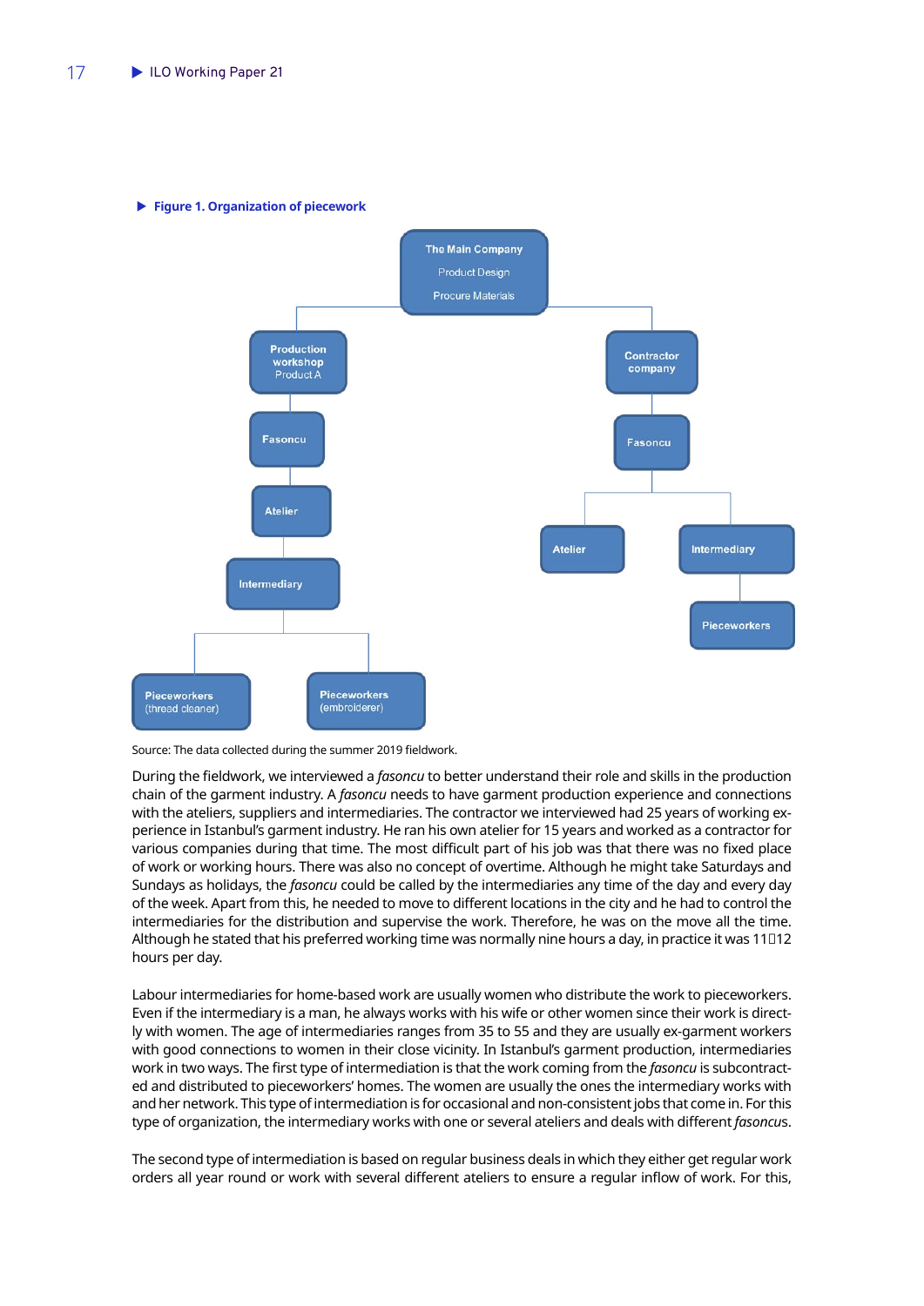**Figure 1. Organization of piecework**

Source: The data collected during the summer 2019 fieldwork.

During the fieldwork, we interviewed a *fasoncu* to better understand their role and skills in the production chain of the garment industry. A *fasoncu* needs to have garment production experience and connections with the ateliers, suppliers and intermediaries. The contractor we interviewed had 25 years of working experience in Istanbul's garment industry. He ran his own atelier for 15 years and worked as a contractor for various companies during that time. The most difficult part of his job was that there was no fixed place of work or working hours. There was also no concept of overtime. Although he might take Saturdays and Sundays as holidays, the *fasoncu* could be called by the intermediaries any time of the day and every day of the week. Apart from this, he needed to move to different locations in the city and he had to control the intermediaries for the distribution and supervise the work. Therefore, he was on the move all the time. Although he stated that his preferred working time was normally nine hours a day, in practice it was 11–12 hours per day.

Labour intermediaries for home-based work are usually women who distribute the work to pieceworkers. Even if the intermediary is a man, he always works with his wife or other women since their work is directly with women. The age of intermediaries ranges from 35 to 55 and they are usually ex-garment workers with good connections to women in their close vicinity. In Istanbul's garment production, intermediaries work in two ways. The first type of intermediation is that the work coming from the *fasoncu* is subcontracted and distributed to pieceworkers' homes. The women are usually the ones the intermediary works with and her network. This type of intermediation is for occasional and non-consistent jobs that come in. For this type of organization, the intermediary works with one or several ateliers and deals with different *fasoncu*s.

The second type of intermediation is based on regular business deals in which they either get regular work orders all year round or work with several different ateliers to ensure a regular inflow of work. For this,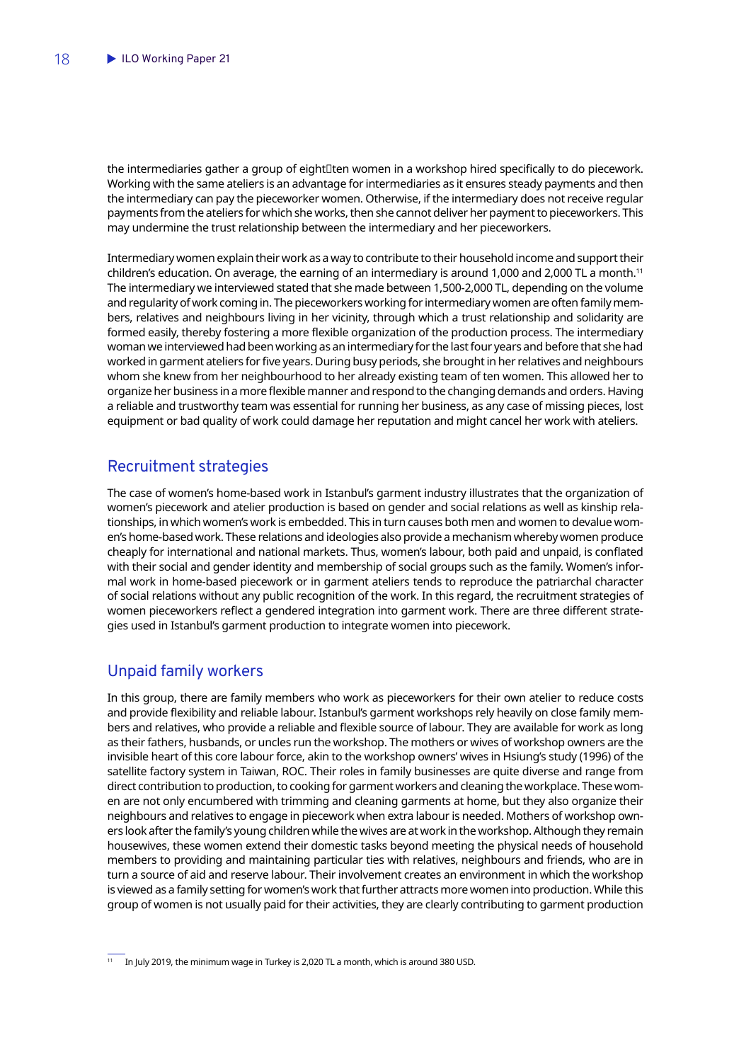the intermediaries gather a group of eight–ten women in a workshop hired specifically to do piecework. Working with the same ateliers is an advantage for intermediaries as it ensures steady payments and then the intermediary can pay the pieceworker women. Otherwise, if the intermediary does not receive regular payments from the ateliers for which she works, then she cannot deliver her payment to pieceworkers. This may undermine the trust relationship between the intermediary and her pieceworkers.

Intermediary women explain their work as a way to contribute to their household income and support their children's education. On average, the earning of an intermediary is around 1,000 and 2,000 TL a month.[11] The intermediary we interviewed stated that she made between 1,500-2,000 TL, depending on the volume and regularity of work coming in. The pieceworkers working for intermediary women are often family members, relatives and neighbours living in her vicinity, through which a trust relationship and solidarity are formed easily, thereby fostering a more flexible organization of the production process. The intermediary woman we interviewed had been working as an intermediary for the last four years and before that she had worked in garment ateliers for five years. During busy periods, she brought in her relatives and neighbours whom she knew from her neighbourhood to her already existing team of ten women. This allowed her to organize her business in a more flexible manner and respond to the changing demands and orders. Having a reliable and trustworthy team was essential for running her business, as any case of missing pieces, lost equipment or bad quality of work could damage her reputation and might cancel her work with ateliers.

## Recruitment strategies

The case of women's home-based work in Istanbul's garment industry illustrates that the organization of women's piecework and atelier production is based on gender and social relations as well as kinship relationships, in which women's work is embedded. This in turn causes both men and women to devalue women's home-based work. These relations and ideologies also provide a mechanism whereby women produce cheaply for international and national markets. Thus, women's labour, both paid and unpaid, is conflated with their social and gender identity and membership of social groups such as the family. Women's informal work in home-based piecework or in garment ateliers tends to reproduce the patriarchal character of social relations without any public recognition of the work. In this regard, the recruitment strategies of women pieceworkers reflect a gendered integration into garment work. There are three different strategies used in Istanbul's garment production to integrate women into piecework.

## Unpaid family workers

In this group, there are family members who work as pieceworkers for their own atelier to reduce costs and provide flexibility and reliable labour. Istanbul's garment workshops rely heavily on close family members and relatives, who provide a reliable and flexible source of labour. They are available for work as long as their fathers, husbands, or uncles run the workshop. The mothers or wives of workshop owners are the invisible heart of this core labour force, akin to the workshop owners' wives in Hsiung's study (1996) of the satellite factory system in Taiwan, ROC. Their roles in family businesses are quite diverse and range from direct contribution to production, to cooking for garment workers and cleaning the workplace. These women are not only encumbered with trimming and cleaning garments at home, but they also organize their neighbours and relatives to engage in piecework when extra labour is needed. Mothers of workshop owners look after the family's young children while the wives are at work in the workshop. Although they remain housewives, these women extend their domestic tasks beyond meeting the physical needs of household members to providing and maintaining particular ties with relatives, neighbours and friends, who are in turn a source of aid and reserve labour. Their involvement creates an environment in which the workshop is viewed as a family setting for women's work that further attracts more women into production. While this group of women is not usually paid for their activities, they are clearly contributing to garment production

[11] In July 2019, the minimum wage in Turkey is 2,020 TL a month, which is around 380 USD.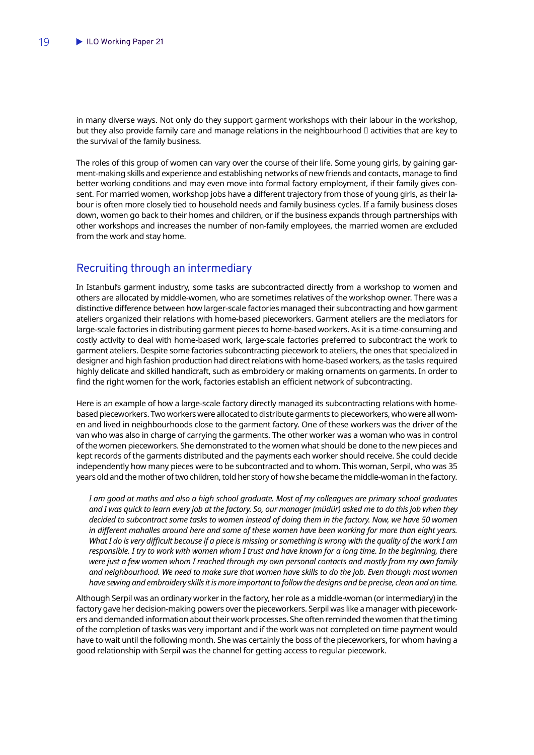in many diverse ways. Not only do they support garment workshops with their labour in the workshop, but they also provide family care and manage relations in the neighbourhood  activities that are key to the survival of the family business.

The roles of this group of women can vary over the course of their life. Some young girls, by gaining garment-making skills and experience and establishing networks of new friends and contacts, manage to find better working conditions and may even move into formal factory employment, if their family gives consent. For married women, workshop jobs have a different trajectory from those of young girls, as their labour is often more closely tied to household needs and family business cycles. If a family business closes down, women go back to their homes and children, or if the business expands through partnerships with other workshops and increases the number of non-family employees, the married women are excluded from the work and stay home.

## Recruiting through an intermediary

In Istanbul's garment industry, some tasks are subcontracted directly from a workshop to women and others are allocated by middle-women, who are sometimes relatives of the workshop owner. There was a distinctive difference between how larger-scale factories managed their subcontracting and how garment ateliers organized their relations with home-based pieceworkers. Garment ateliers are the mediators for large-scale factories in distributing garment pieces to home-based workers. As it is a time-consuming and costly activity to deal with home-based work, large-scale factories preferred to subcontract the work to garment ateliers. Despite some factories subcontracting piecework to ateliers, the ones that specialized in designer and high fashion production had direct relations with home-based workers, as the tasks required highly delicate and skilled handicraft, such as embroidery or making ornaments on garments. In order to find the right women for the work, factories establish an efficient network of subcontracting.

Here is an example of how a large-scale factory directly managed its subcontracting relations with home-based pieceworkers. Two workers were allocated to distribute garments to pieceworkers, who were all women and lived in neighbourhoods close to the garment factory. One of these workers was the driver of the van who was also in charge of carrying the garments. The other worker was a woman who was in control of the women pieceworkers. She demonstrated to the women what should be done to the new pieces and kept records of the garments distributed and the payments each worker should receive. She could decide independently how many pieces were to be subcontracted and to whom. This woman, Serpil, who was 35 years old and the mother of two children, told her story of how she became the middle-woman in the factory.

> *I am good at maths and also a high school graduate. Most of my colleagues are primary school graduates and I was quick to learn every job at the factory. So, our manager (müdür) asked me to do this job when they decided to subcontract some tasks to women instead of doing them in the factory. Now, we have 50 women in different mahalles around here and some of these women have been working for more than eight years. What I do is very difficult because if a piece is missing or something is wrong with the quality of the work I am responsible. I try to work with women whom I trust and have known for a long time. In the beginning, there were just a few women whom I reached through my own personal contacts and mostly from my own family and neighbourhood. We need to make sure that women have skills to do the job. Even though most women have sewing and embroidery skills it is more important to follow the designs and be precise, clean and on time.*

Although Serpil was an ordinary worker in the factory, her role as a middle-woman (or intermediary) in the factory gave her decision-making powers over the pieceworkers. Serpil was like a manager with pieceworkers and demanded information about their work processes. She often reminded the women that the timing of the completion of tasks was very important and if the work was not completed on time payment would have to wait until the following month. She was certainly the boss of the pieceworkers, for whom having a good relationship with Serpil was the channel for getting access to regular piecework.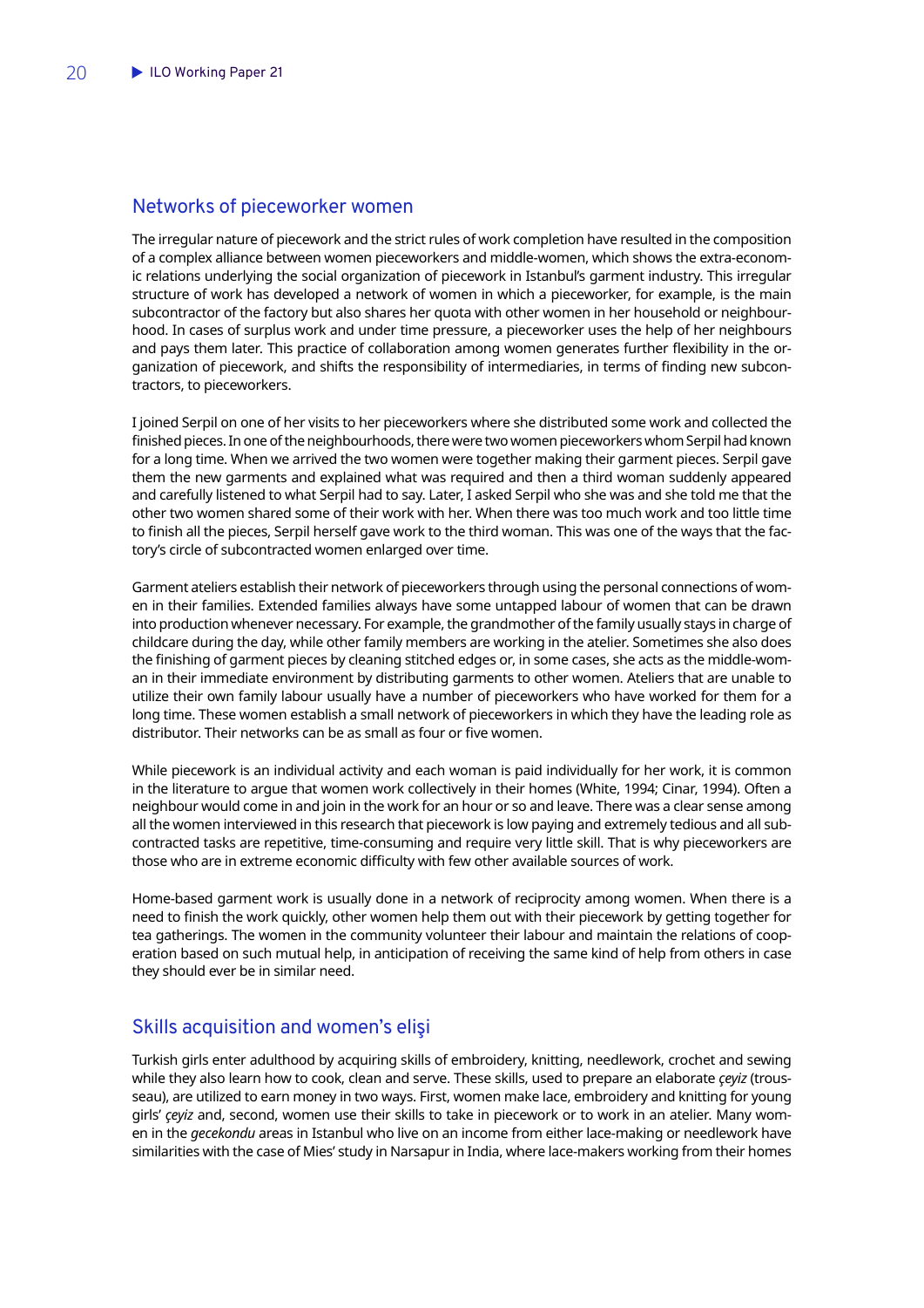## Networks of pieceworker women

The irregular nature of piecework and the strict rules of work completion have resulted in the composition of a complex alliance between women pieceworkers and middle-women, which shows the extra-economic relations underlying the social organization of piecework in Istanbul's garment industry. This irregular structure of work has developed a network of women in which a pieceworker, for example, is the main subcontractor of the factory but also shares her quota with other women in her household or neighbourhood. In cases of surplus work and under time pressure, a pieceworker uses the help of her neighbours and pays them later. This practice of collaboration among women generates further flexibility in the organization of piecework, and shifts the responsibility of intermediaries, in terms of finding new subcontractors, to pieceworkers.

I joined Serpil on one of her visits to her pieceworkers where she distributed some work and collected the finished pieces. In one of the neighbourhoods, there were two women pieceworkers whom Serpil had known for a long time. When we arrived the two women were together making their garment pieces. Serpil gave them the new garments and explained what was required and then a third woman suddenly appeared and carefully listened to what Serpil had to say. Later, I asked Serpil who she was and she told me that the other two women shared some of their work with her. When there was too much work and too little time to finish all the pieces, Serpil herself gave work to the third woman. This was one of the ways that the factory's circle of subcontracted women enlarged over time.

Garment ateliers establish their network of pieceworkers through using the personal connections of women in their families. Extended families always have some untapped labour of women that can be drawn into production whenever necessary. For example, the grandmother of the family usually stays in charge of childcare during the day, while other family members are working in the atelier. Sometimes she also does the finishing of garment pieces by cleaning stitched edges or, in some cases, she acts as the middle-woman in their immediate environment by distributing garments to other women. Ateliers that are unable to utilize their own family labour usually have a number of pieceworkers who have worked for them for a long time. These women establish a small network of pieceworkers in which they have the leading role as distributor. Their networks can be as small as four or five women.

While piecework is an individual activity and each woman is paid individually for her work, it is common in the literature to argue that women work collectively in their homes (White, 1994; Cinar, 1994). Often a neighbour would come in and join in the work for an hour or so and leave. There was a clear sense among all the women interviewed in this research that piecework is low paying and extremely tedious and all subcontracted tasks are repetitive, time-consuming and require very little skill. That is why pieceworkers are those who are in extreme economic difficulty with few other available sources of work.

Home-based garment work is usually done in a network of reciprocity among women. When there is a need to finish the work quickly, other women help them out with their piecework by getting together for tea gatherings. The women in the community volunteer their labour and maintain the relations of cooperation based on such mutual help, in anticipation of receiving the same kind of help from others in case they should ever be in similar need.

## Skills acquisition and women's elişi

Turkish girls enter adulthood by acquiring skills of embroidery, knitting, needlework, crochet and sewing while they also learn how to cook, clean and serve. These skills, used to prepare an elaborate *çeyiz* (trousseau), are utilized to earn money in two ways. First, women make lace, embroidery and knitting for young girls' *çeyiz* and, second, women use their skills to take in piecework or to work in an atelier. Many women in the *gecekondu* areas in Istanbul who live on an income from either lace-making or needlework have similarities with the case of Mies' study in Narsapur in India, where lace-makers working from their homes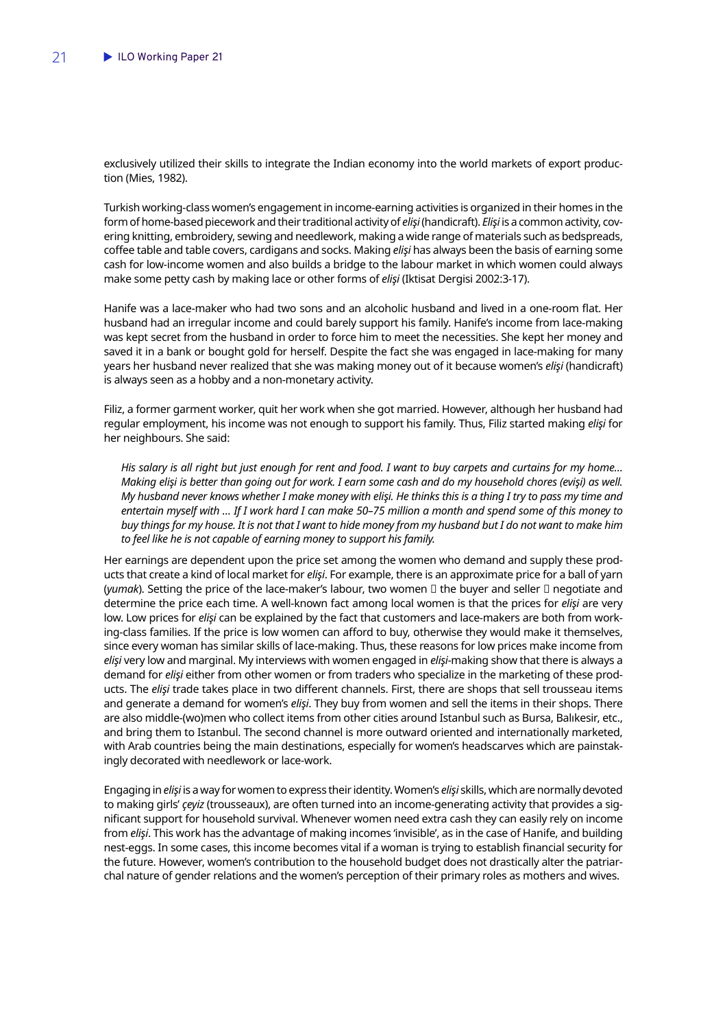exclusively utilized their skills to integrate the Indian economy into the world markets of export production (Mies, 1982).

Turkish working-class women's engagement in income-earning activities is organized in their homes in the form of home-based piecework and their traditional activity of *elişi* (handicraft). *Elişi* is a common activity, covering knitting, embroidery, sewing and needlework, making a wide range of materials such as bedspreads, coffee table and table covers, cardigans and socks. Making *elişi* has always been the basis of earning some cash for low-income women and also builds a bridge to the labour market in which women could always make some petty cash by making lace or other forms of *elişi* (Iktisat Dergisi 2002:3-17).

Hanife was a lace-maker who had two sons and an alcoholic husband and lived in a one-room flat. Her husband had an irregular income and could barely support his family. Hanife's income from lace-making was kept secret from the husband in order to force him to meet the necessities. She kept her money and saved it in a bank or bought gold for herself. Despite the fact she was engaged in lace-making for many years her husband never realized that she was making money out of it because women's *elişi* (handicraft) is always seen as a hobby and a non-monetary activity.

Filiz, a former garment worker, quit her work when she got married. However, although her husband had regular employment, his income was not enough to support his family. Thus, Filiz started making *elişi* for her neighbours. She said:

> *His salary is all right but just enough for rent and food. I want to buy carpets and curtains for my home… Making elişi is better than going out for work. I earn some cash and do my household chores (evişi) as well. My husband never knows whether I make money with elişi. He thinks this is a thing I try to pass my time and entertain myself with … If I work hard I can make 50–75 million a month and spend some of this money to buy things for my house. It is not that I want to hide money from my husband but I do not want to make him to feel like he is not capable of earning money to support his family.*

Her earnings are dependent upon the price set among the women who demand and supply these products that create a kind of local market for *elişi*. For example, there is an approximate price for a ball of yarn (*yumak*). Setting the price of the lace-maker's labour, two women  the buyer and seller  negotiate and determine the price each time. A well-known fact among local women is that the prices for *elişi* are very low. Low prices for *elişi* can be explained by the fact that customers and lace-makers are both from working-class families. If the price is low women can afford to buy, otherwise they would make it themselves, since every woman has similar skills of lace-making. Thus, these reasons for low prices make income from *elişi* very low and marginal. My interviews with women engaged in *elişi*-making show that there is always a demand for *elişi* either from other women or from traders who specialize in the marketing of these products. The *elişi* trade takes place in two different channels. First, there are shops that sell trousseau items and generate a demand for women's *elişi*. They buy from women and sell the items in their shops. There are also middle-(wo)men who collect items from other cities around Istanbul such as Bursa, Balıkesir, etc., and bring them to Istanbul. The second channel is more outward oriented and internationally marketed, with Arab countries being the main destinations, especially for women's headscarves which are painstakingly decorated with needlework or lace-work.

Engaging in *elişi* is a way for women to express their identity. Women's *elişi* skills, which are normally devoted to making girls' *çeyiz* (trousseaux), are often turned into an income-generating activity that provides a significant support for household survival. Whenever women need extra cash they can easily rely on income from *elişi*. This work has the advantage of making incomes 'invisible', as in the case of Hanife, and building nest-eggs. In some cases, this income becomes vital if a woman is trying to establish financial security for the future. However, women's contribution to the household budget does not drastically alter the patriarchal nature of gender relations and the women's perception of their primary roles as mothers and wives.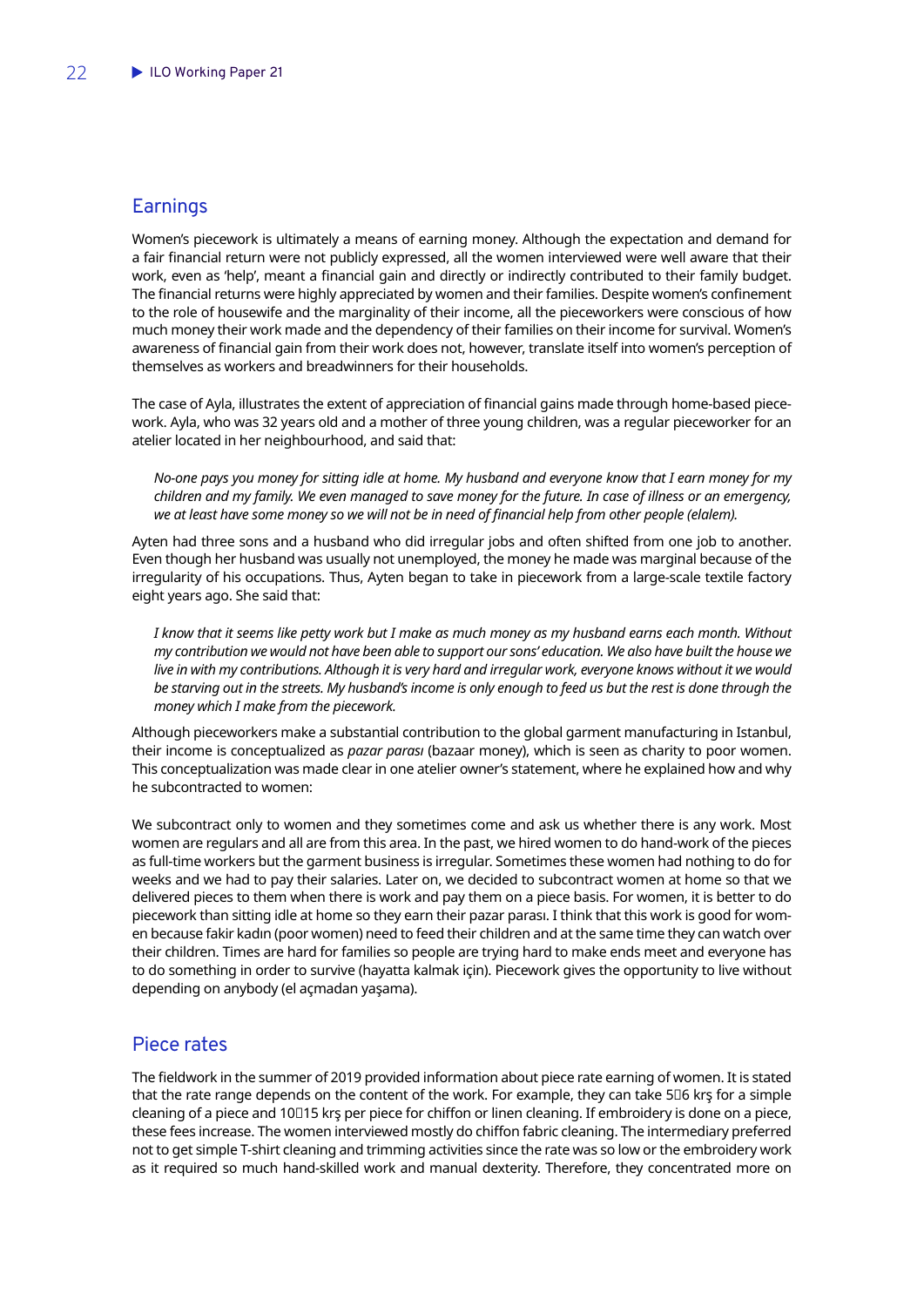## Earnings

Women's piecework is ultimately a means of earning money. Although the expectation and demand for a fair financial return were not publicly expressed, all the women interviewed were well aware that their work, even as 'help', meant a financial gain and directly or indirectly contributed to their family budget. The financial returns were highly appreciated by women and their families. Despite women's confinement to the role of housewife and the marginality of their income, all the pieceworkers were conscious of how much money their work made and the dependency of their families on their income for survival. Women's awareness of financial gain from their work does not, however, translate itself into women's perception of themselves as workers and breadwinners for their households.

The case of Ayla, illustrates the extent of appreciation of financial gains made through home-based piecework. Ayla, who was 32 years old and a mother of three young children, was a regular pieceworker for an atelier located in her neighbourhood, and said that:

> *No-one pays you money for sitting idle at home. My husband and everyone know that I earn money for my children and my family. We even managed to save money for the future. In case of illness or an emergency, we at least have some money so we will not be in need of financial help from other people (elalem).*

Ayten had three sons and a husband who did irregular jobs and often shifted from one job to another. Even though her husband was usually not unemployed, the money he made was marginal because of the irregularity of his occupations. Thus, Ayten began to take in piecework from a large-scale textile factory eight years ago. She said that:

> *I know that it seems like petty work but I make as much money as my husband earns each month. Without my contribution we would not have been able to support our sons' education. We also have built the house we live in with my contributions. Although it is very hard and irregular work, everyone knows without it we would be starving out in the streets. My husband's income is only enough to feed us but the rest is done through the money which I make from the piecework.*

Although pieceworkers make a substantial contribution to the global garment manufacturing in Istanbul, their income is conceptualized as *pazar parası* (bazaar money), which is seen as charity to poor women. This conceptualization was made clear in one atelier owner's statement, where he explained how and why he subcontracted to women:

We subcontract only to women and they sometimes come and ask us whether there is any work. Most women are regulars and all are from this area. In the past, we hired women to do hand-work of the pieces as full-time workers but the garment business is irregular. Sometimes these women had nothing to do for weeks and we had to pay their salaries. Later on, we decided to subcontract women at home so that we delivered pieces to them when there is work and pay them on a piece basis. For women, it is better to do piecework than sitting idle at home so they earn their pazar parası. I think that this work is good for women because fakir kadın (poor women) need to feed their children and at the same time they can watch over their children. Times are hard for families so people are trying hard to make ends meet and everyone has to do something in order to survive (hayatta kalmak için). Piecework gives the opportunity to live without depending on anybody (el açmadan yaşama).

## Piece rates

The fieldwork in the summer of 2019 provided information about piece rate earning of women. It is stated that the rate range depends on the content of the work. For example, they can take 5–6 krş for a simple cleaning of a piece and 10–15 krş per piece for chiffon or linen cleaning. If embroidery is done on a piece, these fees increase. The women interviewed mostly do chiffon fabric cleaning. The intermediary preferred not to get simple T-shirt cleaning and trimming activities since the rate was so low or the embroidery work as it required so much hand-skilled work and manual dexterity. Therefore, they concentrated more on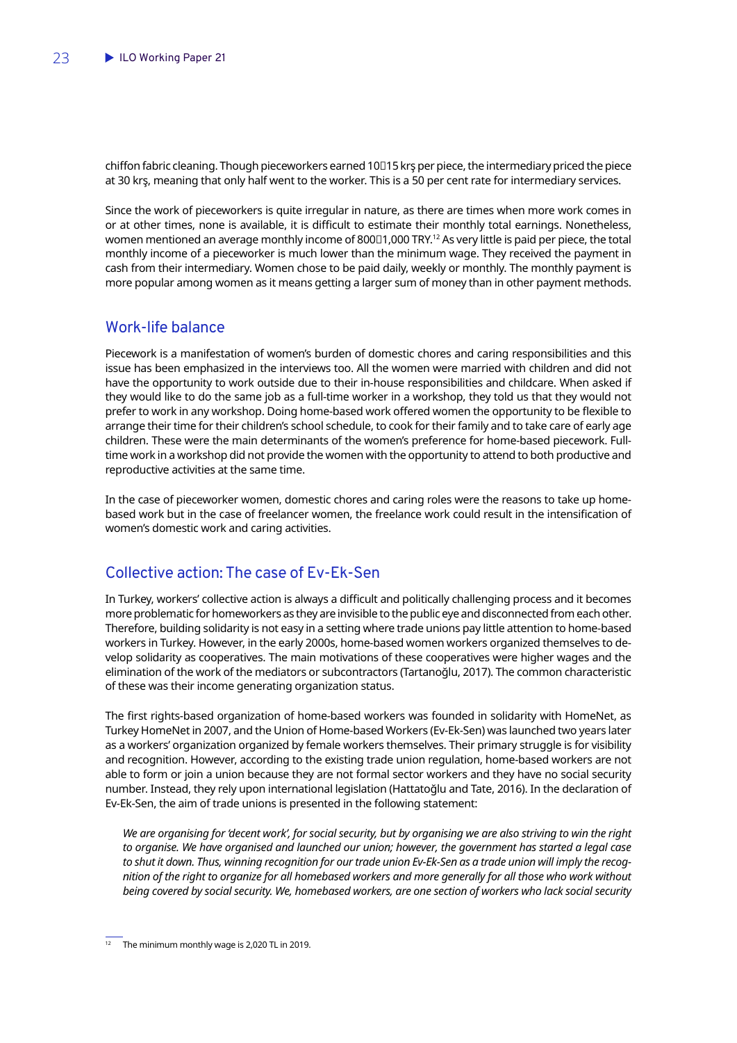chiffon fabric cleaning. Though pieceworkers earned 10–15 krş per piece, the intermediary priced the piece at 30 krş, meaning that only half went to the worker. This is a 50 per cent rate for intermediary services.

Since the work of pieceworkers is quite irregular in nature, as there are times when more work comes in or at other times, none is available, it is difficult to estimate their monthly total earnings. Nonetheless, women mentioned an average monthly income of 800–1,000 TRY.[12] As very little is paid per piece, the total monthly income of a pieceworker is much lower than the minimum wage. They received the payment in cash from their intermediary. Women chose to be paid daily, weekly or monthly. The monthly payment is more popular among women as it means getting a larger sum of money than in other payment methods.

## Work-life balance

Piecework is a manifestation of women's burden of domestic chores and caring responsibilities and this issue has been emphasized in the interviews too. All the women were married with children and did not have the opportunity to work outside due to their in-house responsibilities and childcare. When asked if they would like to do the same job as a full-time worker in a workshop, they told us that they would not prefer to work in any workshop. Doing home-based work offered women the opportunity to be flexible to arrange their time for their children's school schedule, to cook for their family and to take care of early age children. These were the main determinants of the women's preference for home-based piecework. Full-time work in a workshop did not provide the women with the opportunity to attend to both productive and reproductive activities at the same time.

In the case of pieceworker women, domestic chores and caring roles were the reasons to take up home-based work but in the case of freelancer women, the freelance work could result in the intensification of women's domestic work and caring activities.

## Collective action: The case of Ev-Ek-Sen

In Turkey, workers' collective action is always a difficult and politically challenging process and it becomes more problematic for homeworkers as they are invisible to the public eye and disconnected from each other. Therefore, building solidarity is not easy in a setting where trade unions pay little attention to home-based workers in Turkey. However, in the early 2000s, home-based women workers organized themselves to develop solidarity as cooperatives. The main motivations of these cooperatives were higher wages and the elimination of the work of the mediators or subcontractors (Tartanoğlu, 2017). The common characteristic of these was their income generating organization status.

The first rights-based organization of home-based workers was founded in solidarity with HomeNet, as Turkey HomeNet in 2007, and the Union of Home-based Workers (Ev-Ek-Sen) was launched two years later as a workers' organization organized by female workers themselves. Their primary struggle is for visibility and recognition. However, according to the existing trade union regulation, home-based workers are not able to form or join a union because they are not formal sector workers and they have no social security number. Instead, they rely upon international legislation (Hattatoğlu and Tate, 2016). In the declaration of Ev-Ek-Sen, the aim of trade unions is presented in the following statement:

> *We are organising for 'decent work', for social security, but by organising we are also striving to win the right to organise. We have organised and launched our union; however, the government has started a legal case to shut it down. Thus, winning recognition for our trade union Ev-Ek-Sen as a trade union will imply the recognition of the right to organize for all homebased workers and more generally for all those who work without being covered by social security. We, homebased workers, are one section of workers who lack social security*

[12] The minimum monthly wage is 2,020 TL in 2019.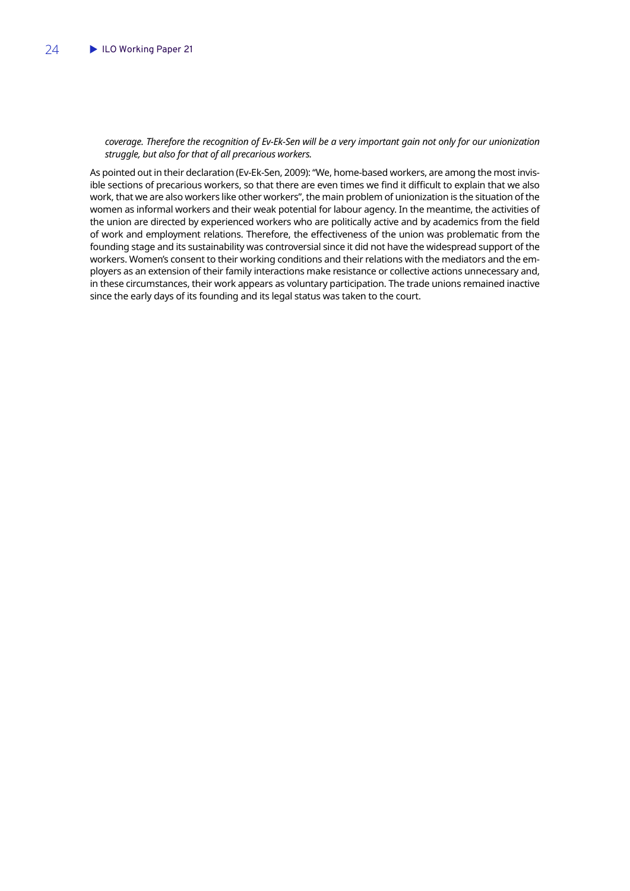*coverage. Therefore the recognition of Ev-Ek-Sen will be a very important gain not only for our unionization struggle, but also for that of all precarious workers.*

As pointed out in their declaration (Ev-Ek-Sen, 2009): "We, home-based workers, are among the most invisible sections of precarious workers, so that there are even times we find it difficult to explain that we also work, that we are also workers like other workers", the main problem of unionization is the situation of the women as informal workers and their weak potential for labour agency. In the meantime, the activities of the union are directed by experienced workers who are politically active and by academics from the field of work and employment relations. Therefore, the effectiveness of the union was problematic from the founding stage and its sustainability was controversial since it did not have the widespread support of the workers. Women's consent to their working conditions and their relations with the mediators and the employers as an extension of their family interactions make resistance or collective actions unnecessary and, in these circumstances, their work appears as voluntary participation. The trade unions remained inactive since the early days of its founding and its legal status was taken to the court.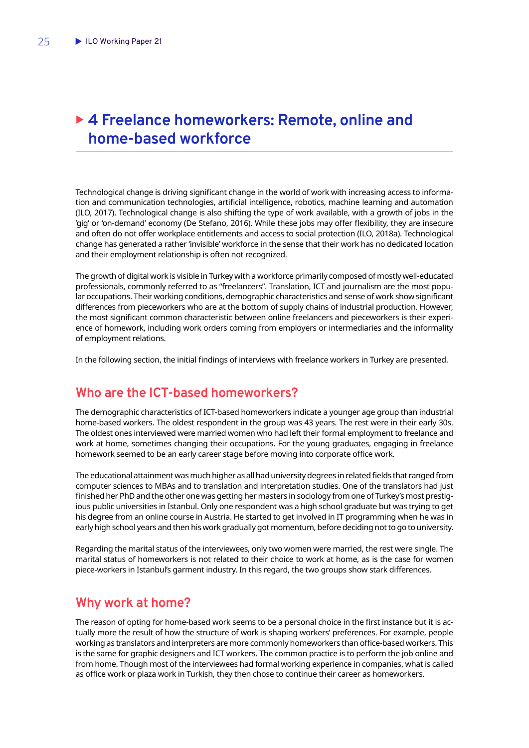# 4 Freelance homeworkers: Remote, online and home-based workforce

Technological change is driving significant change in the world of work with increasing access to information and communication technologies, artificial intelligence, robotics, machine learning and automation (ILO, 2017). Technological change is also shifting the type of work available, with a growth of jobs in the 'gig' or 'on-demand' economy (De Stefano, 2016). While these jobs may offer flexibility, they are insecure and often do not offer workplace entitlements and access to social protection (ILO, 2018a). Technological change has generated a rather 'invisible' workforce in the sense that their work has no dedicated location and their employment relationship is often not recognized.

The growth of digital work is visible in Turkey with a workforce primarily composed of mostly well-educated professionals, commonly referred to as "freelancers". Translation, ICT and journalism are the most popular occupations. Their working conditions, demographic characteristics and sense of work show significant differences from pieceworkers who are at the bottom of supply chains of industrial production. However, the most significant common characteristic between online freelancers and pieceworkers is their experience of homework, including work orders coming from employers or intermediaries and the informality of employment relations.

In the following section, the initial findings of interviews with freelance workers in Turkey are presented.

## Who are the ICT-based homeworkers?

The demographic characteristics of ICT-based homeworkers indicate a younger age group than industrial home-based workers. The oldest respondent in the group was 43 years. The rest were in their early 30s. The oldest ones interviewed were married women who had left their formal employment to freelance and work at home, sometimes changing their occupations. For the young graduates, engaging in freelance homework seemed to be an early career stage before moving into corporate office work.

The educational attainment was much higher as all had university degrees in related fields that ranged from computer sciences to MBAs and to translation and interpretation studies. One of the translators had just finished her PhD and the other one was getting her masters in sociology from one of Turkey's most prestigious public universities in Istanbul. Only one respondent was a high school graduate but was trying to get his degree from an online course in Austria. He started to get involved in IT programming when he was in early high school years and then his work gradually got momentum, before deciding not to go to university.

Regarding the marital status of the interviewees, only two women were married, the rest were single. The marital status of homeworkers is not related to their choice to work at home, as is the case for women piece-workers in Istanbul's garment industry. In this regard, the two groups show stark differences.

## Why work at home?

The reason of opting for home-based work seems to be a personal choice in the first instance but it is actually more the result of how the structure of work is shaping workers' preferences. For example, people working as translators and interpreters are more commonly homeworkers than office-based workers. This is the same for graphic designers and ICT workers. The common practice is to perform the job online and from home. Though most of the interviewees had formal working experience in companies, what is called as office work or plaza work in Turkish, they then chose to continue their career as homeworkers.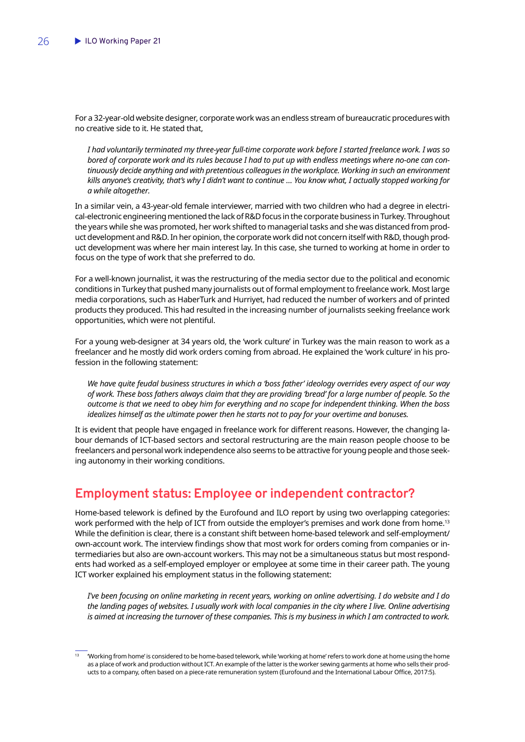For a 32-year-old website designer, corporate work was an endless stream of bureaucratic procedures with no creative side to it. He stated that,

> *I had voluntarily terminated my three-year full-time corporate work before I started freelance work. I was so bored of corporate work and its rules because I had to put up with endless meetings where no-one can continuously decide anything and with pretentious colleagues in the workplace. Working in such an environment kills anyone's creativity, that's why I didn't want to continue … You know what, I actually stopped working for a while altogether.*

In a similar vein, a 43-year-old female interviewer, married with two children who had a degree in electrical-electronic engineering mentioned the lack of R&D focus in the corporate business in Turkey. Throughout the years while she was promoted, her work shifted to managerial tasks and she was distanced from product development and R&D. In her opinion, the corporate work did not concern itself with R&D, though product development was where her main interest lay. In this case, she turned to working at home in order to focus on the type of work that she preferred to do.

For a well-known journalist, it was the restructuring of the media sector due to the political and economic conditions in Turkey that pushed many journalists out of formal employment to freelance work. Most large media corporations, such as HaberTurk and Hurriyet, had reduced the number of workers and of printed products they produced. This had resulted in the increasing number of journalists seeking freelance work opportunities, which were not plentiful.

For a young web-designer at 34 years old, the 'work culture' in Turkey was the main reason to work as a freelancer and he mostly did work orders coming from abroad. He explained the 'work culture' in his profession in the following statement:

> *We have quite feudal business structures in which a 'boss father' ideology overrides every aspect of our way of work. These boss fathers always claim that they are providing 'bread' for a large number of people. So the outcome is that we need to obey him for everything and no scope for independent thinking. When the boss idealizes himself as the ultimate power then he starts not to pay for your overtime and bonuses.*

It is evident that people have engaged in freelance work for different reasons. However, the changing labour demands of ICT-based sectors and sectoral restructuring are the main reason people choose to be freelancers and personal work independence also seems to be attractive for young people and those seeking autonomy in their working conditions.

## Employment status: Employee or independent contractor?

Home-based telework is defined by the Eurofound and ILO report by using two overlapping categories: work performed with the help of ICT from outside the employer's premises and work done from home.[13] While the definition is clear, there is a constant shift between home-based telework and self-employment/own-account work. The interview findings show that most work for orders coming from companies or intermediaries but also are own-account workers. This may not be a simultaneous status but most respondents had worked as a self-employed employer or employee at some time in their career path. The young ICT worker explained his employment status in the following statement:

> *I've been focusing on online marketing in recent years, working on online advertising. I do website and I do the landing pages of websites. I usually work with local companies in the city where I live. Online advertising is aimed at increasing the turnover of these companies. This is my business in which I am contracted to work.*

[13] 'Working from home' is considered to be home-based telework, while 'working at home' refers to work done at home using the home as a place of work and production without ICT. An example of the latter is the worker sewing garments at home who sells their products to a company, often based on a piece-rate remuneration system (Eurofound and the International Labour Office, 2017:5).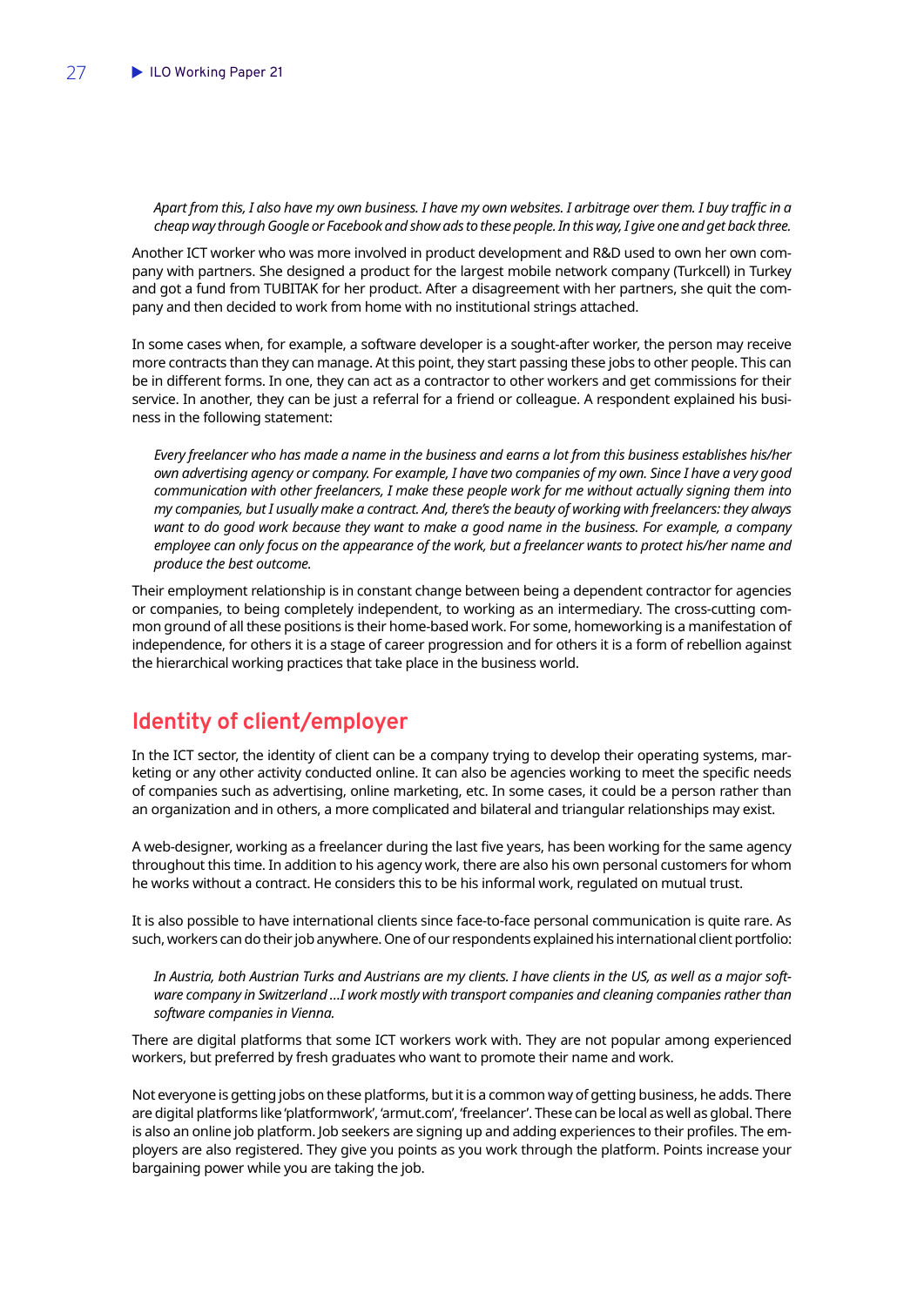*Apart from this, I also have my own business. I have my own websites. I arbitrage over them. I buy traffic in a cheap way through Google or Facebook and show ads to these people. In this way, I give one and get back three.*

Another ICT worker who was more involved in product development and R&D used to own her own company with partners. She designed a product for the largest mobile network company (Turkcell) in Turkey and got a fund from TUBITAK for her product. After a disagreement with her partners, she quit the company and then decided to work from home with no institutional strings attached.

In some cases when, for example, a software developer is a sought-after worker, the person may receive more contracts than they can manage. At this point, they start passing these jobs to other people. This can be in different forms. In one, they can act as a contractor to other workers and get commissions for their service. In another, they can be just a referral for a friend or colleague. A respondent explained his business in the following statement:

*Every freelancer who has made a name in the business and earns a lot from this business establishes his/her own advertising agency or company. For example, I have two companies of my own. Since I have a very good communication with other freelancers, I make these people work for me without actually signing them into my companies, but I usually make a contract. And, there's the beauty of working with freelancers: they always want to do good work because they want to make a good name in the business. For example, a company employee can only focus on the appearance of the work, but a freelancer wants to protect his/her name and produce the best outcome.*

Their employment relationship is in constant change between being a dependent contractor for agencies or companies, to being completely independent, to working as an intermediary. The cross-cutting common ground of all these positions is their home-based work. For some, homeworking is a manifestation of independence, for others it is a stage of career progression and for others it is a form of rebellion against the hierarchical working practices that take place in the business world.

## Identity of client/employer

In the ICT sector, the identity of client can be a company trying to develop their operating systems, marketing or any other activity conducted online. It can also be agencies working to meet the specific needs of companies such as advertising, online marketing, etc. In some cases, it could be a person rather than an organization and in others, a more complicated and bilateral and triangular relationships may exist.

A web-designer, working as a freelancer during the last five years, has been working for the same agency throughout this time. In addition to his agency work, there are also his own personal customers for whom he works without a contract. He considers this to be his informal work, regulated on mutual trust.

It is also possible to have international clients since face-to-face personal communication is quite rare. As such, workers can do their job anywhere. One of our respondents explained his international client portfolio:

*In Austria, both Austrian Turks and Austrians are my clients. I have clients in the US, as well as a major software company in Switzerland …I work mostly with transport companies and cleaning companies rather than software companies in Vienna.*

There are digital platforms that some ICT workers work with. They are not popular among experienced workers, but preferred by fresh graduates who want to promote their name and work.

Not everyone is getting jobs on these platforms, but it is a common way of getting business, he adds. There are digital platforms like 'platformwork', 'armut.com', 'freelancer'. These can be local as well as global. There is also an online job platform. Job seekers are signing up and adding experiences to their profiles. The employers are also registered. They give you points as you work through the platform. Points increase your bargaining power while you are taking the job.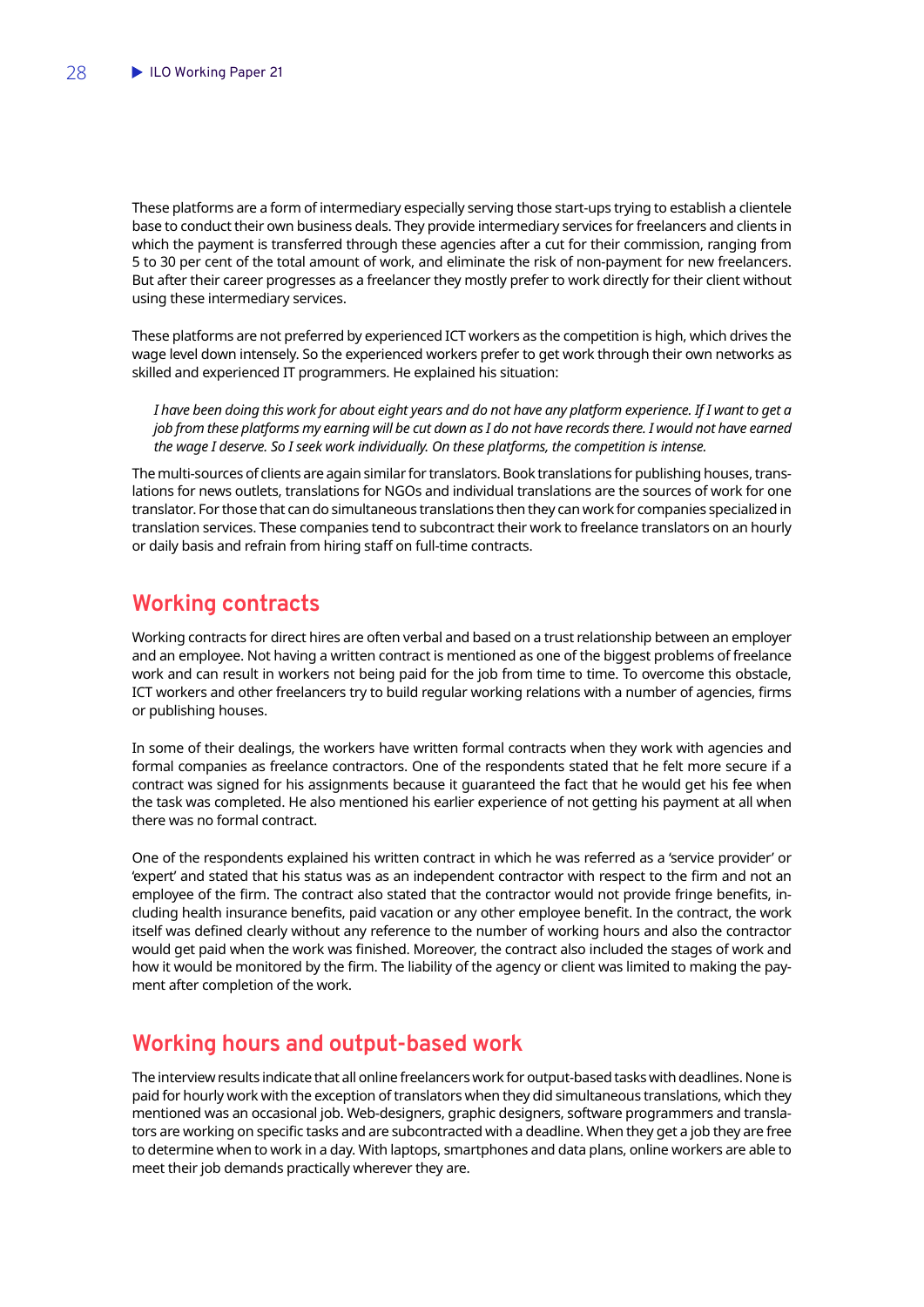These platforms are a form of intermediary especially serving those start-ups trying to establish a clientele base to conduct their own business deals. They provide intermediary services for freelancers and clients in which the payment is transferred through these agencies after a cut for their commission, ranging from 5 to 30 per cent of the total amount of work, and eliminate the risk of non-payment for new freelancers. But after their career progresses as a freelancer they mostly prefer to work directly for their client without using these intermediary services.

These platforms are not preferred by experienced ICT workers as the competition is high, which drives the wage level down intensely. So the experienced workers prefer to get work through their own networks as skilled and experienced IT programmers. He explained his situation:

> *I have been doing this work for about eight years and do not have any platform experience. If I want to get a job from these platforms my earning will be cut down as I do not have records there. I would not have earned the wage I deserve. So I seek work individually. On these platforms, the competition is intense.*

The multi-sources of clients are again similar for translators. Book translations for publishing houses, translations for news outlets, translations for NGOs and individual translations are the sources of work for one translator. For those that can do simultaneous translations then they can work for companies specialized in translation services. These companies tend to subcontract their work to freelance translators on an hourly or daily basis and refrain from hiring staff on full-time contracts.

## Working contracts

Working contracts for direct hires are often verbal and based on a trust relationship between an employer and an employee. Not having a written contract is mentioned as one of the biggest problems of freelance work and can result in workers not being paid for the job from time to time. To overcome this obstacle, ICT workers and other freelancers try to build regular working relations with a number of agencies, firms or publishing houses.

In some of their dealings, the workers have written formal contracts when they work with agencies and formal companies as freelance contractors. One of the respondents stated that he felt more secure if a contract was signed for his assignments because it guaranteed the fact that he would get his fee when the task was completed. He also mentioned his earlier experience of not getting his payment at all when there was no formal contract.

One of the respondents explained his written contract in which he was referred as a 'service provider' or 'expert' and stated that his status was as an independent contractor with respect to the firm and not an employee of the firm. The contract also stated that the contractor would not provide fringe benefits, including health insurance benefits, paid vacation or any other employee benefit. In the contract, the work itself was defined clearly without any reference to the number of working hours and also the contractor would get paid when the work was finished. Moreover, the contract also included the stages of work and how it would be monitored by the firm. The liability of the agency or client was limited to making the payment after completion of the work.

## Working hours and output-based work

The interview results indicate that all online freelancers work for output-based tasks with deadlines. None is paid for hourly work with the exception of translators when they did simultaneous translations, which they mentioned was an occasional job. Web-designers, graphic designers, software programmers and translators are working on specific tasks and are subcontracted with a deadline. When they get a job they are free to determine when to work in a day. With laptops, smartphones and data plans, online workers are able to meet their job demands practically wherever they are.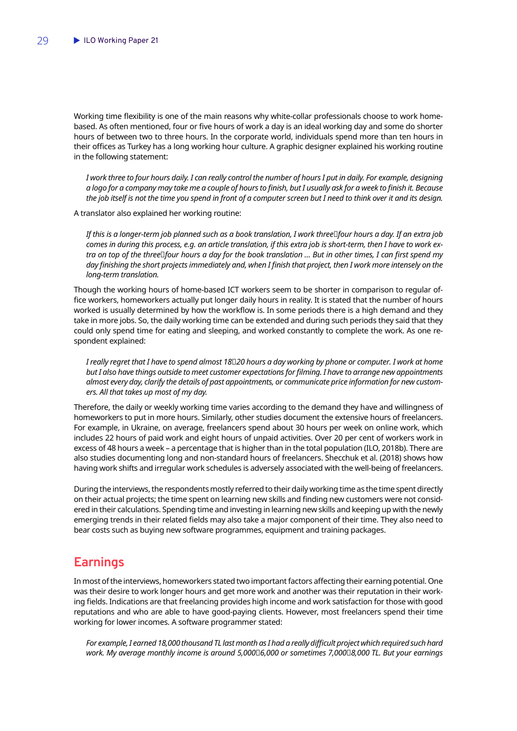Working time flexibility is one of the main reasons why white-collar professionals choose to work home-based. As often mentioned, four or five hours of work a day is an ideal working day and some do shorter hours of between two to three hours. In the corporate world, individuals spend more than ten hours in their offices as Turkey has a long working hour culture. A graphic designer explained his working routine in the following statement:

> *I work three to four hours daily. I can really control the number of hours I put in daily. For example, designing a logo for a company may take me a couple of hours to finish, but I usually ask for a week to finish it. Because the job itself is not the time you spend in front of a computer screen but I need to think over it and its design.*

A translator also explained her working routine:

> *If this is a longer-term job planned such as a book translation, I work three–four hours a day. If an extra job comes in during this process, e.g. an article translation, if this extra job is short-term, then I have to work extra on top of the three–four hours a day for the book translation … But in other times, I can first spend my day finishing the short projects immediately and, when I finish that project, then I work more intensely on the long-term translation.*

Though the working hours of home-based ICT workers seem to be shorter in comparison to regular office workers, homeworkers actually put longer daily hours in reality. It is stated that the number of hours worked is usually determined by how the workflow is. In some periods there is a high demand and they take in more jobs. So, the daily working time can be extended and during such periods they said that they could only spend time for eating and sleeping, and worked constantly to complete the work. As one respondent explained:

> *I really regret that I have to spend almost 18–20 hours a day working by phone or computer. I work at home but I also have things outside to meet customer expectations for filming. I have to arrange new appointments almost every day, clarify the details of past appointments, or communicate price information for new customers. All that takes up most of my day.*

Therefore, the daily or weekly working time varies according to the demand they have and willingness of homeworkers to put in more hours. Similarly, other studies document the extensive hours of freelancers. For example, in Ukraine, on average, freelancers spend about 30 hours per week on online work, which includes 22 hours of paid work and eight hours of unpaid activities. Over 20 per cent of workers work in excess of 48 hours a week – a percentage that is higher than in the total population (ILO, 2018b). There are also studies documenting long and non-standard hours of freelancers. Shecchuk et al. (2018) shows how having work shifts and irregular work schedules is adversely associated with the well-being of freelancers.

During the interviews, the respondents mostly referred to their daily working time as the time spent directly on their actual projects; the time spent on learning new skills and finding new customers were not considered in their calculations. Spending time and investing in learning new skills and keeping up with the newly emerging trends in their related fields may also take a major component of their time. They also need to bear costs such as buying new software programmes, equipment and training packages.

## Earnings

In most of the interviews, homeworkers stated two important factors affecting their earning potential. One was their desire to work longer hours and get more work and another was their reputation in their working fields. Indications are that freelancing provides high income and work satisfaction for those with good reputations and who are able to have good-paying clients. However, most freelancers spend their time working for lower incomes. A software programmer stated:

> *For example, I earned 18,000 thousand TL last month as I had a really difficult project which required such hard work. My average monthly income is around 5,000–6,000 or sometimes 7,000–8,000 TL. But your earnings*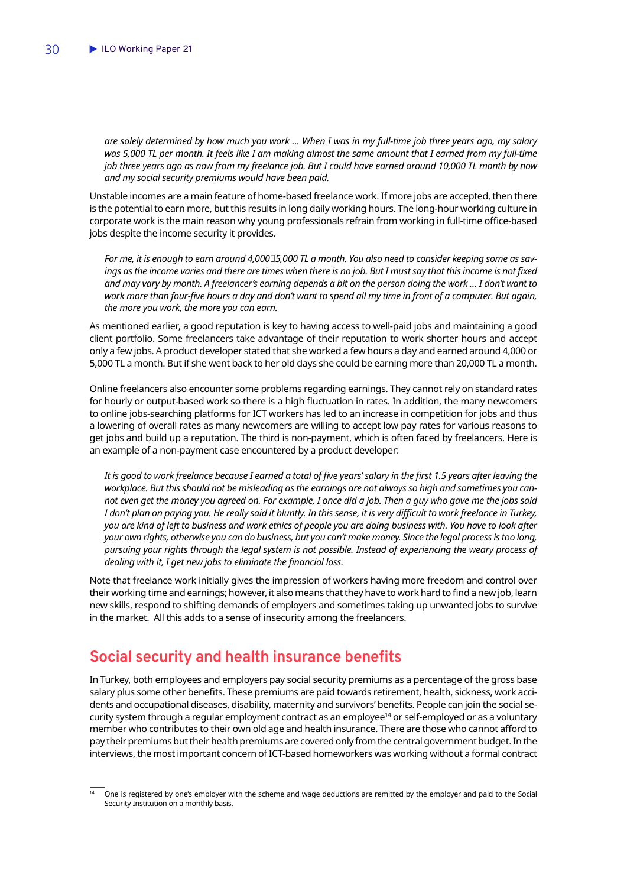> *are solely determined by how much you work … When I was in my full-time job three years ago, my salary was 5,000 TL per month. It feels like I am making almost the same amount that I earned from my full-time job three years ago as now from my freelance job. But I could have earned around 10,000 TL month by now and my social security premiums would have been paid.*

Unstable incomes are a main feature of home-based freelance work. If more jobs are accepted, then there is the potential to earn more, but this results in long daily working hours. The long-hour working culture in corporate work is the main reason why young professionals refrain from working in full-time office-based jobs despite the income security it provides.

> *For me, it is enough to earn around 4,000–5,000 TL a month. You also need to consider keeping some as savings as the income varies and there are times when there is no job. But I must say that this income is not fixed and may vary by month. A freelancer's earning depends a bit on the person doing the work … I don't want to work more than four-five hours a day and don't want to spend all my time in front of a computer. But again, the more you work, the more you can earn.*

As mentioned earlier, a good reputation is key to having access to well-paid jobs and maintaining a good client portfolio. Some freelancers take advantage of their reputation to work shorter hours and accept only a few jobs. A product developer stated that she worked a few hours a day and earned around 4,000 or 5,000 TL a month. But if she went back to her old days she could be earning more than 20,000 TL a month.

Online freelancers also encounter some problems regarding earnings. They cannot rely on standard rates for hourly or output-based work so there is a high fluctuation in rates. In addition, the many newcomers to online jobs-searching platforms for ICT workers has led to an increase in competition for jobs and thus a lowering of overall rates as many newcomers are willing to accept low pay rates for various reasons to get jobs and build up a reputation. The third is non-payment, which is often faced by freelancers. Here is an example of a non-payment case encountered by a product developer:

> *It is good to work freelance because I earned a total of five years' salary in the first 1.5 years after leaving the workplace. But this should not be misleading as the earnings are not always so high and sometimes you cannot even get the money you agreed on. For example, I once did a job. Then a guy who gave me the jobs said I don't plan on paying you. He really said it bluntly. In this sense, it is very difficult to work freelance in Turkey, you are kind of left to business and work ethics of people you are doing business with. You have to look after your own rights, otherwise you can do business, but you can't make money. Since the legal process is too long, pursuing your rights through the legal system is not possible. Instead of experiencing the weary process of dealing with it, I get new jobs to eliminate the financial loss.*

Note that freelance work initially gives the impression of workers having more freedom and control over their working time and earnings; however, it also means that they have to work hard to find a new job, learn new skills, respond to shifting demands of employers and sometimes taking up unwanted jobs to survive in the market. All this adds to a sense of insecurity among the freelancers.

## Social security and health insurance benefits

In Turkey, both employees and employers pay social security premiums as a percentage of the gross base salary plus some other benefits. These premiums are paid towards retirement, health, sickness, work accidents and occupational diseases, disability, maternity and survivors' benefits. People can join the social security system through a regular employment contract as an employee[14] or self-employed or as a voluntary member who contributes to their own old age and health insurance. There are those who cannot afford to pay their premiums but their health premiums are covered only from the central government budget. In the interviews, the most important concern of ICT-based homeworkers was working without a formal contract

[14] One is registered by one's employer with the scheme and wage deductions are remitted by the employer and paid to the Social Security Institution on a monthly basis.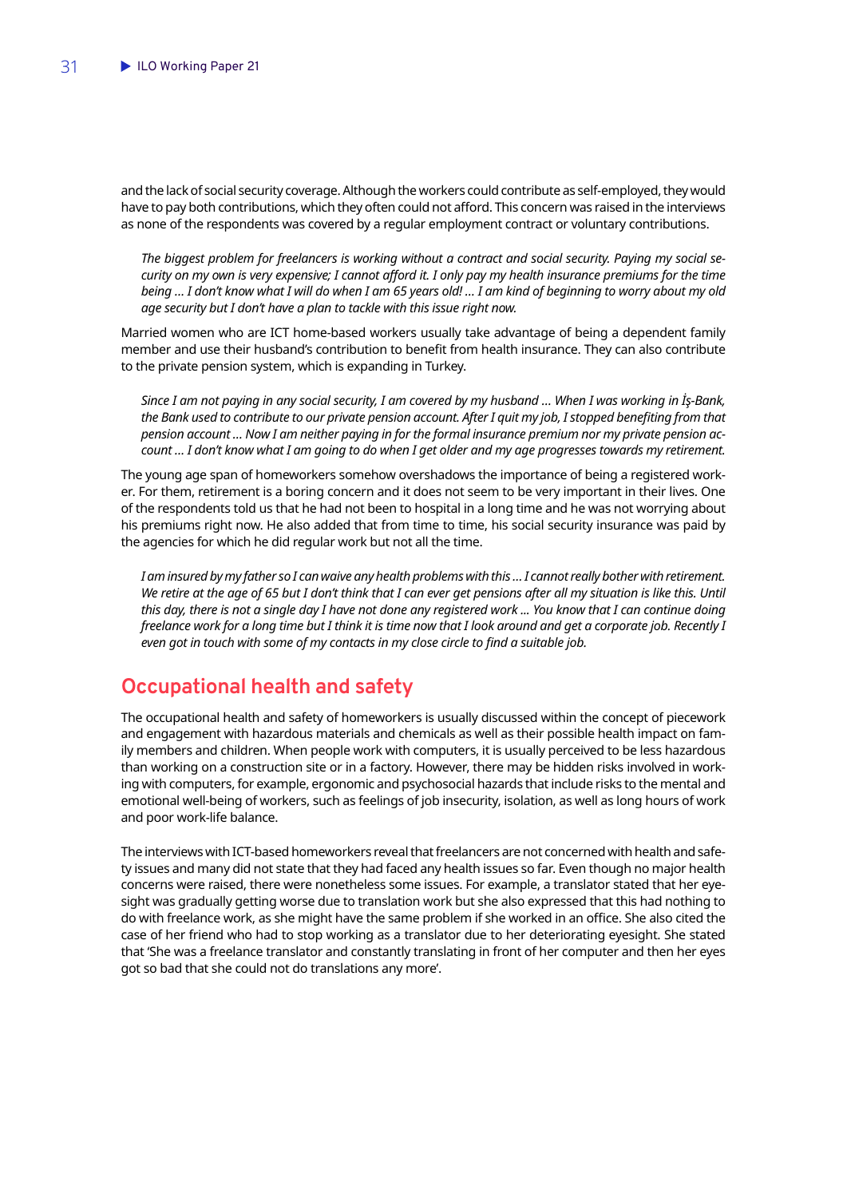and the lack of social security coverage. Although the workers could contribute as self-employed, they would have to pay both contributions, which they often could not afford. This concern was raised in the interviews as none of the respondents was covered by a regular employment contract or voluntary contributions.

> *The biggest problem for freelancers is working without a contract and social security. Paying my social security on my own is very expensive; I cannot afford it. I only pay my health insurance premiums for the time being … I don't know what I will do when I am 65 years old! … I am kind of beginning to worry about my old age security but I don't have a plan to tackle with this issue right now.*

Married women who are ICT home-based workers usually take advantage of being a dependent family member and use their husband's contribution to benefit from health insurance. They can also contribute to the private pension system, which is expanding in Turkey.

> *Since I am not paying in any social security, I am covered by my husband … When I was working in İş-Bank, the Bank used to contribute to our private pension account. After I quit my job, I stopped benefiting from that pension account … Now I am neither paying in for the formal insurance premium nor my private pension account … I don't know what I am going to do when I get older and my age progresses towards my retirement.*

The young age span of homeworkers somehow overshadows the importance of being a registered worker. For them, retirement is a boring concern and it does not seem to be very important in their lives. One of the respondents told us that he had not been to hospital in a long time and he was not worrying about his premiums right now. He also added that from time to time, his social security insurance was paid by the agencies for which he did regular work but not all the time.

> *I am insured by my father so I can waive any health problems with this … I cannot really bother with retirement. We retire at the age of 65 but I don't think that I can ever get pensions after all my situation is like this. Until this day, there is not a single day I have not done any registered work … You know that I can continue doing freelance work for a long time but I think it is time now that I look around and get a corporate job. Recently I even got in touch with some of my contacts in my close circle to find a suitable job.*

## Occupational health and safety

The occupational health and safety of homeworkers is usually discussed within the concept of piecework and engagement with hazardous materials and chemicals as well as their possible health impact on family members and children. When people work with computers, it is usually perceived to be less hazardous than working on a construction site or in a factory. However, there may be hidden risks involved in working with computers, for example, ergonomic and psychosocial hazards that include risks to the mental and emotional well-being of workers, such as feelings of job insecurity, isolation, as well as long hours of work and poor work-life balance.

The interviews with ICT-based homeworkers reveal that freelancers are not concerned with health and safety issues and many did not state that they had faced any health issues so far. Even though no major health concerns were raised, there were nonetheless some issues. For example, a translator stated that her eyesight was gradually getting worse due to translation work but she also expressed that this had nothing to do with freelance work, as she might have the same problem if she worked in an office. She also cited the case of her friend who had to stop working as a translator due to her deteriorating eyesight. She stated that 'She was a freelance translator and constantly translating in front of her computer and then her eyes got so bad that she could not do translations any more'.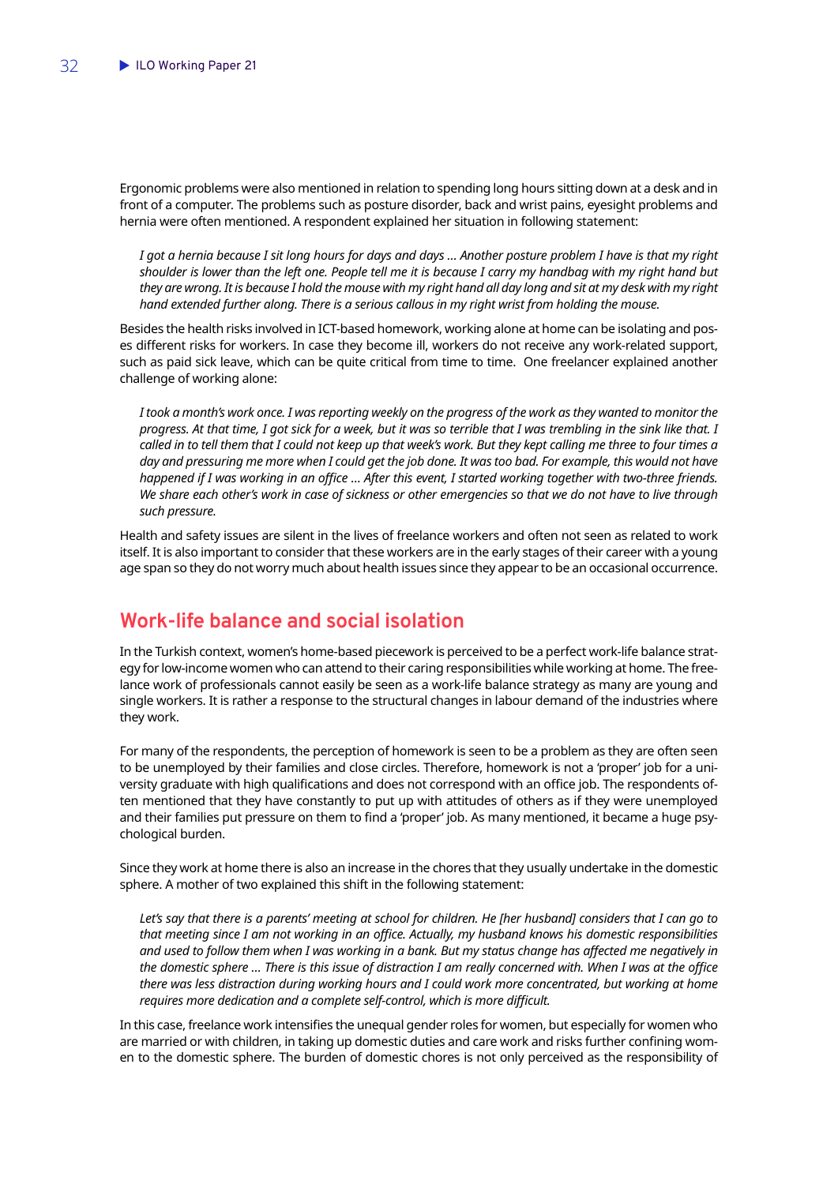Ergonomic problems were also mentioned in relation to spending long hours sitting down at a desk and in front of a computer. The problems such as posture disorder, back and wrist pains, eyesight problems and hernia were often mentioned. A respondent explained her situation in following statement:

> *I got a hernia because I sit long hours for days and days … Another posture problem I have is that my right shoulder is lower than the left one. People tell me it is because I carry my handbag with my right hand but they are wrong. It is because I hold the mouse with my right hand all day long and sit at my desk with my right hand extended further along. There is a serious callous in my right wrist from holding the mouse.*

Besides the health risks involved in ICT-based homework, working alone at home can be isolating and poses different risks for workers. In case they become ill, workers do not receive any work-related support, such as paid sick leave, which can be quite critical from time to time. One freelancer explained another challenge of working alone:

> *I took a month's work once. I was reporting weekly on the progress of the work as they wanted to monitor the progress. At that time, I got sick for a week, but it was so terrible that I was trembling in the sink like that. I called in to tell them that I could not keep up that week's work. But they kept calling me three to four times a day and pressuring me more when I could get the job done. It was too bad. For example, this would not have happened if I was working in an office … After this event, I started working together with two-three friends. We share each other's work in case of sickness or other emergencies so that we do not have to live through such pressure.*

Health and safety issues are silent in the lives of freelance workers and often not seen as related to work itself. It is also important to consider that these workers are in the early stages of their career with a young age span so they do not worry much about health issues since they appear to be an occasional occurrence.

## Work-life balance and social isolation

In the Turkish context, women's home-based piecework is perceived to be a perfect work-life balance strategy for low-income women who can attend to their caring responsibilities while working at home. The freelance work of professionals cannot easily be seen as a work-life balance strategy as many are young and single workers. It is rather a response to the structural changes in labour demand of the industries where they work.

For many of the respondents, the perception of homework is seen to be a problem as they are often seen to be unemployed by their families and close circles. Therefore, homework is not a 'proper' job for a university graduate with high qualifications and does not correspond with an office job. The respondents often mentioned that they have constantly to put up with attitudes of others as if they were unemployed and their families put pressure on them to find a 'proper' job. As many mentioned, it became a huge psychological burden.

Since they work at home there is also an increase in the chores that they usually undertake in the domestic sphere. A mother of two explained this shift in the following statement:

> *Let's say that there is a parents' meeting at school for children. He [her husband] considers that I can go to that meeting since I am not working in an office. Actually, my husband knows his domestic responsibilities and used to follow them when I was working in a bank. But my status change has affected me negatively in the domestic sphere … There is this issue of distraction I am really concerned with. When I was at the office there was less distraction during working hours and I could work more concentrated, but working at home requires more dedication and a complete self-control, which is more difficult.*

In this case, freelance work intensifies the unequal gender roles for women, but especially for women who are married or with children, in taking up domestic duties and care work and risks further confining women to the domestic sphere. The burden of domestic chores is not only perceived as the responsibility of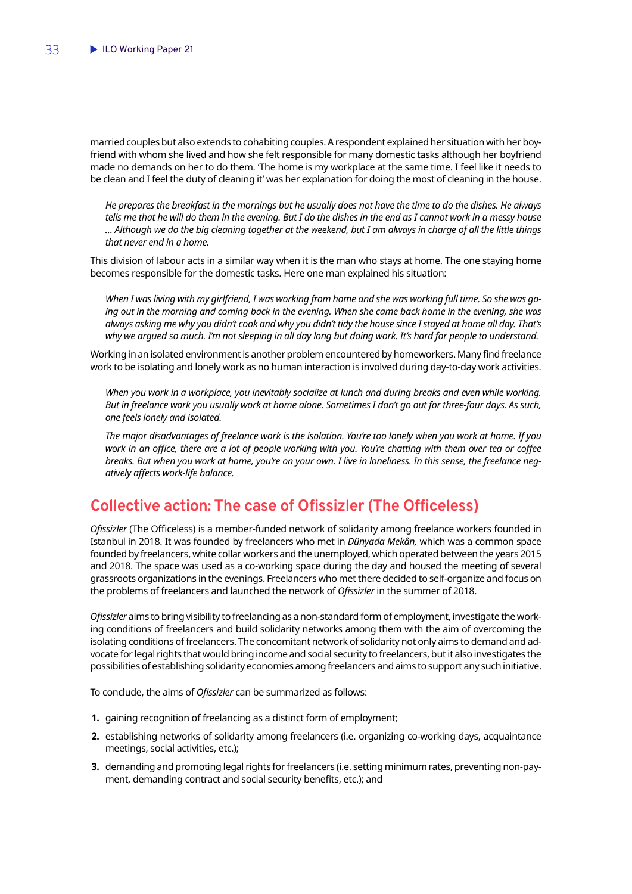married couples but also extends to cohabiting couples. A respondent explained her situation with her boyfriend with whom she lived and how she felt responsible for many domestic tasks although her boyfriend made no demands on her to do them. 'The home is my workplace at the same time. I feel like it needs to be clean and I feel the duty of cleaning it' was her explanation for doing the most of cleaning in the house.

> *He prepares the breakfast in the mornings but he usually does not have the time to do the dishes. He always tells me that he will do them in the evening. But I do the dishes in the end as I cannot work in a messy house … Although we do the big cleaning together at the weekend, but I am always in charge of all the little things that never end in a home.*

This division of labour acts in a similar way when it is the man who stays at home. The one staying home becomes responsible for the domestic tasks. Here one man explained his situation:

> *When I was living with my girlfriend, I was working from home and she was working full time. So she was going out in the morning and coming back in the evening. When she came back home in the evening, she was always asking me why you didn't cook and why you didn't tidy the house since I stayed at home all day. That's why we argued so much. I'm not sleeping in all day long but doing work. It's hard for people to understand.*

Working in an isolated environment is another problem encountered by homeworkers. Many find freelance work to be isolating and lonely work as no human interaction is involved during day-to-day work activities.

> *When you work in a workplace, you inevitably socialize at lunch and during breaks and even while working. But in freelance work you usually work at home alone. Sometimes I don't go out for three-four days. As such, one feels lonely and isolated.*

> *The major disadvantages of freelance work is the isolation. You're too lonely when you work at home. If you work in an office, there are a lot of people working with you. You're chatting with them over tea or coffee breaks. But when you work at home, you're on your own. I live in loneliness. In this sense, the freelance negatively affects work-life balance.*

## Collective action: The case of Ofissizler (The Officeless)

*Ofissizler* (The Officeless) is a member-funded network of solidarity among freelance workers founded in Istanbul in 2018. It was founded by freelancers who met in *Dünyada Mekân,* which was a common space founded by freelancers, white collar workers and the unemployed, which operated between the years 2015 and 2018. The space was used as a co-working space during the day and housed the meeting of several grassroots organizations in the evenings. Freelancers who met there decided to self-organize and focus on the problems of freelancers and launched the network of *Ofissizler* in the summer of 2018.

*Ofissizler* aims to bring visibility to freelancing as a non-standard form of employment, investigate the working conditions of freelancers and build solidarity networks among them with the aim of overcoming the isolating conditions of freelancers. The concomitant network of solidarity not only aims to demand and advocate for legal rights that would bring income and social security to freelancers, but it also investigates the possibilities of establishing solidarity economies among freelancers and aims to support any such initiative.

To conclude, the aims of *Ofissizler* can be summarized as follows:

1. gaining recognition of freelancing as a distinct form of employment;
2. establishing networks of solidarity among freelancers (i.e. organizing co-working days, acquaintance meetings, social activities, etc.);
3. demanding and promoting legal rights for freelancers (i.e. setting minimum rates, preventing non-payment, demanding contract and social security benefits, etc.); and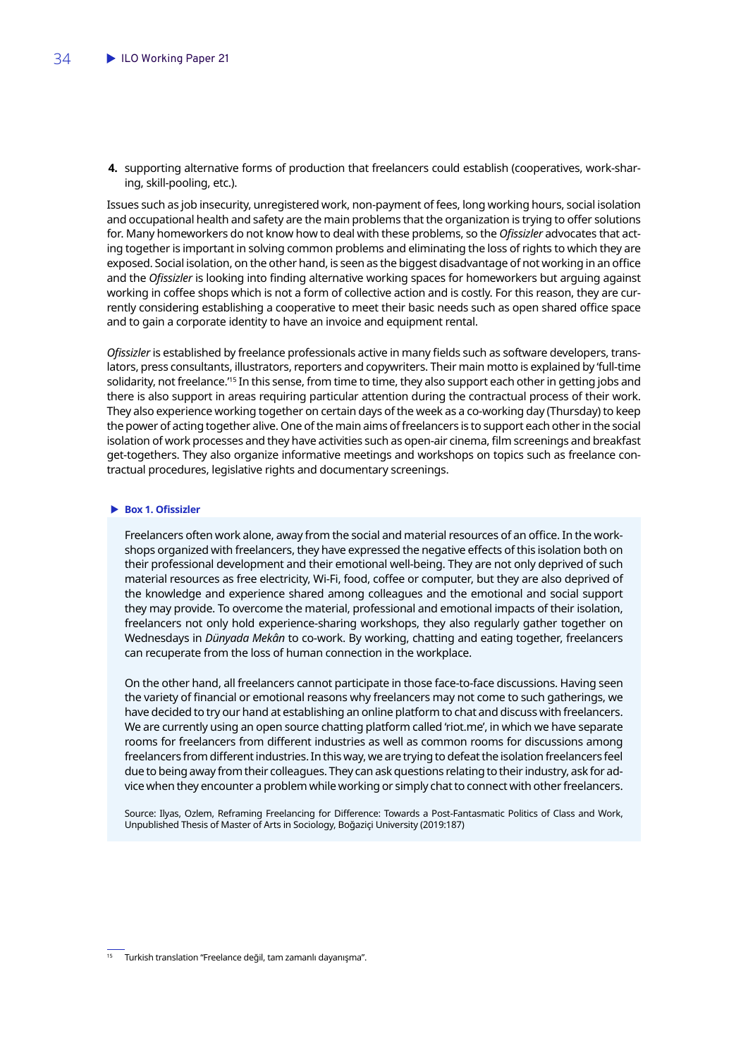4. supporting alternative forms of production that freelancers could establish (cooperatives, work-sharing, skill-pooling, etc.).

Issues such as job insecurity, unregistered work, non-payment of fees, long working hours, social isolation and occupational health and safety are the main problems that the organization is trying to offer solutions for. Many homeworkers do not know how to deal with these problems, so the *Ofissizler* advocates that acting together is important in solving common problems and eliminating the loss of rights to which they are exposed. Social isolation, on the other hand, is seen as the biggest disadvantage of not working in an office and the *Ofissizler* is looking into finding alternative working spaces for homeworkers but arguing against working in coffee shops which is not a form of collective action and is costly. For this reason, they are currently considering establishing a cooperative to meet their basic needs such as open shared office space and to gain a corporate identity to have an invoice and equipment rental.

*Ofissizler* is established by freelance professionals active in many fields such as software developers, translators, press consultants, illustrators, reporters and copywriters. Their main motto is explained by 'full-time solidarity, not freelance.'[15] In this sense, from time to time, they also support each other in getting jobs and there is also support in areas requiring particular attention during the contractual process of their work. They also experience working together on certain days of the week as a co-working day (Thursday) to keep the power of acting together alive. One of the main aims of freelancers is to support each other in the social isolation of work processes and they have activities such as open-air cinema, film screenings and breakfast get-togethers. They also organize informative meetings and workshops on topics such as freelance contractual procedures, legislative rights and documentary screenings.

**Box 1. Ofissizler**

Freelancers often work alone, away from the social and material resources of an office. In the workshops organized with freelancers, they have expressed the negative effects of this isolation both on their professional development and their emotional well-being. They are not only deprived of such material resources as free electricity, Wi-Fi, food, coffee or computer, but they are also deprived of the knowledge and experience shared among colleagues and the emotional and social support they may provide. To overcome the material, professional and emotional impacts of their isolation, freelancers not only hold experience-sharing workshops, they also regularly gather together on Wednesdays in *Dünyada Mekân* to co-work. By working, chatting and eating together, freelancers can recuperate from the loss of human connection in the workplace.

On the other hand, all freelancers cannot participate in those face-to-face discussions. Having seen the variety of financial or emotional reasons why freelancers may not come to such gatherings, we have decided to try our hand at establishing an online platform to chat and discuss with freelancers. We are currently using an open source chatting platform called 'riot.me', in which we have separate rooms for freelancers from different industries as well as common rooms for discussions among freelancers from different industries. In this way, we are trying to defeat the isolation freelancers feel due to being away from their colleagues. They can ask questions relating to their industry, ask for advice when they encounter a problem while working or simply chat to connect with other freelancers.

Source: Ilyas, Ozlem, Reframing Freelancing for Difference: Towards a Post-Fantasmatic Politics of Class and Work, Unpublished Thesis of Master of Arts in Sociology, Boğaziçi University (2019:187)

---

[15] Turkish translation "Freelance değil, tam zamanlı dayanışma".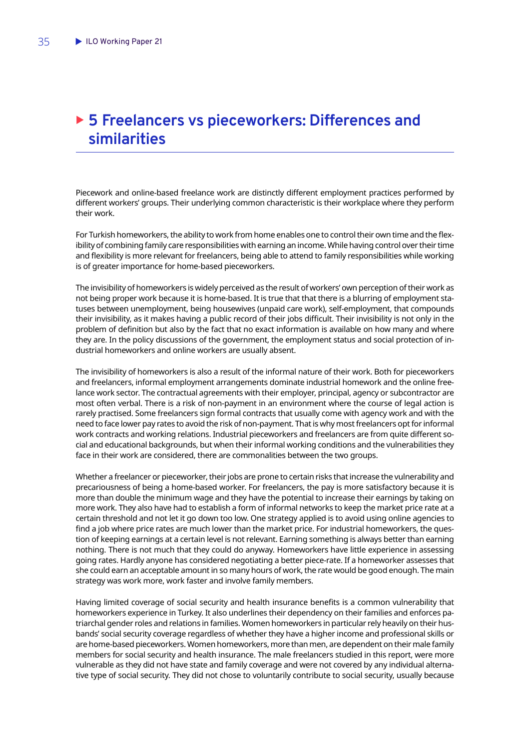# 5 Freelancers vs pieceworkers: Differences and similarities

Piecework and online-based freelance work are distinctly different employment practices performed by different workers' groups. Their underlying common characteristic is their workplace where they perform their work.

For Turkish homeworkers, the ability to work from home enables one to control their own time and the flexibility of combining family care responsibilities with earning an income. While having control over their time and flexibility is more relevant for freelancers, being able to attend to family responsibilities while working is of greater importance for home-based pieceworkers.

The invisibility of homeworkers is widely perceived as the result of workers' own perception of their work as not being proper work because it is home-based. It is true that that there is a blurring of employment statuses between unemployment, being housewives (unpaid care work), self-employment, that compounds their invisibility, as it makes having a public record of their jobs difficult. Their invisibility is not only in the problem of definition but also by the fact that no exact information is available on how many and where they are. In the policy discussions of the government, the employment status and social protection of industrial homeworkers and online workers are usually absent.

The invisibility of homeworkers is also a result of the informal nature of their work. Both for pieceworkers and freelancers, informal employment arrangements dominate industrial homework and the online freelance work sector. The contractual agreements with their employer, principal, agency or subcontractor are most often verbal. There is a risk of non-payment in an environment where the course of legal action is rarely practised. Some freelancers sign formal contracts that usually come with agency work and with the need to face lower pay rates to avoid the risk of non-payment. That is why most freelancers opt for informal work contracts and working relations. Industrial pieceworkers and freelancers are from quite different social and educational backgrounds, but when their informal working conditions and the vulnerabilities they face in their work are considered, there are commonalities between the two groups.

Whether a freelancer or pieceworker, their jobs are prone to certain risks that increase the vulnerability and precariousness of being a home-based worker. For freelancers, the pay is more satisfactory because it is more than double the minimum wage and they have the potential to increase their earnings by taking on more work. They also have had to establish a form of informal networks to keep the market price rate at a certain threshold and not let it go down too low. One strategy applied is to avoid using online agencies to find a job where price rates are much lower than the market price. For industrial homeworkers, the question of keeping earnings at a certain level is not relevant. Earning something is always better than earning nothing. There is not much that they could do anyway. Homeworkers have little experience in assessing going rates. Hardly anyone has considered negotiating a better piece-rate. If a homeworker assesses that she could earn an acceptable amount in so many hours of work, the rate would be good enough. The main strategy was work more, work faster and involve family members.

Having limited coverage of social security and health insurance benefits is a common vulnerability that homeworkers experience in Turkey. It also underlines their dependency on their families and enforces patriarchal gender roles and relations in families. Women homeworkers in particular rely heavily on their husbands' social security coverage regardless of whether they have a higher income and professional skills or are home-based pieceworkers. Women homeworkers, more than men, are dependent on their male family members for social security and health insurance. The male freelancers studied in this report, were more vulnerable as they did not have state and family coverage and were not covered by any individual alternative type of social security. They did not chose to voluntarily contribute to social security, usually because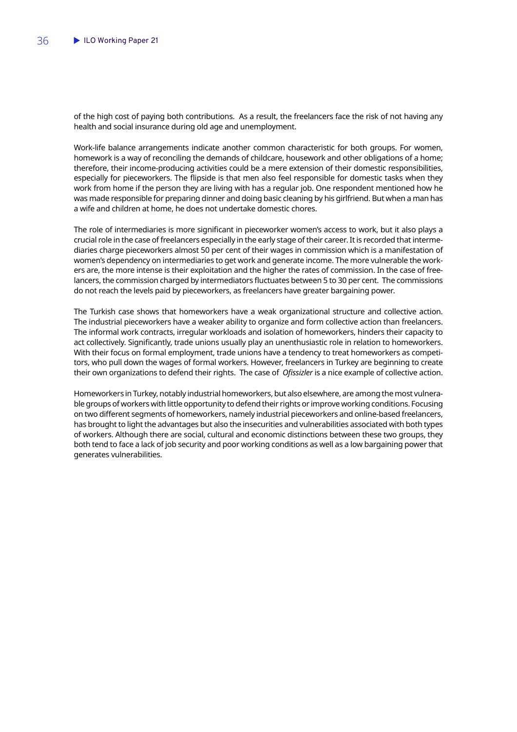of the high cost of paying both contributions. As a result, the freelancers face the risk of not having any health and social insurance during old age and unemployment.

Work-life balance arrangements indicate another common characteristic for both groups. For women, homework is a way of reconciling the demands of childcare, housework and other obligations of a home; therefore, their income-producing activities could be a mere extension of their domestic responsibilities, especially for pieceworkers. The flipside is that men also feel responsible for domestic tasks when they work from home if the person they are living with has a regular job. One respondent mentioned how he was made responsible for preparing dinner and doing basic cleaning by his girlfriend. But when a man has a wife and children at home, he does not undertake domestic chores.

The role of intermediaries is more significant in pieceworker women's access to work, but it also plays a crucial role in the case of freelancers especially in the early stage of their career. It is recorded that intermediaries charge pieceworkers almost 50 per cent of their wages in commission which is a manifestation of women's dependency on intermediaries to get work and generate income. The more vulnerable the workers are, the more intense is their exploitation and the higher the rates of commission. In the case of freelancers, the commission charged by intermediators fluctuates between 5 to 30 per cent. The commissions do not reach the levels paid by pieceworkers, as freelancers have greater bargaining power.

The Turkish case shows that homeworkers have a weak organizational structure and collective action. The industrial pieceworkers have a weaker ability to organize and form collective action than freelancers. The informal work contracts, irregular workloads and isolation of homeworkers, hinders their capacity to act collectively. Significantly, trade unions usually play an unenthusiastic role in relation to homeworkers. With their focus on formal employment, trade unions have a tendency to treat homeworkers as competitors, who pull down the wages of formal workers. However, freelancers in Turkey are beginning to create their own organizations to defend their rights. The case of *Ofissizler* is a nice example of collective action.

Homeworkers in Turkey, notably industrial homeworkers, but also elsewhere, are among the most vulnerable groups of workers with little opportunity to defend their rights or improve working conditions. Focusing on two different segments of homeworkers, namely industrial pieceworkers and online-based freelancers, has brought to light the advantages but also the insecurities and vulnerabilities associated with both types of workers. Although there are social, cultural and economic distinctions between these two groups, they both tend to face a lack of job security and poor working conditions as well as a low bargaining power that generates vulnerabilities.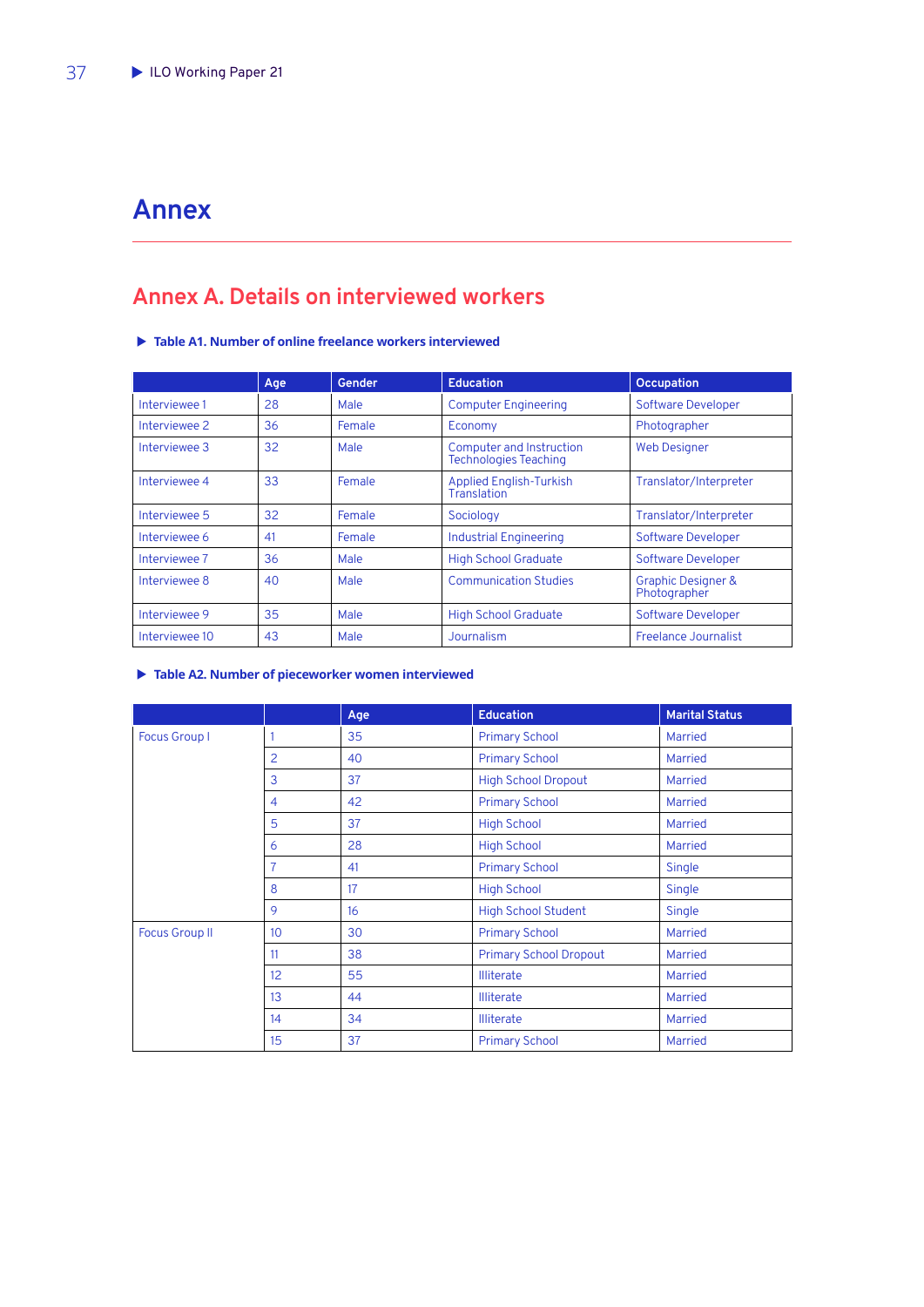# Annex

## Annex A. Details on interviewed workers

**Table A1. Number of online freelance workers interviewed**

| | Age | Gender | Education | Occupation |
|---|---|---|---|---|
| Interviewee 1 | 28 | Male | Computer Engineering | Software Developer |
| Interviewee 2 | 36 | Female | Economy | Photographer |
| Interviewee 3 | 32 | Male | Computer and Instruction Technologies Teaching | Web Designer |
| Interviewee 4 | 33 | Female | Applied English-Turkish Translation | Translator/Interpreter |
| Interviewee 5 | 32 | Female | Sociology | Translator/Interpreter |
| Interviewee 6 | 41 | Female | Industrial Engineering | Software Developer |
| Interviewee 7 | 36 | Male | High School Graduate | Software Developer |
| Interviewee 8 | 40 | Male | Communication Studies | Graphic Designer & Photographer |
| Interviewee 9 | 35 | Male | High School Graduate | Software Developer |
| Interviewee 10 | 43 | Male | Journalism | Freelance Journalist |

**Table A2. Number of pieceworker women interviewed**

| | | Age | Education | Marital Status |
|---|---|---|---|---|
| Focus Group I | 1 | 35 | Primary School | Married |
| | 2 | 40 | Primary School | Married |
| | 3 | 37 | High School Dropout | Married |
| | 4 | 42 | Primary School | Married |
| | 5 | 37 | High School | Married |
| | 6 | 28 | High School | Married |
| | 7 | 41 | Primary School | Single |
| | 8 | 17 | High School | Single |
| | 9 | 16 | High School Student | Single |
| Focus Group II | 10 | 30 | Primary School | Married |
| | 11 | 38 | Primary School Dropout | Married |
| | 12 | 55 | Illiterate | Married |
| | 13 | 44 | Illiterate | Married |
| | 14 | 34 | Illiterate | Married |
| | 15 | 37 | Primary School | Married |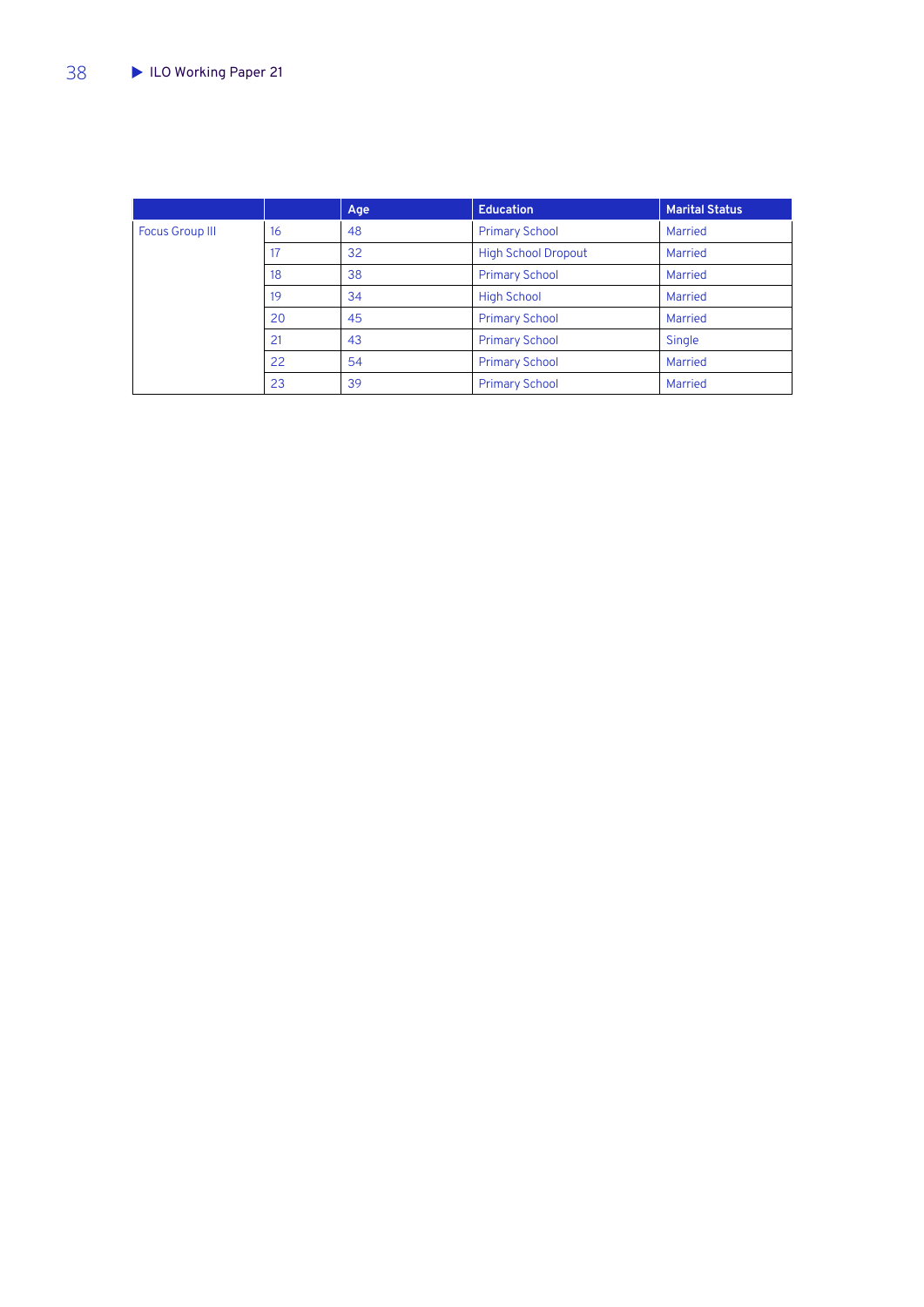| | | Age | Education | Marital Status |
|---|---|---|---|---|
| Focus Group III | 16 | 48 | Primary School | Married |
| | 17 | 32 | High School Dropout | Married |
| | 18 | 38 | Primary School | Married |
| | 19 | 34 | High School | Married |
| | 20 | 45 | Primary School | Married |
| | 21 | 43 | Primary School | Single |
| | 22 | 54 | Primary School | Married |
| | 23 | 39 | Primary School | Married |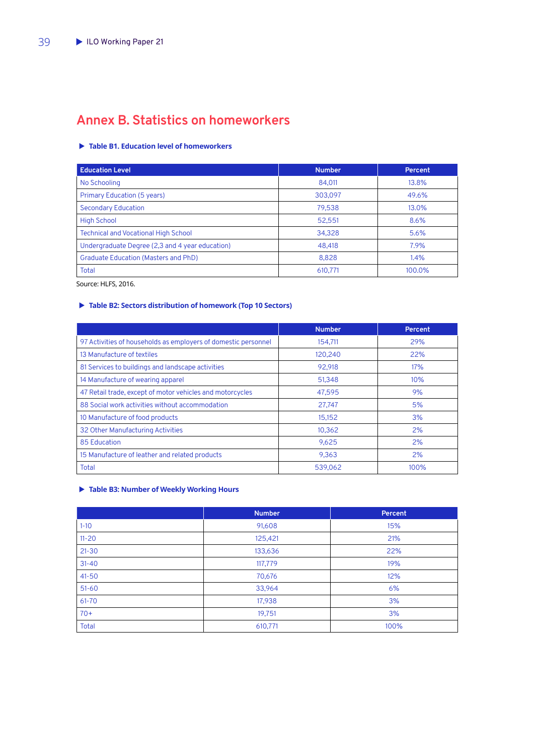# Annex B. Statistics on homeworkers

**Table B1. Education level of homeworkers**

| Education Level | Number | Percent |
|---|---|---|
| No Schooling | 84,011 | 13.8% |
| Primary Education (5 years) | 303,097 | 49.6% |
| Secondary Education | 79,538 | 13.0% |
| High School | 52,551 | 8.6% |
| Technical and Vocational High School | 34,328 | 5.6% |
| Undergraduate Degree (2,3 and 4 year education) | 48,418 | 7.9% |
| Graduate Education (Masters and PhD) | 8,828 | 1.4% |
| Total | 610,771 | 100.0% |

Source: HLFS, 2016.

**Table B2: Sectors distribution of homework (Top 10 Sectors)**

| | Number | Percent |
|---|---|---|
| 97 Activities of households as employers of domestic personnel | 154,711 | 29% |
| 13 Manufacture of textiles | 120,240 | 22% |
| 81 Services to buildings and landscape activities | 92,918 | 17% |
| 14 Manufacture of wearing apparel | 51,348 | 10% |
| 47 Retail trade, except of motor vehicles and motorcycles | 47,595 | 9% |
| 88 Social work activities without accommodation | 27,747 | 5% |
| 10 Manufacture of food products | 15,152 | 3% |
| 32 Other Manufacturing Activities | 10,362 | 2% |
| 85 Education | 9,625 | 2% |
| 15 Manufacture of leather and related products | 9,363 | 2% |
| Total | 539,062 | 100% |

**Table B3: Number of Weekly Working Hours**

| | Number | Percent |
|---|---|---|
| 1-10 | 91,608 | 15% |
| 11-20 | 125,421 | 21% |
| 21-30 | 133,636 | 22% |
| 31-40 | 117,779 | 19% |
| 41-50 | 70,676 | 12% |
| 51-60 | 33,964 | 6% |
| 61-70 | 17,938 | 3% |
| 70+ | 19,751 | 3% |
| Total | 610,771 | 100% |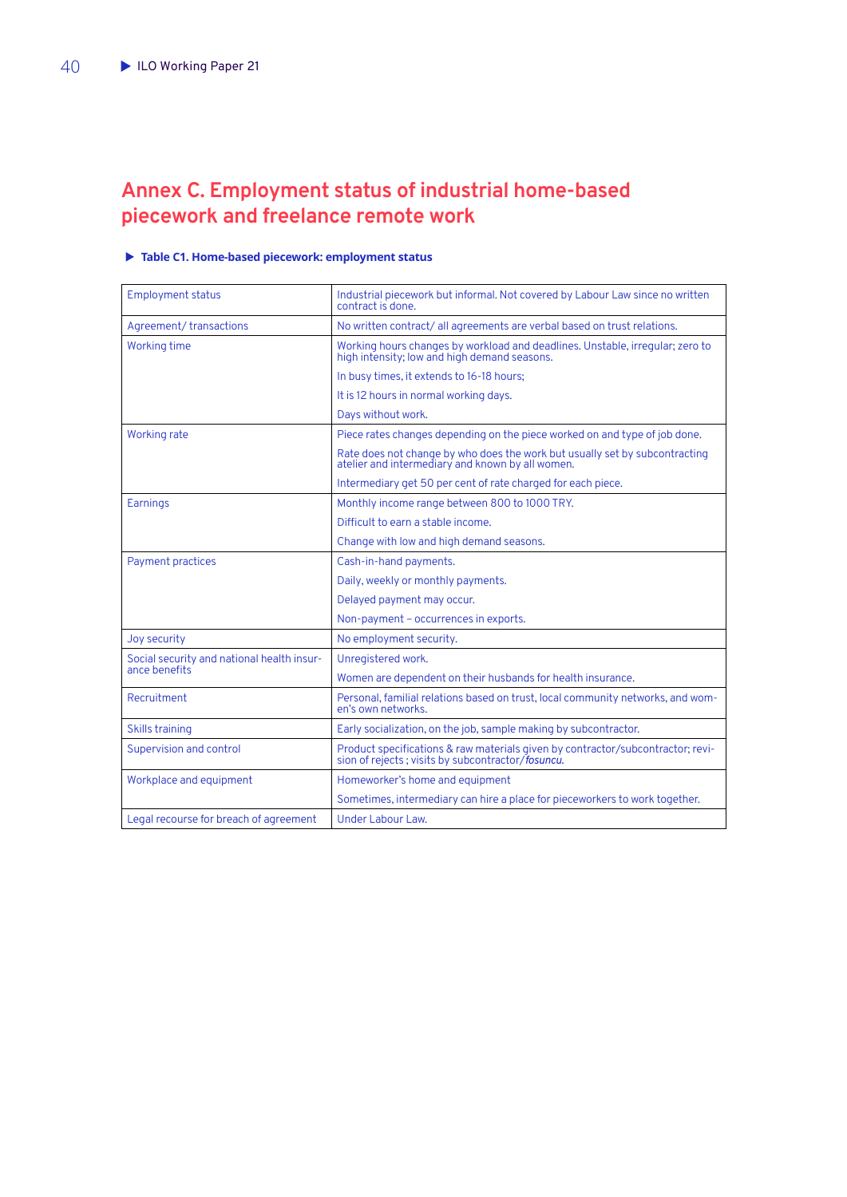# Annex C. Employment status of industrial home-based piecework and freelance remote work

**Table C1. Home-based piecework: employment status**

| | |
|---|---|
| Employment status | Industrial piecework but informal. Not covered by Labour Law since no written contract is done. |
| Agreement/ transactions | No written contract/ all agreements are verbal based on trust relations. |
| Working time | Working hours changes by workload and deadlines. Unstable, irregular; zero to high intensity; low and high demand seasons.<br>In busy times, it extends to 16-18 hours;<br>It is 12 hours in normal working days.<br>Days without work. |
| Working rate | Piece rates changes depending on the piece worked on and type of job done.<br>Rate does not change by who does the work but usually set by subcontracting atelier and intermediary and known by all women.<br>Intermediary get 50 per cent of rate charged for each piece. |
| Earnings | Monthly income range between 800 to 1000 TRY.<br>Difficult to earn a stable income.<br>Change with low and high demand seasons. |
| Payment practices | Cash-in-hand payments.<br>Daily, weekly or monthly payments.<br>Delayed payment may occur.<br>Non-payment – occurrences in exports. |
| Joy security | No employment security. |
| Social security and national health insurance benefits | Unregistered work.<br>Women are dependent on their husbands for health insurance. |
| Recruitment | Personal, familial relations based on trust, local community networks, and women's own networks. |
| Skills training | Early socialization, on the job, sample making by subcontractor. |
| Supervision and control | Product specifications & raw materials given by contractor/subcontractor; revision of rejects ; visits by subcontractor/*fosuncu*. |
| Workplace and equipment | Homeworker's home and equipment<br>Sometimes, intermediary can hire a place for pieceworkers to work together. |
| Legal recourse for breach of agreement | Under Labour Law. |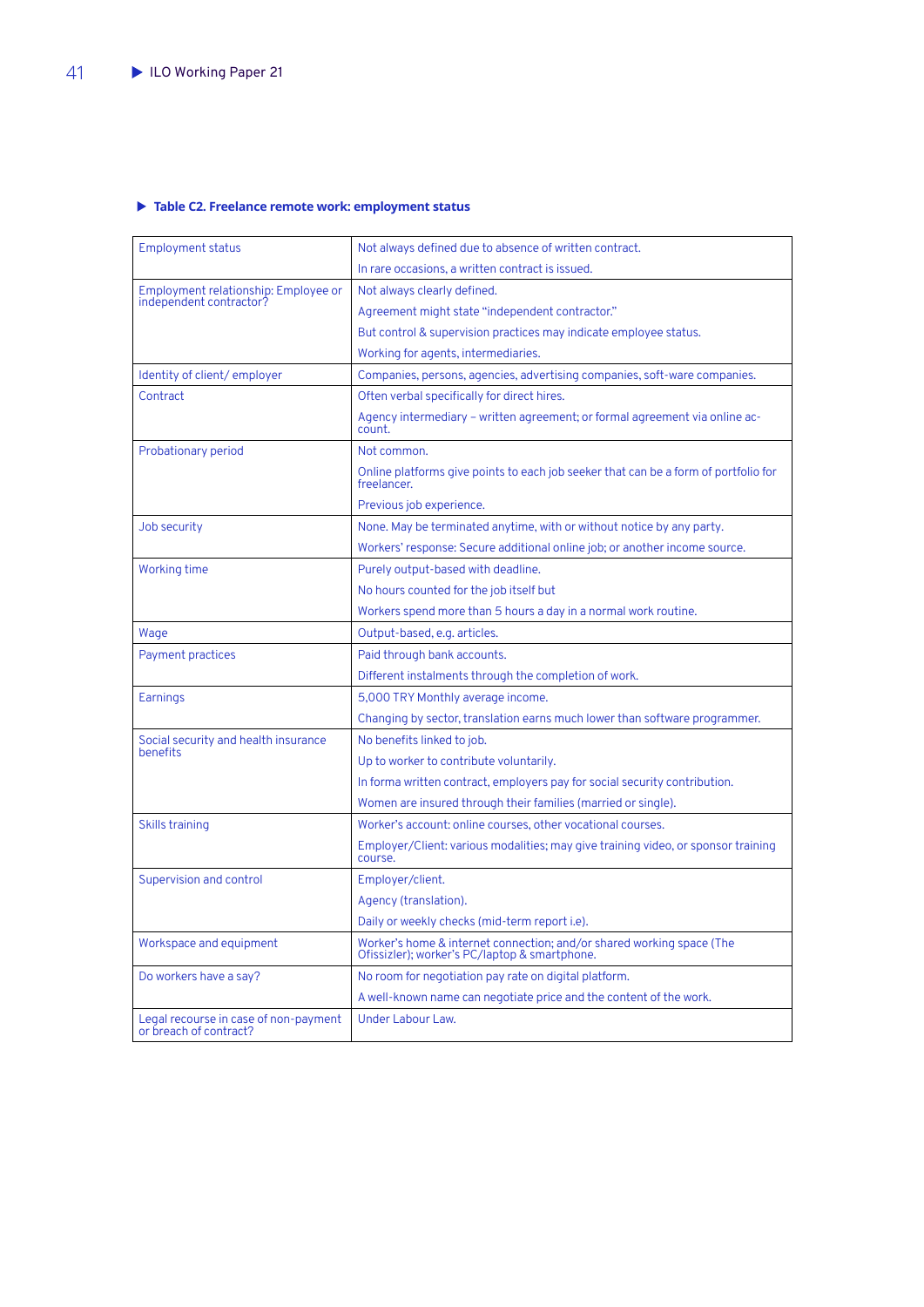**Table C2. Freelance remote work: employment status**

| | |
|---|---|
| Employment status | Not always defined due to absence of written contract.<br>In rare occasions, a written contract is issued. |
| Employment relationship: Employee or independent contractor? | Not always clearly defined.<br>Agreement might state "independent contractor."<br>But control & supervision practices may indicate employee status.<br>Working for agents, intermediaries. |
| Identity of client/ employer | Companies, persons, agencies, advertising companies, soft-ware companies. |
| Contract | Often verbal specifically for direct hires.<br>Agency intermediary – written agreement; or formal agreement via online ac-count. |
| Probationary period | Not common.<br>Online platforms give points to each job seeker that can be a form of portfolio for freelancer.<br>Previous job experience. |
| Job security | None. May be terminated anytime, with or without notice by any party.<br>Workers' response: Secure additional online job; or another income source. |
| Working time | Purely output-based with deadline.<br>No hours counted for the job itself but<br>Workers spend more than 5 hours a day in a normal work routine. |
| Wage | Output-based, e.g. articles. |
| Payment practices | Paid through bank accounts.<br>Different instalments through the completion of work. |
| Earnings | 5,000 TRY Monthly average income.<br>Changing by sector, translation earns much lower than software programmer. |
| Social security and health insurance benefits | No benefits linked to job.<br>Up to worker to contribute voluntarily.<br>In forma written contract, employers pay for social security contribution.<br>Women are insured through their families (married or single). |
| Skills training | Worker's account: online courses, other vocational courses.<br>Employer/Client: various modalities; may give training video, or sponsor training course. |
| Supervision and control | Employer/client.<br>Agency (translation).<br>Daily or weekly checks (mid-term report i.e). |
| Workspace and equipment | Worker's home & internet connection; and/or shared working space (The Ofissizler); worker's PC/laptop & smartphone. |
| Do workers have a say? | No room for negotiation pay rate on digital platform.<br>A well-known name can negotiate price and the content of the work. |
| Legal recourse in case of non-payment or breach of contract? | Under Labour Law. |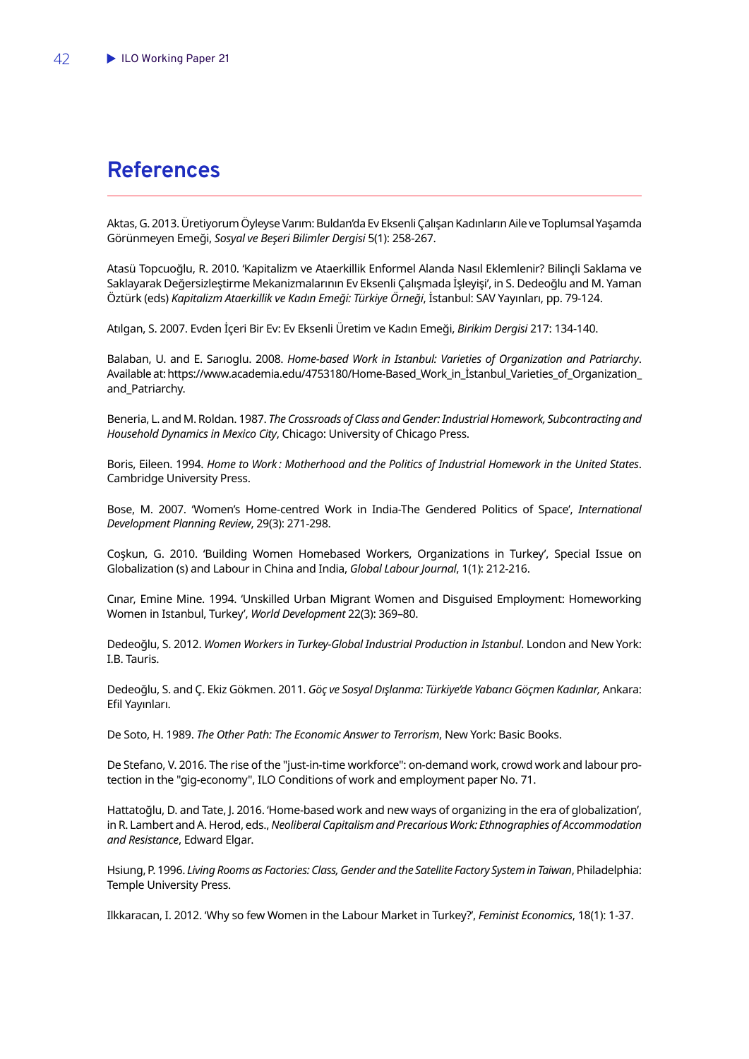# References

Aktas, G. 2013. Üretiyorum Öyleyse Varım: Buldan'da Ev Eksenli Çalışan Kadınların Aile ve Toplumsal Yaşamda Görünmeyen Emeği, *Sosyal ve Beşeri Bilimler Dergisi* 5(1): 258-267.

Atasü Topcuoğlu, R. 2010. 'Kapitalizm ve Ataerkillik Enformel Alanda Nasıl Eklemlenir? Bilinçli Saklama ve Saklayarak Değersizleştirme Mekanizmalarının Ev Eksenli Çalışmada İşleyişi', in S. Dedeoğlu and M. Yaman Öztürk (eds) *Kapitalizm Ataerkillik ve Kadın Emeği: Türkiye Örneği*, İstanbul: SAV Yayınları, pp. 79-124.

Atılgan, S. 2007. Evden İçeri Bir Ev: Ev Eksenli Üretim ve Kadın Emeği, *Birikim Dergisi* 217: 134-140.

Balaban, U. and E. Sarıoglu. 2008. *Home-based Work in Istanbul: Varieties of Organization and Patriarchy*. Available at: https://www.academia.edu/4753180/Home-Based_Work_in_İstanbul_Varieties_of_Organization_and_Patriarchy.

Beneria, L. and M. Roldan. 1987. *The Crossroads of Class and Gender: Industrial Homework, Subcontracting and Household Dynamics in Mexico City*, Chicago: University of Chicago Press.

Boris, Eileen. 1994. *Home to Work : Motherhood and the Politics of Industrial Homework in the United States*. Cambridge University Press.

Bose, M. 2007. 'Women's Home-centred Work in India-The Gendered Politics of Space', *International Development Planning Review*, 29(3): 271-298.

Coşkun, G. 2010. 'Building Women Homebased Workers, Organizations in Turkey', Special Issue on Globalization (s) and Labour in China and India, *Global Labour Journal*, 1(1): 212-216.

Cınar, Emine Mine. 1994. 'Unskilled Urban Migrant Women and Disguised Employment: Homeworking Women in Istanbul, Turkey', *World Development* 22(3): 369–80.

Dedeoğlu, S. 2012. *Women Workers in Turkey-Global Industrial Production in Istanbul*. London and New York: I.B. Tauris.

Dedeoğlu, S. and Ç. Ekiz Gökmen. 2011. *Göç ve Sosyal Dışlanma: Türkiye'de Yabancı Göçmen Kadınlar,* Ankara: Efil Yayınları.

De Soto, H. 1989. *The Other Path: The Economic Answer to Terrorism*, New York: Basic Books.

De Stefano, V. 2016. The rise of the "just-in-time workforce": on-demand work, crowd work and labour protection in the "gig-economy", ILO Conditions of work and employment paper No. 71.

Hattatoğlu, D. and Tate, J. 2016. 'Home-based work and new ways of organizing in the era of globalization', in R. Lambert and A. Herod, eds., *Neoliberal Capitalism and Precarious Work: Ethnographies of Accommodation and Resistance*, Edward Elgar.

Hsiung, P. 1996. *Living Rooms as Factories: Class, Gender and the Satellite Factory System in Taiwan*, Philadelphia: Temple University Press.

Ilkkaracan, I. 2012. 'Why so few Women in the Labour Market in Turkey?', *Feminist Economics*, 18(1): 1-37.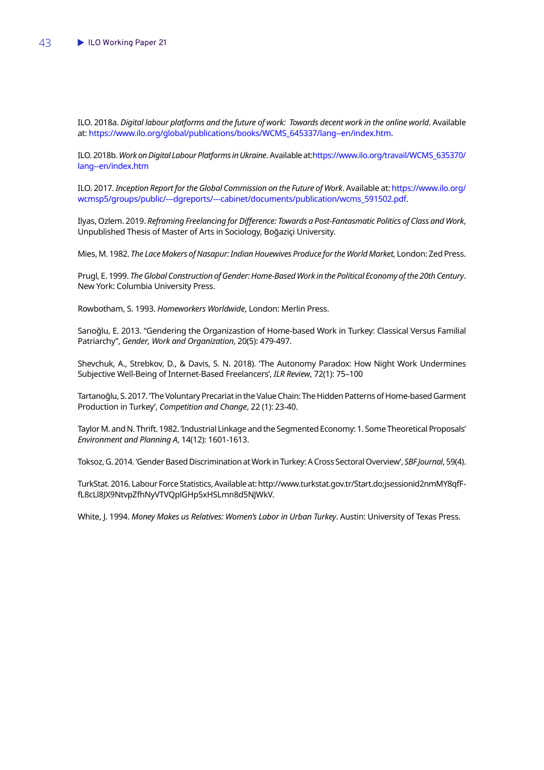ILO. 2018a. *Digital labour platforms and the future of work: Towards decent work in the online world*. Available at: https://www.ilo.org/global/publications/books/WCMS_645337/lang--en/index.htm.

ILO. 2018b. *Work on Digital Labour Platforms in Ukraine*. Available at:https://www.ilo.org/travail/WCMS_635370/lang--en/index.htm

ILO. 2017. *Inception Report for the Global Commission on the Future of Work*. Available at: https://www.ilo.org/wcmsp5/groups/public/---dgreports/---cabinet/documents/publication/wcms_591502.pdf.

Ilyas, Ozlem. 2019. *Reframing Freelancing for Difference: Towards a Post-Fantasmatic Politics of Class and Work*, Unpublished Thesis of Master of Arts in Sociology, Boğaziçi University.

Mies, M. 1982. *The Lace Makers of Nasapur: Indian Houewives Produce for the World Market,* London: Zed Press.

Prugl, E. 1999. *The Global Construction of Gender: Home-Based Work in the Political Economy of the 20th Century*. New York: Columbia University Press.

Rowbotham, S. 1993. *Homeworkers Worldwide*, London: Merlin Press.

Sarıoğlu, E. 2013. "Gendering the Organizastion of Home-based Work in Turkey: Classical Versus Familial Patriarchy", *Gender, Work and Organization*, 20(5): 479-497.

Shevchuk, A., Strebkov, D., & Davis, S. N. 2018). 'The Autonomy Paradox: How Night Work Undermines Subjective Well-Being of Internet-Based Freelancers', *ILR Review*, 72(1): 75–100

Tartanoğlu, S. 2017. 'The Voluntary Precariat in the Value Chain: The Hidden Patterns of Home-based Garment Production in Turkey', *Competition and Change*, 22 (1): 23-40.

Taylor M. and N. Thrift. 1982. 'Industrial Linkage and the Segmented Economy: 1. Some Theoretical Proposals' *Environment and Planning A*, 14(12): 1601-1613.

Toksoz, G. 2014. 'Gender Based Discrimination at Work in Turkey: A Cross Sectoral Overview', *SBF Journal*, 59(4).

TurkStat. 2016. Labour Force Statistics, Available at: http://www.turkstat.gov.tr/Start.do;jsessionid2nmMY8qfF-fL8cLl8JX9NtvpZfhNyVTVQplGHp5xHSLmn8d5NJWkV.

White, J. 1994. *Money Makes us Relatives: Women's Labor in Urban Turkey*. Austin: University of Texas Press.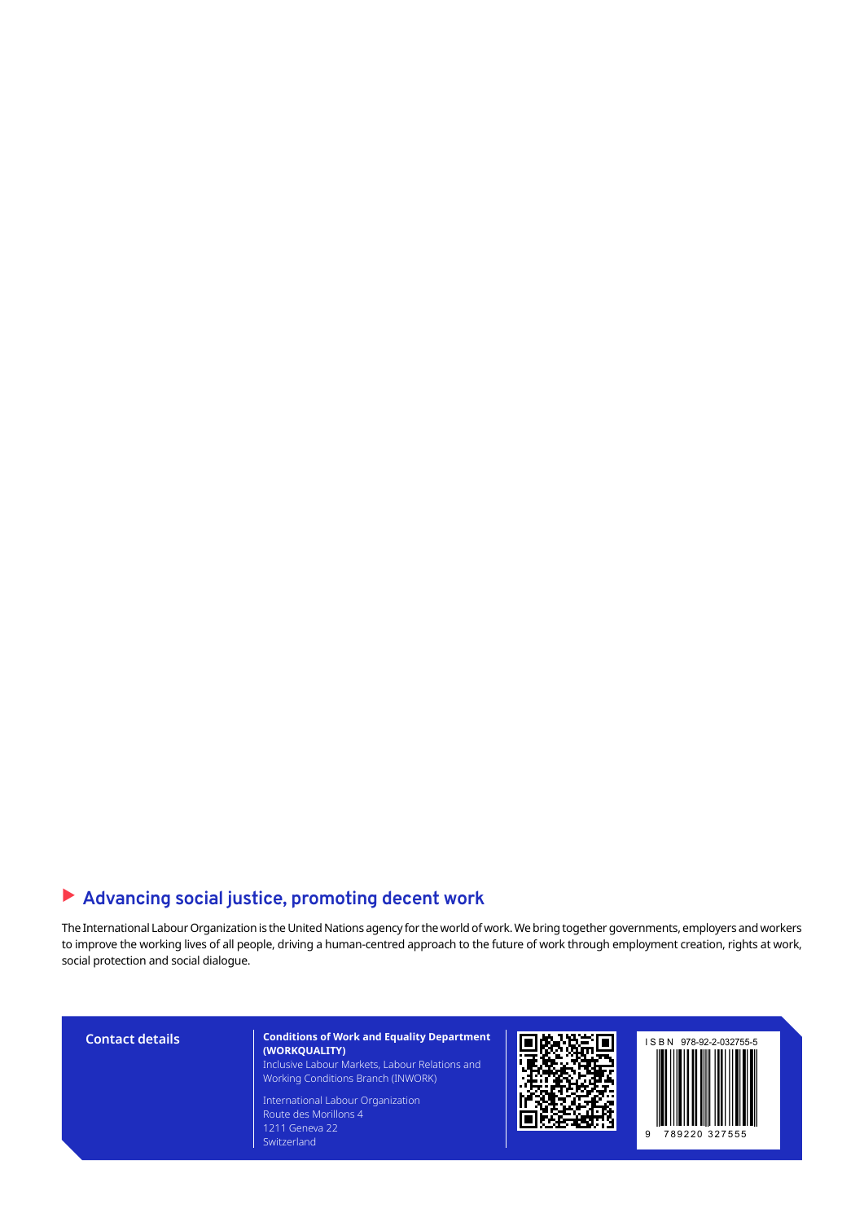## Advancing social justice, promoting decent work

The International Labour Organization is the United Nations agency for the world of work. We bring together governments, employers and workers to improve the working lives of all people, driving a human-centred approach to the future of work through employment creation, rights at work, social protection and social dialogue.

**Contact details**

**Conditions of Work and Equality Department (WORKQUALITY)**
Inclusive Labour Markets, Labour Relations and Working Conditions Branch (INWORK)

International Labour Organization
Route des Morillons 4
1211 Geneva 22
Switzerland

ISBN 978-92-2-032755-5

9 789220 327555